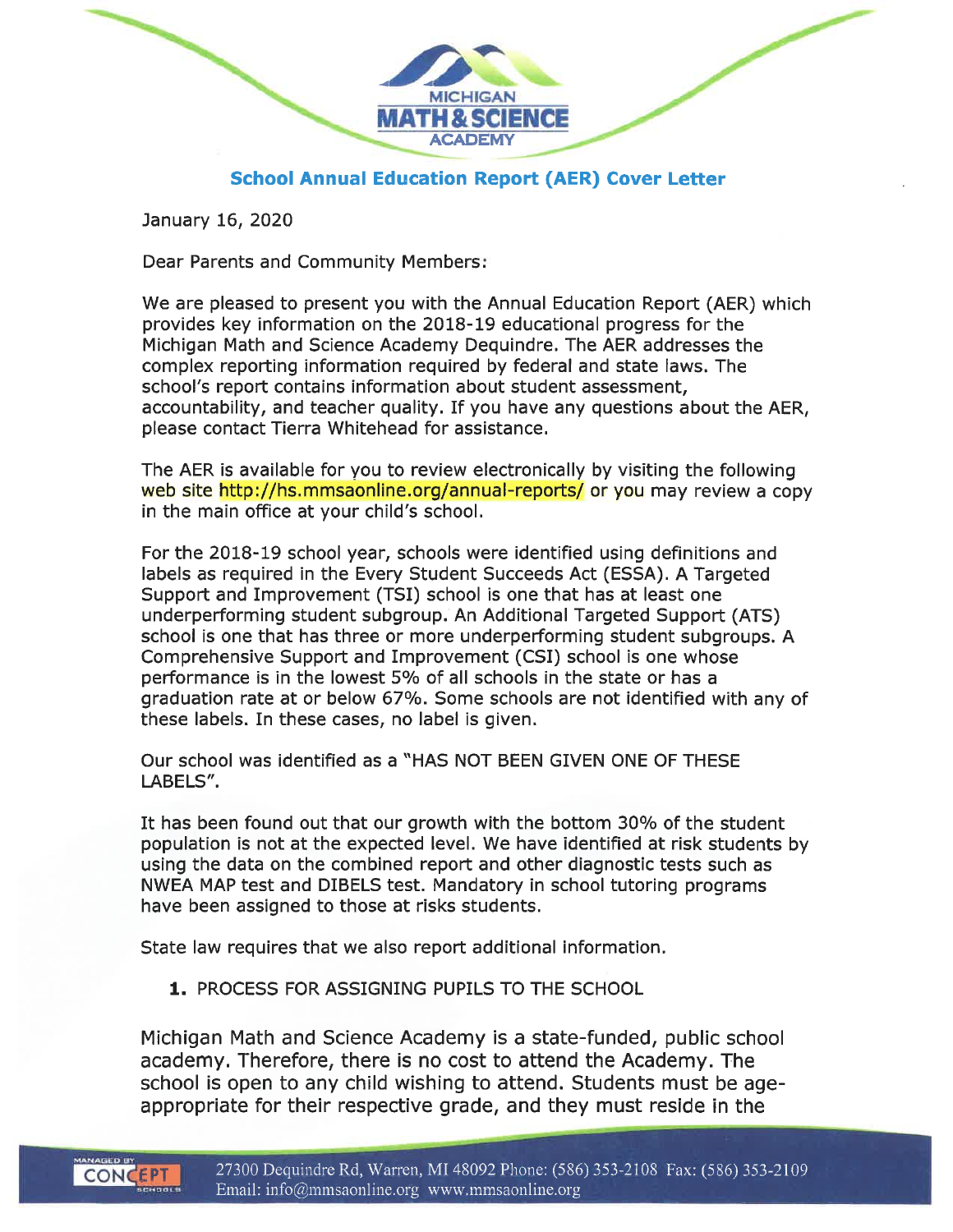## School Annual Education Report (AER) Cover Letter

January 16, 2020

Dear Parents and Community Members:

We are pleased to present you with the Annual Education Report (AER) which provides key information on the 2018-19 educational progress for the Michigan Math and Science Academy Dequindre. The AER addresses the complex reporting information required by federal and state laws. The school's report contains information about student assessment, accountability, and teacher quality. If you have any questions about the AER, please contact Tierra Whitehead for assistance.

The AER is available for you to review electronically by visiting the following web site http://hs.mmsaonline.org/annual-reports/ or you may review a copy in the main office at your child's school.

For the 2018-19 school year, schools were identified using definitions and labels as required in the Every Student Succeeds Act (ESSA). A Targeted Support and Improvement (TSI) school is one that has at least one underperforming student subgroup. An Additional Targeted Support (ATS) school is one that has three or more underperforming student subgroups. A Comprehensive Support and Improvement (CSI) school is one whose performance is in the lowest 5% of all schools in the state or has a graduation rate at or below 67%. Some schools are not identified with any of these labels. In these cases, no label is given.

Our school was identified as a "HAS NOT BEEN GIVEN ONE OF THESE LABELS".

It has been found out that our growth with the bottom 30% of the student population is not at the expected level. We have identified at risk students by using the data on the combined report and other diagnostic tests such as NWEA MAP test and DIBELS test. Mandatory in school tutoring programs have been assigned to those at risks students.

State law requires that we also report additional information.

1. PROCESS FOR ASSIGNING PUPILS TO THE SCHOOL

Michigan Math and Science Academy is a state-funded, public school academy. Therefore, there is no cost to attend the Academy. The school is open to any child wishing to attend. Students must be age-appropriate for their respective grade, and they must reside in the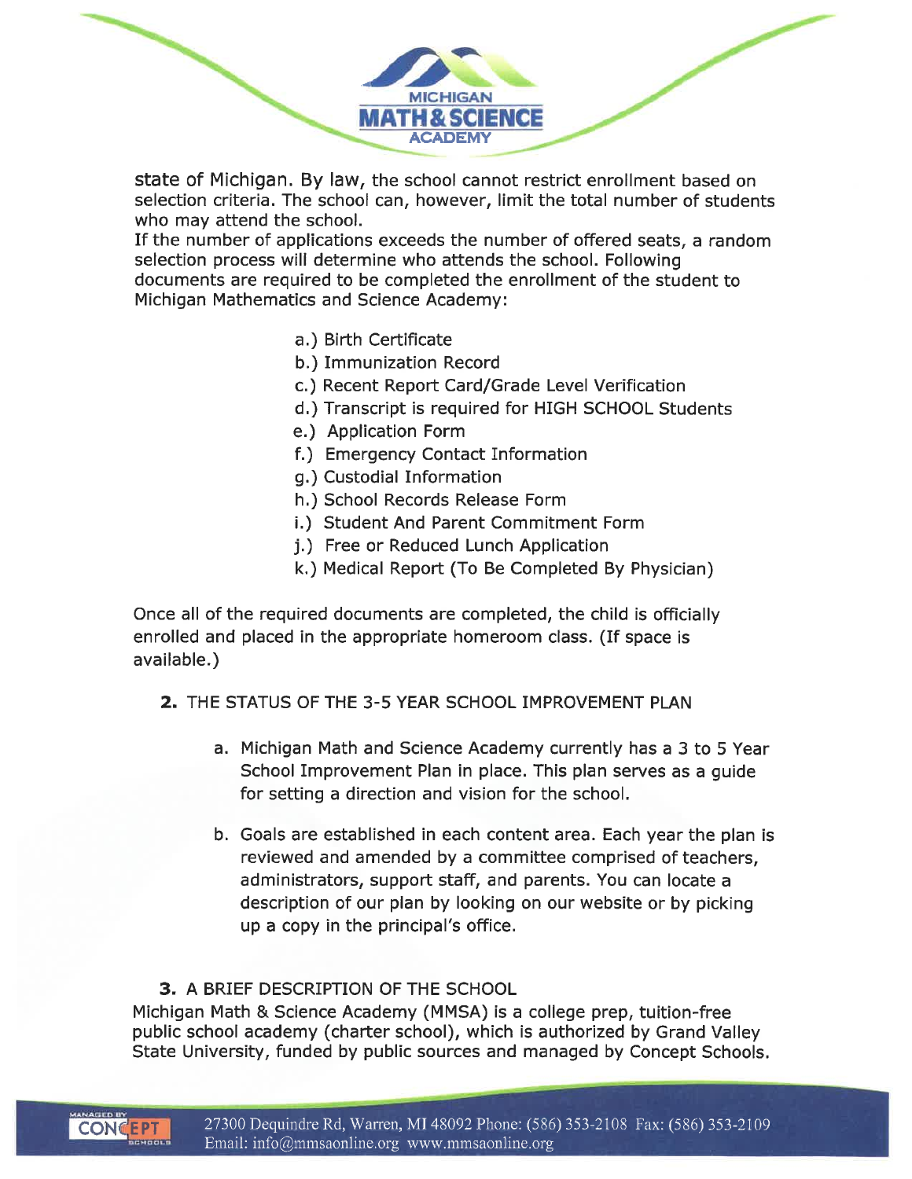state of Michigan. By law, the school cannot restrict enrollment based on selection criteria. The school can, however, limit the total number of students who may attend the school.

If the number of applications exceeds the number of offered seats, a random selection process will determine who attends the school. Following documents are required to be completed the enrollment of the student to Michigan Mathematics and Science Academy:

a.) Birth Certificate
b.) Immunization Record
c.) Recent Report Card/Grade Level Verification
d.) Transcript is required for HIGH SCHOOL Students
e.) Application Form
f.) Emergency Contact Information
g.) Custodial Information
h.) School Records Release Form
i.) Student And Parent Commitment Form
j.) Free or Reduced Lunch Application
k.) Medical Report (To Be Completed By Physician)

Once all of the required documents are completed, the child is officially enrolled and placed in the appropriate homeroom class. (If space is available.)

**2.** THE STATUS OF THE 3-5 YEAR SCHOOL IMPROVEMENT PLAN

a. Michigan Math and Science Academy currently has a 3 to 5 Year School Improvement Plan in place. This plan serves as a guide for setting a direction and vision for the school.

b. Goals are established in each content area. Each year the plan is reviewed and amended by a committee comprised of teachers, administrators, support staff, and parents. You can locate a description of our plan by looking on our website or by picking up a copy in the principal's office.

**3.** A BRIEF DESCRIPTION OF THE SCHOOL

Michigan Math & Science Academy (MMSA) is a college prep, tuition-free public school academy (charter school), which is authorized by Grand Valley State University, funded by public sources and managed by Concept Schools.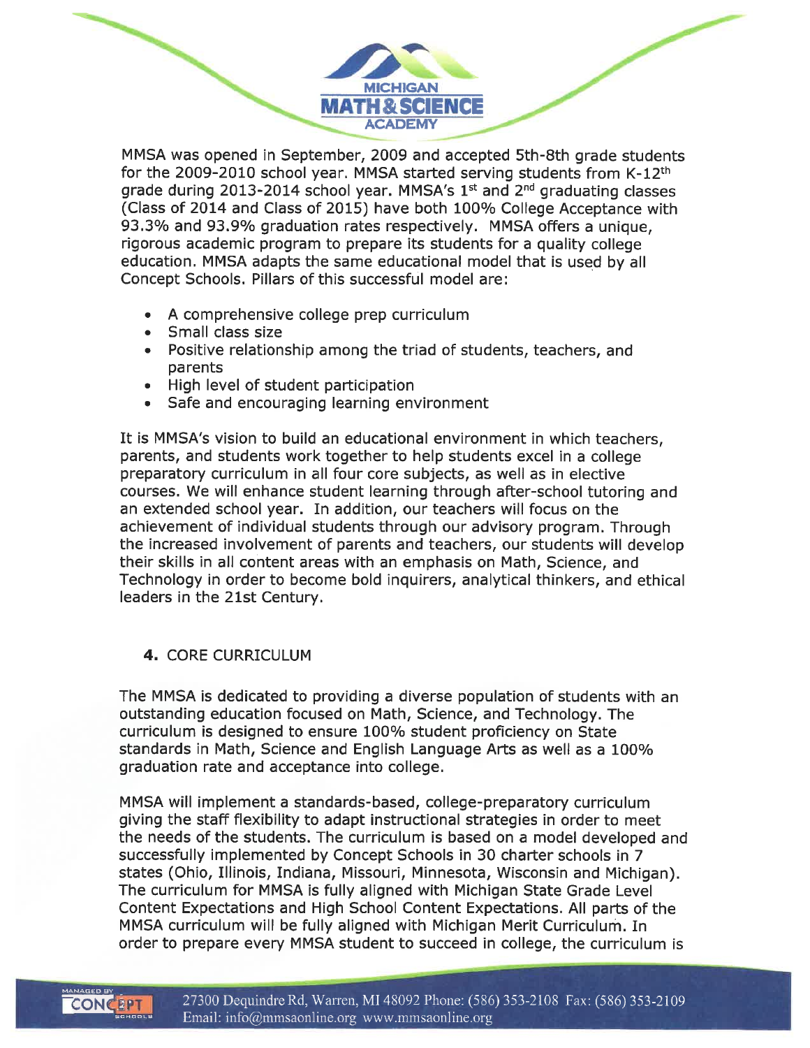MMSA was opened in September, 2009 and accepted 5th-8th grade students for the 2009-2010 school year. MMSA started serving students from K-12th grade during 2013-2014 school year. MMSA's 1st and 2nd graduating classes (Class of 2014 and Class of 2015) have both 100% College Acceptance with 93.3% and 93.9% graduation rates respectively. MMSA offers a unique, rigorous academic program to prepare its students for a quality college education. MMSA adapts the same educational model that is used by all Concept Schools. Pillars of this successful model are:

- A comprehensive college prep curriculum
- Small class size
- Positive relationship among the triad of students, teachers, and parents
- High level of student participation
- Safe and encouraging learning environment

It is MMSA's vision to build an educational environment in which teachers, parents, and students work together to help students excel in a college preparatory curriculum in all four core subjects, as well as in elective courses. We will enhance student learning through after-school tutoring and an extended school year. In addition, our teachers will focus on the achievement of individual students through our advisory program. Through the increased involvement of parents and teachers, our students will develop their skills in all content areas with an emphasis on Math, Science, and Technology in order to become bold inquirers, analytical thinkers, and ethical leaders in the 21st Century.

## 4. CORE CURRICULUM

The MMSA is dedicated to providing a diverse population of students with an outstanding education focused on Math, Science, and Technology. The curriculum is designed to ensure 100% student proficiency on State standards in Math, Science and English Language Arts as well as a 100% graduation rate and acceptance into college.

MMSA will implement a standards-based, college-preparatory curriculum giving the staff flexibility to adapt instructional strategies in order to meet the needs of the students. The curriculum is based on a model developed and successfully implemented by Concept Schools in 30 charter schools in 7 states (Ohio, Illinois, Indiana, Missouri, Minnesota, Wisconsin and Michigan). The curriculum for MMSA is fully aligned with Michigan State Grade Level Content Expectations and High School Content Expectations. All parts of the MMSA curriculum will be fully aligned with Michigan Merit Curriculum. In order to prepare every MMSA student to succeed in college, the curriculum is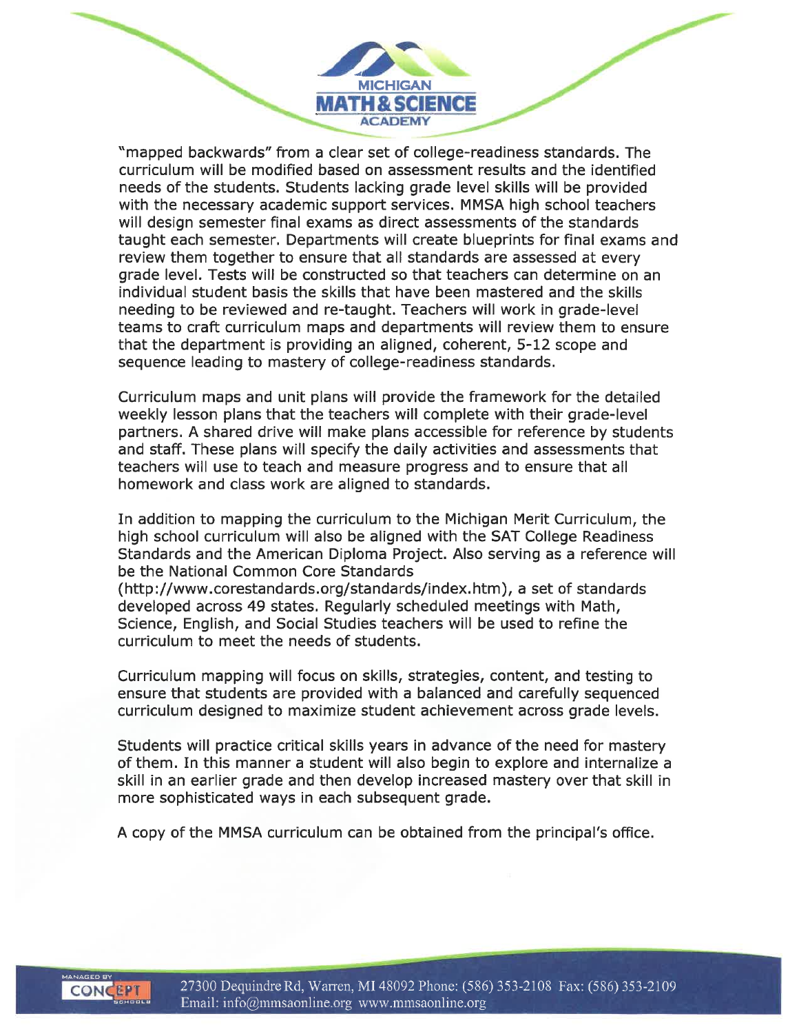"mapped backwards" from a clear set of college-readiness standards. The curriculum will be modified based on assessment results and the identified needs of the students. Students lacking grade level skills will be provided with the necessary academic support services. MMSA high school teachers will design semester final exams as direct assessments of the standards taught each semester. Departments will create blueprints for final exams and review them together to ensure that all standards are assessed at every grade level. Tests will be constructed so that teachers can determine on an individual student basis the skills that have been mastered and the skills needing to be reviewed and re-taught. Teachers will work in grade-level teams to craft curriculum maps and departments will review them to ensure that the department is providing an aligned, coherent, 5-12 scope and sequence leading to mastery of college-readiness standards.

Curriculum maps and unit plans will provide the framework for the detailed weekly lesson plans that the teachers will complete with their grade-level partners. A shared drive will make plans accessible for reference by students and staff. These plans will specify the daily activities and assessments that teachers will use to teach and measure progress and to ensure that all homework and class work are aligned to standards.

In addition to mapping the curriculum to the Michigan Merit Curriculum, the high school curriculum will also be aligned with the SAT College Readiness Standards and the American Diploma Project. Also serving as a reference will be the National Common Core Standards (http://www.corestandards.org/standards/index.htm), a set of standards developed across 49 states. Regularly scheduled meetings with Math, Science, English, and Social Studies teachers will be used to refine the curriculum to meet the needs of students.

Curriculum mapping will focus on skills, strategies, content, and testing to ensure that students are provided with a balanced and carefully sequenced curriculum designed to maximize student achievement across grade levels.

Students will practice critical skills years in advance of the need for mastery of them. In this manner a student will also begin to explore and internalize a skill in an earlier grade and then develop increased mastery over that skill in more sophisticated ways in each subsequent grade.

A copy of the MMSA curriculum can be obtained from the principal's office.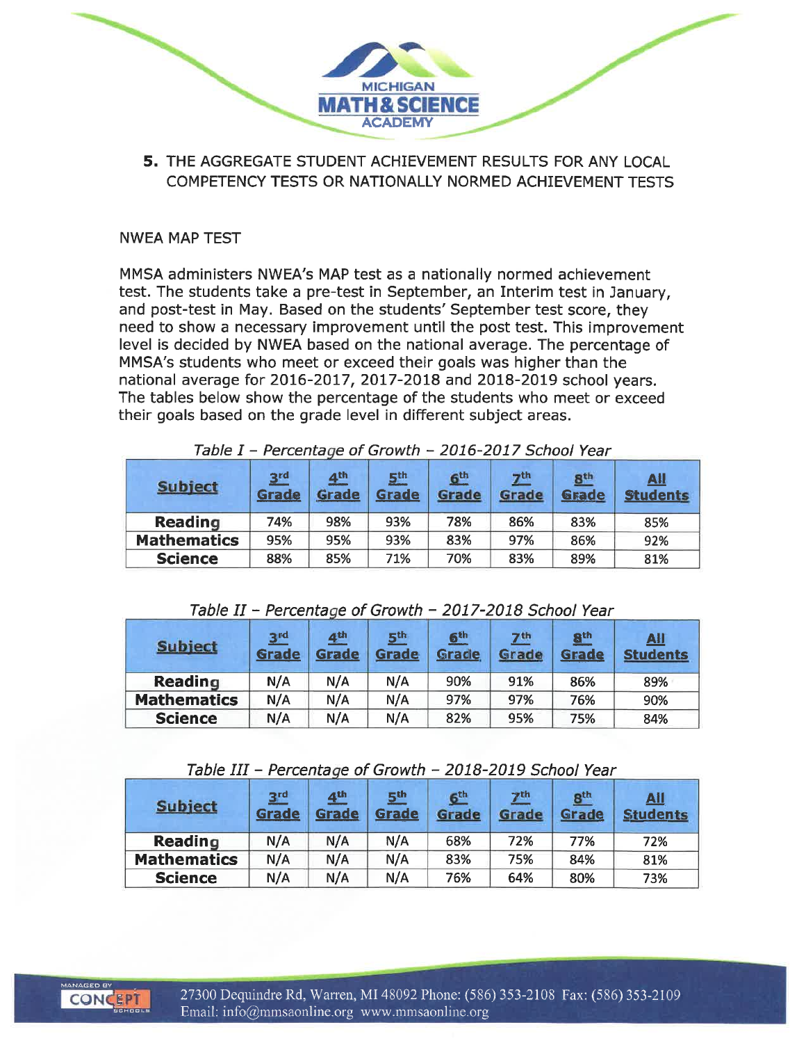## 5. THE AGGREGATE STUDENT ACHIEVEMENT RESULTS FOR ANY LOCAL COMPETENCY TESTS OR NATIONALLY NORMED ACHIEVEMENT TESTS

NWEA MAP TEST

MMSA administers NWEA's MAP test as a nationally normed achievement test. The students take a pre-test in September, an Interim test in January, and post-test in May. Based on the students' September test score, they need to show a necessary improvement until the post test. This improvement level is decided by NWEA based on the national average. The percentage of MMSA's students who meet or exceed their goals was higher than the national average for 2016-2017, 2017-2018 and 2018-2019 school years. The tables below show the percentage of the students who meet or exceed their goals based on the grade level in different subject areas.

*Table I – Percentage of Growth – 2016-2017 School Year*

| Subject | 3rd Grade | 4th Grade | 5th Grade | 6th Grade | 7th Grade | 8th Grade | All Students |
|---|---|---|---|---|---|---|---|
| **Reading** | 74% | 98% | 93% | 78% | 86% | 83% | 85% |
| **Mathematics** | 95% | 95% | 93% | 83% | 97% | 86% | 92% |
| **Science** | 88% | 85% | 71% | 70% | 83% | 89% | 81% |

*Table II – Percentage of Growth – 2017-2018 School Year*

| Subject | 3rd Grade | 4th Grade | 5th Grade | 6th Grade | 7th Grade | 8th Grade | All Students |
|---|---|---|---|---|---|---|---|
| **Reading** | N/A | N/A | N/A | 90% | 91% | 86% | 89% |
| **Mathematics** | N/A | N/A | N/A | 97% | 97% | 76% | 90% |
| **Science** | N/A | N/A | N/A | 82% | 95% | 75% | 84% |

*Table III – Percentage of Growth – 2018-2019 School Year*

| Subject | 3rd Grade | 4th Grade | 5th Grade | 6th Grade | 7th Grade | 8th Grade | All Students |
|---|---|---|---|---|---|---|---|
| **Reading** | N/A | N/A | N/A | 68% | 72% | 77% | 72% |
| **Mathematics** | N/A | N/A | N/A | 83% | 75% | 84% | 81% |
| **Science** | N/A | N/A | N/A | 76% | 64% | 80% | 73% |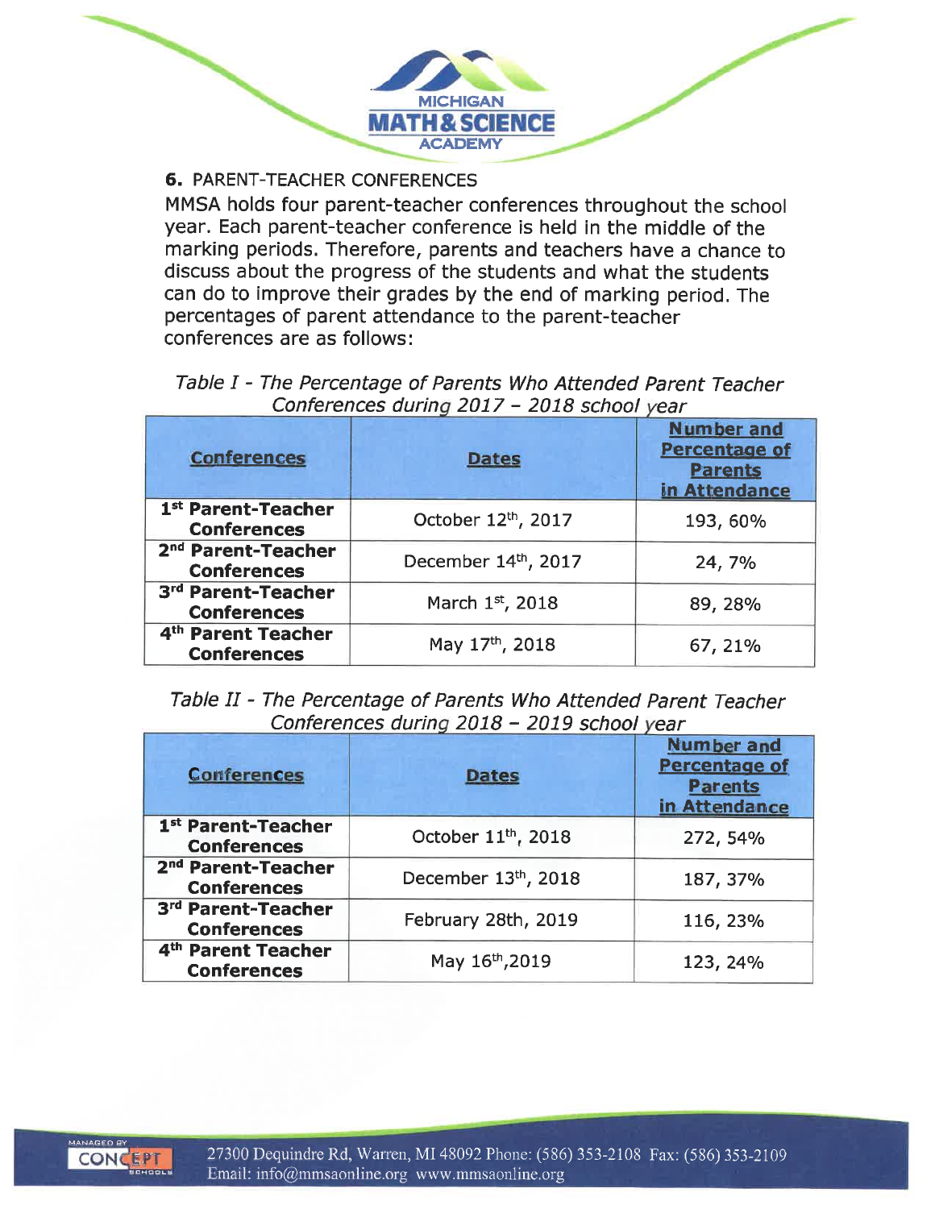### 6. PARENT-TEACHER CONFERENCES

MMSA holds four parent-teacher conferences throughout the school year. Each parent-teacher conference is held in the middle of the marking periods. Therefore, parents and teachers have a chance to discuss about the progress of the students and what the students can do to improve their grades by the end of marking period. The percentages of parent attendance to the parent-teacher conferences are as follows:

*Table I - The Percentage of Parents Who Attended Parent Teacher Conferences during 2017 – 2018 school year*

| Conferences | Dates | Number and Percentage of Parents in Attendance |
|---|---|---|
| 1st Parent-Teacher Conferences | October 12th, 2017 | 193, 60% |
| 2nd Parent-Teacher Conferences | December 14th, 2017 | 24, 7% |
| 3rd Parent-Teacher Conferences | March 1st, 2018 | 89, 28% |
| 4th Parent Teacher Conferences | May 17th, 2018 | 67, 21% |

*Table II - The Percentage of Parents Who Attended Parent Teacher Conferences during 2018 – 2019 school year*

| Conferences | Dates | Number and Percentage of Parents in Attendance |
|---|---|---|
| 1st Parent-Teacher Conferences | October 11th, 2018 | 272, 54% |
| 2nd Parent-Teacher Conferences | December 13th, 2018 | 187, 37% |
| 3rd Parent-Teacher Conferences | February 28th, 2019 | 116, 23% |
| 4th Parent Teacher Conferences | May 16th, 2019 | 123, 24% |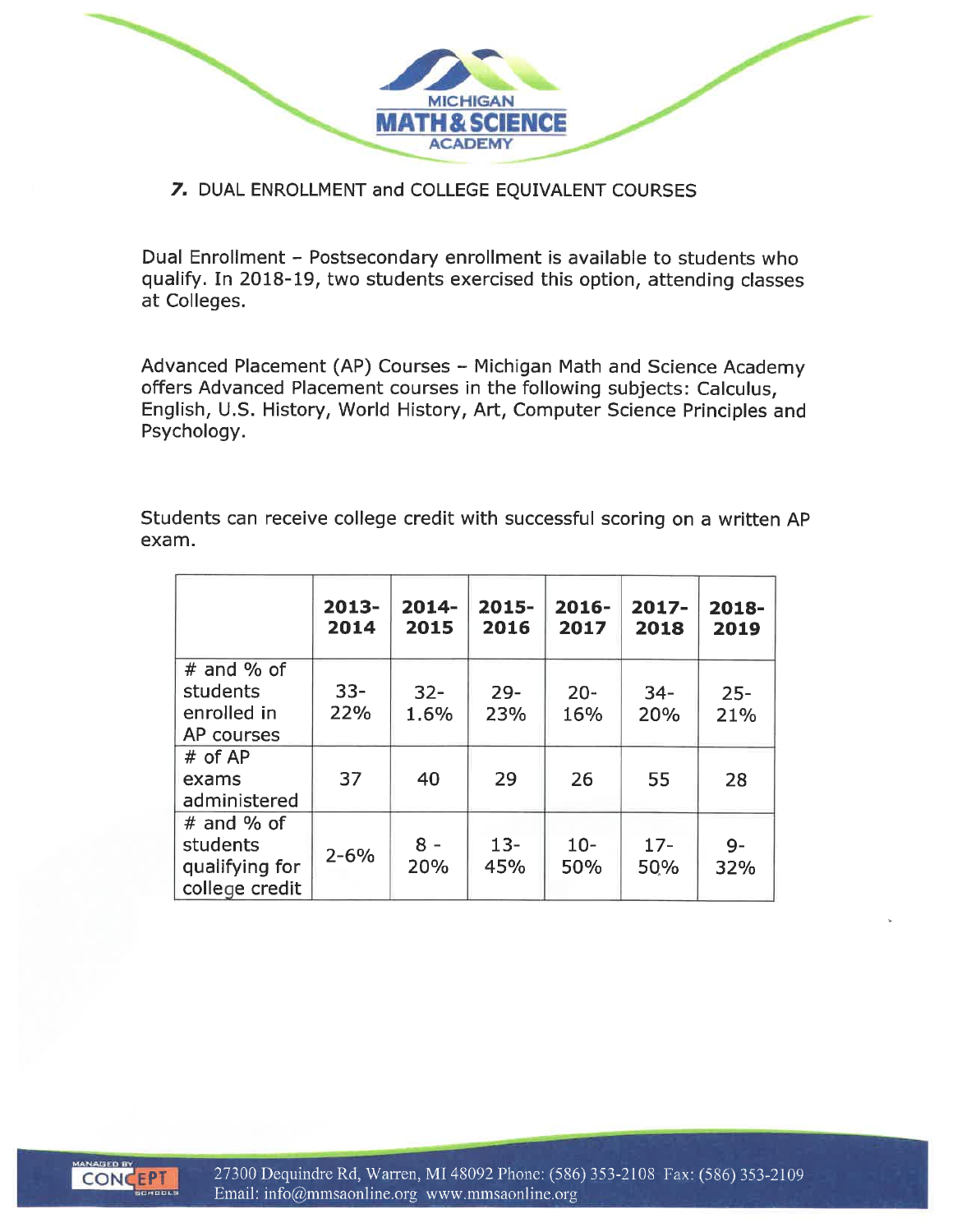## 7. DUAL ENROLLMENT and COLLEGE EQUIVALENT COURSES

Dual Enrollment – Postsecondary enrollment is available to students who qualify. In 2018-19, two students exercised this option, attending classes at Colleges.

Advanced Placement (AP) Courses – Michigan Math and Science Academy offers Advanced Placement courses in the following subjects: Calculus, English, U.S. History, World History, Art, Computer Science Principles and Psychology.

Students can receive college credit with successful scoring on a written AP exam.

| | 2013-2014 | 2014-2015 | 2015-2016 | 2016-2017 | 2017-2018 | 2018-2019 |
|---|---|---|---|---|---|---|
| # and % of students enrolled in AP courses | 33-22% | 32-1.6% | 29-23% | 20-16% | 34-20% | 25-21% |
| # of AP exams administered | 37 | 40 | 29 | 26 | 55 | 28 |
| # and % of students qualifying for college credit | 2-6% | 8 - 20% | 13-45% | 10-50% | 17-50% | 9-32% |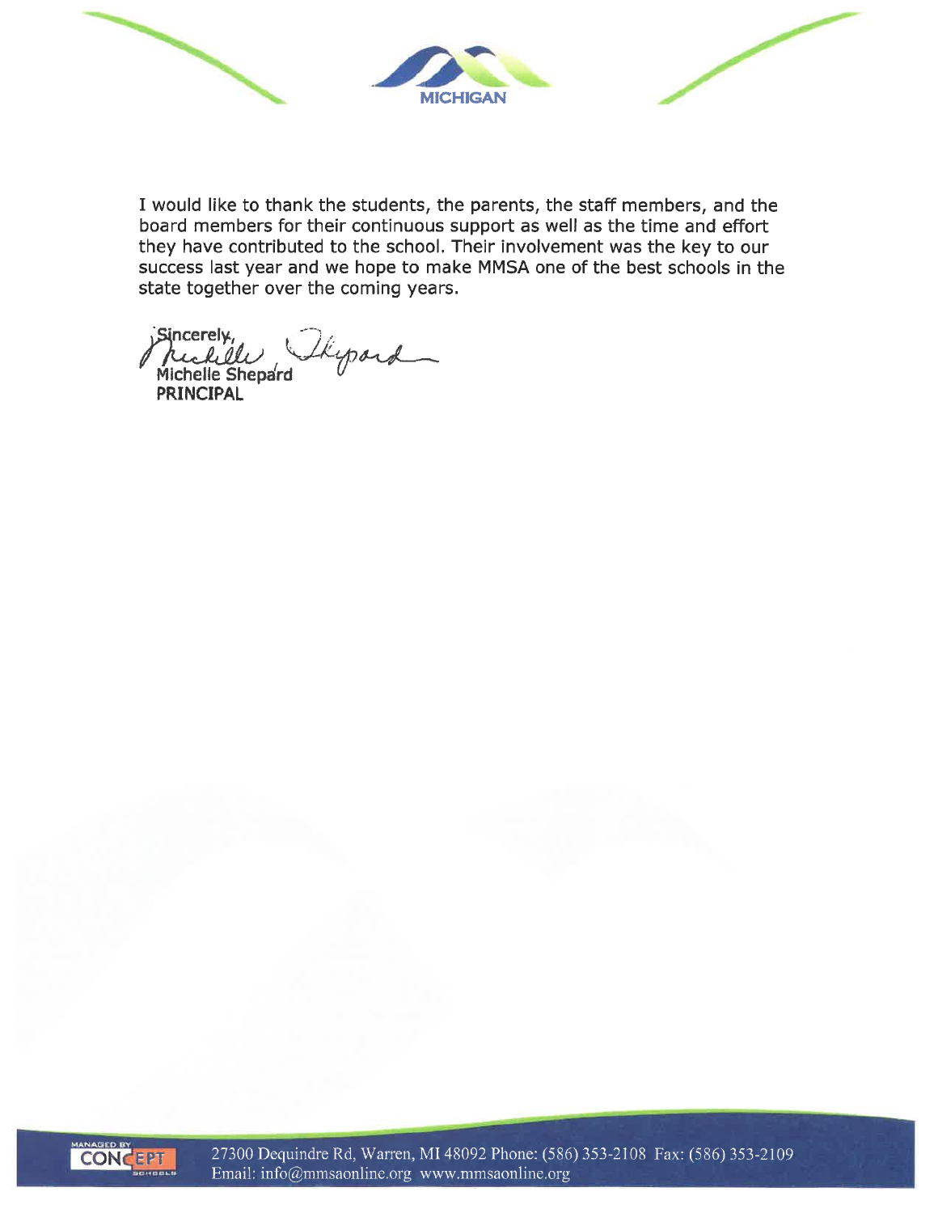I would like to thank the students, the parents, the staff members, and the board members for their continuous support as well as the time and effort they have contributed to the school. Their involvement was the key to our success last year and we hope to make MMSA one of the best schools in the state together over the coming years.

Sincerely,

Michelle Shepard  
**PRINCIPAL**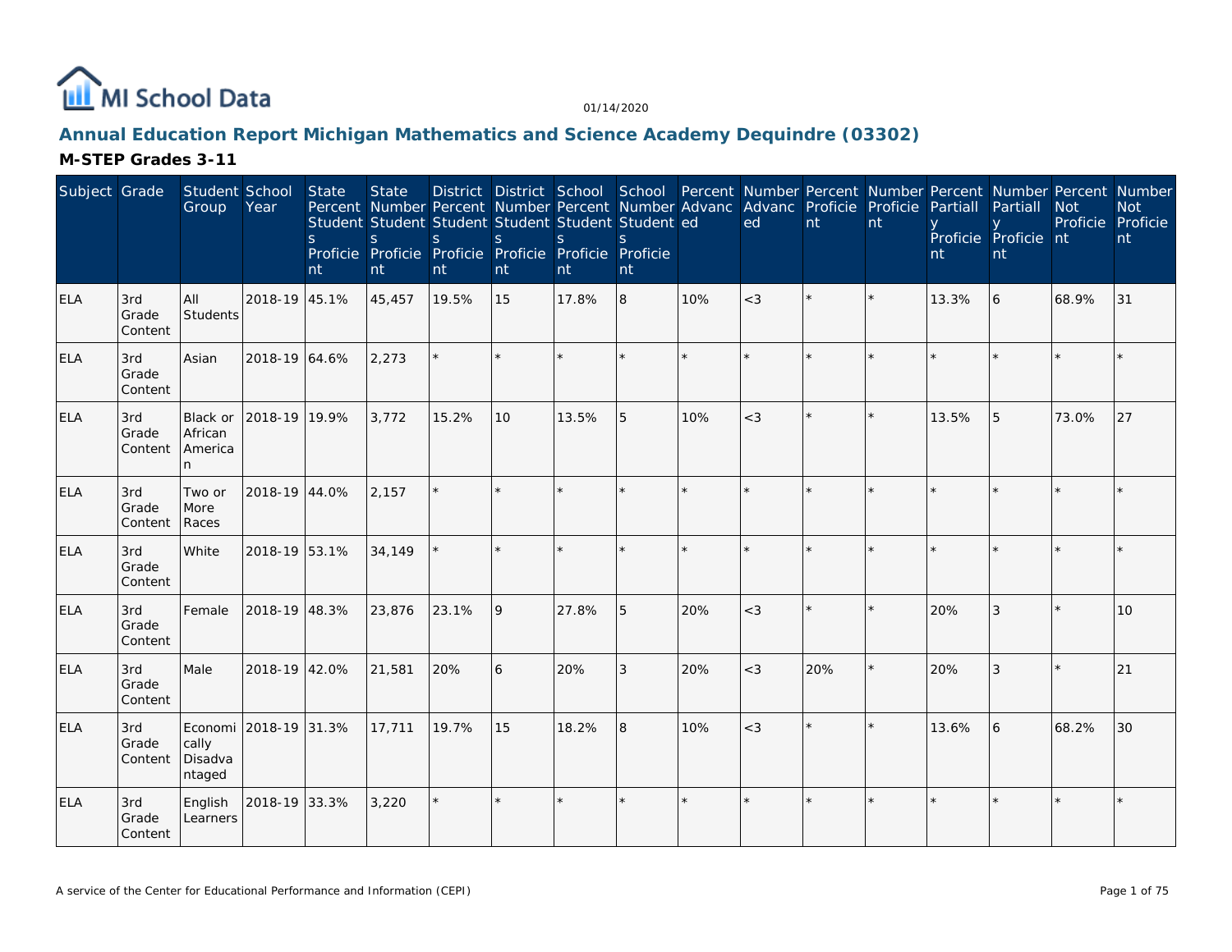MI School Data

01/14/2020

## Annual Education Report Michigan Mathematics and Science Academy Dequindre (03302)

### M-STEP Grades 3-11

| Subject | Grade | Student Group | School Year | State Percent Students Proficient | State Number Students Proficient | District Percent Students Proficient | District Number Students Proficient | School Percent Students Proficient | School Number Students Proficient | Percent Advanced | Number Advanced | Percent Proficient | Number Proficient | Percent Partially Proficient | Number Partially Proficient | Percent Not Proficient | Number Not Proficient |
|---|---|---|---|---|---|---|---|---|---|---|---|---|---|---|---|---|---|
| ELA | 3rd Grade Content | All Students | 2018-19 | 45.1% | 45,457 | 19.5% | 15 | 17.8% | 8 | 10% | <3 | * | * | 13.3% | 6 | 68.9% | 31 |
| ELA | 3rd Grade Content | Asian | 2018-19 | 64.6% | 2,273 | * | * | * | * | * | * | * | * | * | * | * | * |
| ELA | 3rd Grade Content | Black or African American | 2018-19 | 19.9% | 3,772 | 15.2% | 10 | 13.5% | 5 | 10% | <3 | * | * | 13.5% | 5 | 73.0% | 27 |
| ELA | 3rd Grade Content | Two or More Races | 2018-19 | 44.0% | 2,157 | * | * | * | * | * | * | * | * | * | * | * | * |
| ELA | 3rd Grade Content | White | 2018-19 | 53.1% | 34,149 | * | * | * | * | * | * | * | * | * | * | * | * |
| ELA | 3rd Grade Content | Female | 2018-19 | 48.3% | 23,876 | 23.1% | 9 | 27.8% | 5 | 20% | <3 | * | * | 20% | 3 | * | 10 |
| ELA | 3rd Grade Content | Male | 2018-19 | 42.0% | 21,581 | 20% | 6 | 20% | 3 | 20% | <3 | 20% | * | 20% | 3 | * | 21 |
| ELA | 3rd Grade Content | Economically Disadvantaged | 2018-19 | 31.3% | 17,711 | 19.7% | 15 | 18.2% | 8 | 10% | <3 | * | * | 13.6% | 6 | 68.2% | 30 |
| ELA | 3rd Grade Content | English Learners | 2018-19 | 33.3% | 3,220 | * | * | * | * | * | * | * | * | * | * | * | * |

A service of the Center for Educational Performance and Information (CEPI)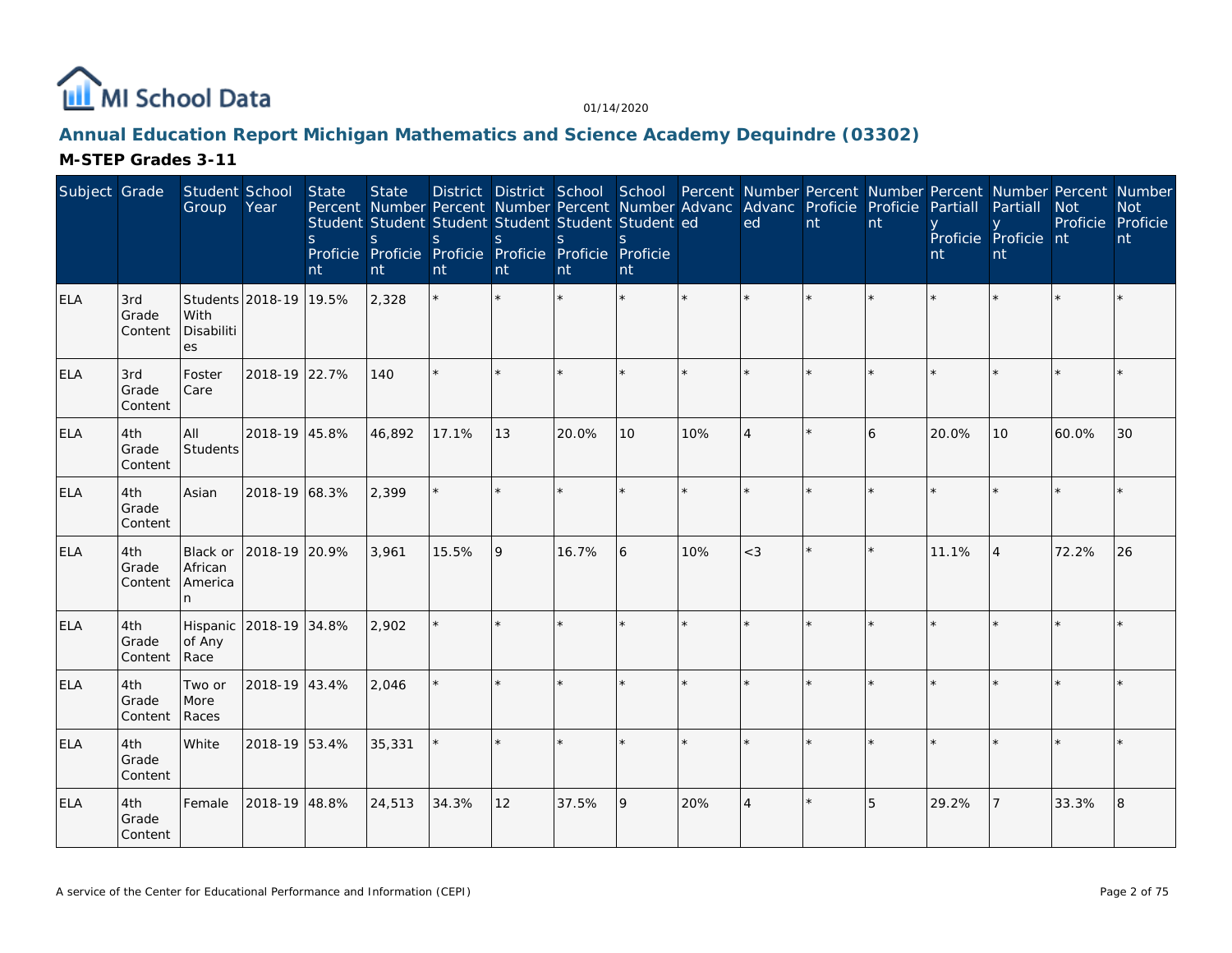# Annual Education Report Michigan Mathematics and Science Academy Dequindre (03302)

## M-STEP Grades 3-11

| Subject | Grade | Student Group | School Year | State Percent Students Proficient | State Number Students Proficient | District Percent Students Proficient | District Number Students Proficient | School Percent Students Proficient | School Number Students Proficient | Percent Advanced | Number Advanced | Percent Proficient | Number Proficient | Percent Partially Proficient | Number Partially Proficient | Percent Not Proficient | Number Not Proficient |
|---|---|---|---|---|---|---|---|---|---|---|---|---|---|---|---|---|---|
| ELA | 3rd Grade Content | Students With Disabilities | 2018-19 | 19.5% | 2,328 | * | * | * | * | * | * | * | * | * | * | * | * |
| ELA | 3rd Grade Content | Foster Care | 2018-19 | 22.7% | 140 | * | * | * | * | * | * | * | * | * | * | * | * |
| ELA | 4th Grade Content | All Students | 2018-19 | 45.8% | 46,892 | 17.1% | 13 | 20.0% | 10 | 10% | 4 | * | 6 | 20.0% | 10 | 60.0% | 30 |
| ELA | 4th Grade Content | Asian | 2018-19 | 68.3% | 2,399 | * | * | * | * | * | * | * | * | * | * | * | * |
| ELA | 4th Grade Content | Black or African American | 2018-19 | 20.9% | 3,961 | 15.5% | 9 | 16.7% | 6 | 10% | <3 | * | * | 11.1% | 4 | 72.2% | 26 |
| ELA | 4th Grade Content | Hispanic of Any Race | 2018-19 | 34.8% | 2,902 | * | * | * | * | * | * | * | * | * | * | * | * |
| ELA | 4th Grade Content | Two or More Races | 2018-19 | 43.4% | 2,046 | * | * | * | * | * | * | * | * | * | * | * | * |
| ELA | 4th Grade Content | White | 2018-19 | 53.4% | 35,331 | * | * | * | * | * | * | * | * | * | * | * | * |
| ELA | 4th Grade Content | Female | 2018-19 | 48.8% | 24,513 | 34.3% | 12 | 37.5% | 9 | 20% | 4 | * | 5 | 29.2% | 7 | 33.3% | 8 |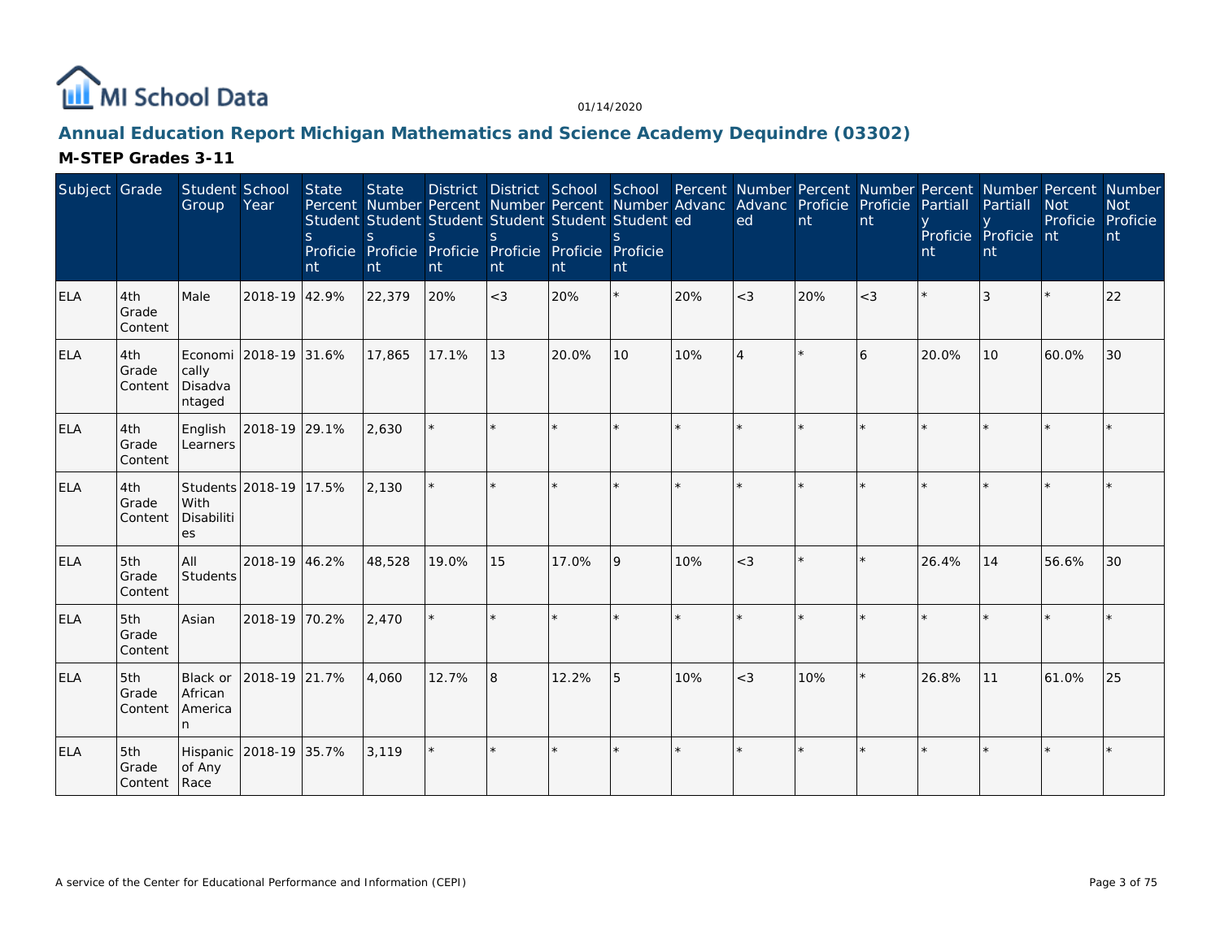# Annual Education Report Michigan Mathematics and Science Academy Dequindre (03302)

## M-STEP Grades 3-11

| Subject | Grade | Student Group | School Year | State Percent Students Proficient | State Number Students Proficient | District Percent Students Proficient | District Number Students Proficient | School Percent Students Proficient | School Number Students Proficient | Percent Advanced | Number Advanced | Percent Proficient | Number Proficient | Percent Partially Proficient | Number Partially Proficient | Percent Not Proficient | Number Not Proficient |
|---|---|---|---|---|---|---|---|---|---|---|---|---|---|---|---|---|---|
| ELA | 4th Grade Content | Male | 2018-19 | 42.9% | 22,379 | 20% | <3 | 20% | * | 20% | <3 | 20% | <3 | * | 3 | * | 22 |
| ELA | 4th Grade Content | Economically Disadvantaged | 2018-19 | 31.6% | 17,865 | 17.1% | 13 | 20.0% | 10 | 10% | 4 | * | 6 | 20.0% | 10 | 60.0% | 30 |
| ELA | 4th Grade Content | English Learners | 2018-19 | 29.1% | 2,630 | * | * | * | * | * | * | * | * | * | * | * | * |
| ELA | 4th Grade Content | Students With Disabilities | 2018-19 | 17.5% | 2,130 | * | * | * | * | * | * | * | * | * | * | * | * |
| ELA | 5th Grade Content | All Students | 2018-19 | 46.2% | 48,528 | 19.0% | 15 | 17.0% | 9 | 10% | <3 | * | * | 26.4% | 14 | 56.6% | 30 |
| ELA | 5th Grade Content | Asian | 2018-19 | 70.2% | 2,470 | * | * | * | * | * | * | * | * | * | * | * | * |
| ELA | 5th Grade Content | Black or African American | 2018-19 | 21.7% | 4,060 | 12.7% | 8 | 12.2% | 5 | 10% | <3 | 10% | * | 26.8% | 11 | 61.0% | 25 |
| ELA | 5th Grade Content | Hispanic of Any Race | 2018-19 | 35.7% | 3,119 | * | * | * | * | * | * | * | * | * | * | * | * |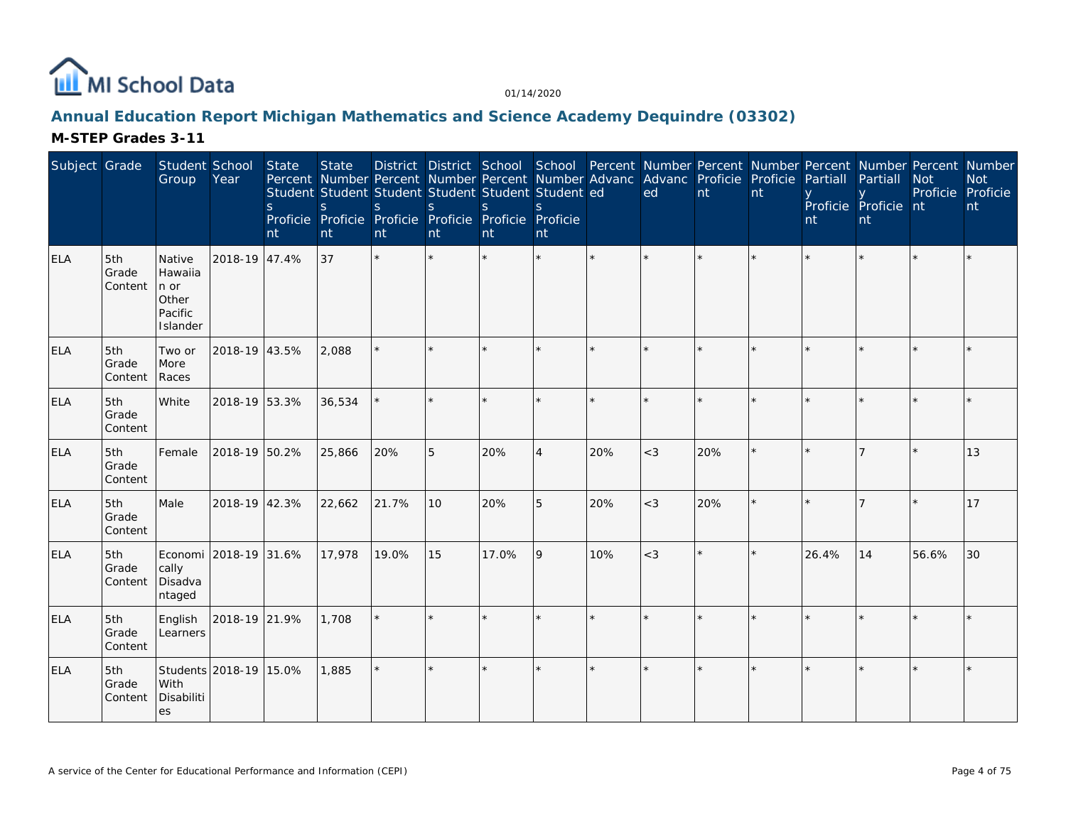# Annual Education Report Michigan Mathematics and Science Academy Dequindre (03302)

## M-STEP Grades 3-11

| Subject | Grade | Student Group | School Year | State Percent Students Proficient | State Number Students Proficient | District Percent Students Proficient | District Number Students Proficient | School Percent Students Proficient | School Number Students Proficient | Percent Advanced | Number Advanced | Percent Proficient | Number Proficient | Percent Partially Proficient | Number Partially Proficient | Percent Not Proficient | Number Not Proficient |
|---|---|---|---|---|---|---|---|---|---|---|---|---|---|---|---|---|---|
| ELA | 5th Grade Content | Native Hawaiian or Other Pacific Islander | 2018-19 | 47.4% | 37 | * | * | * | * | * | * | * | * | * | * | * | * |
| ELA | 5th Grade Content | Two or More Races | 2018-19 | 43.5% | 2,088 | * | * | * | * | * | * | * | * | * | * | * | * |
| ELA | 5th Grade Content | White | 2018-19 | 53.3% | 36,534 | * | * | * | * | * | * | * | * | * | * | * | * |
| ELA | 5th Grade Content | Female | 2018-19 | 50.2% | 25,866 | 20% | 5 | 20% | 4 | 20% | <3 | 20% | * | * | 7 | * | 13 |
| ELA | 5th Grade Content | Male | 2018-19 | 42.3% | 22,662 | 21.7% | 10 | 20% | 5 | 20% | <3 | 20% | * | * | 7 | * | 17 |
| ELA | 5th Grade Content | Economically Disadvantaged | 2018-19 | 31.6% | 17,978 | 19.0% | 15 | 17.0% | 9 | 10% | <3 | * | * | 26.4% | 14 | 56.6% | 30 |
| ELA | 5th Grade Content | English Learners | 2018-19 | 21.9% | 1,708 | * | * | * | * | * | * | * | * | * | * | * | * |
| ELA | 5th Grade Content | Students With Disabilities | 2018-19 | 15.0% | 1,885 | * | * | * | * | * | * | * | * | * | * | * | * |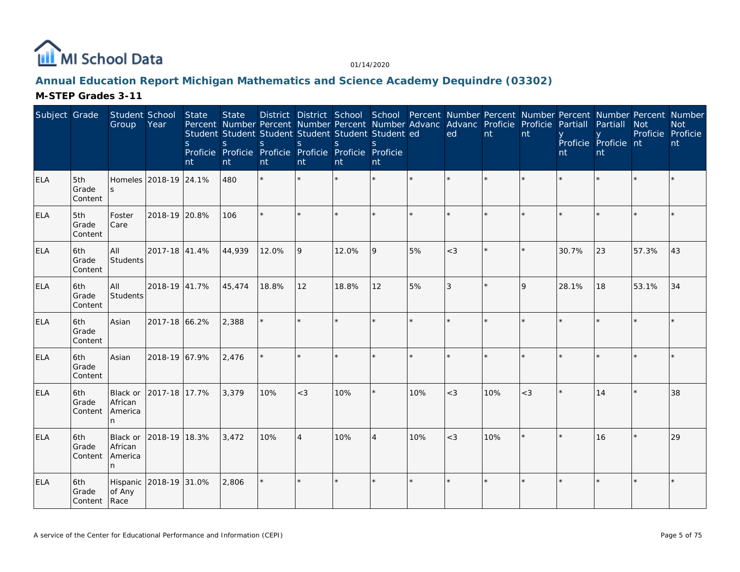# Annual Education Report Michigan Mathematics and Science Academy Dequindre (03302)

## M-STEP Grades 3-11

| Subject | Grade | Student Group | School Year | State Percent Students Proficient | State Number Students Proficient | District Percent Students Proficient | District Number Students Proficient | School Percent Students Proficient | School Number Students Proficient | Percent Advanced | Number Advanced | Percent Proficient | Number Proficient | Percent Partially Proficient | Number Partially Proficient | Percent Not Proficient | Number Not Proficient |
|---|---|---|---|---|---|---|---|---|---|---|---|---|---|---|---|---|---|
| ELA | 5th Grade Content | Homeless | 2018-19 | 24.1% | 480 | * | * | * | * | * | * | * | * | * | * | * | * |
| ELA | 5th Grade Content | Foster Care | 2018-19 | 20.8% | 106 | * | * | * | * | * | * | * | * | * | * | * | * |
| ELA | 6th Grade Content | All Students | 2017-18 | 41.4% | 44,939 | 12.0% | 9 | 12.0% | 9 | 5% | <3 | * | * | 30.7% | 23 | 57.3% | 43 |
| ELA | 6th Grade Content | All Students | 2018-19 | 41.7% | 45,474 | 18.8% | 12 | 18.8% | 12 | 5% | 3 | * | 9 | 28.1% | 18 | 53.1% | 34 |
| ELA | 6th Grade Content | Asian | 2017-18 | 66.2% | 2,388 | * | * | * | * | * | * | * | * | * | * | * | * |
| ELA | 6th Grade Content | Asian | 2018-19 | 67.9% | 2,476 | * | * | * | * | * | * | * | * | * | * | * | * |
| ELA | 6th Grade Content | Black or African American | 2017-18 | 17.7% | 3,379 | 10% | <3 | 10% | * | 10% | <3 | 10% | <3 | * | 14 | * | 38 |
| ELA | 6th Grade Content | Black or African American | 2018-19 | 18.3% | 3,472 | 10% | 4 | 10% | 4 | 10% | <3 | 10% | * | * | 16 | * | 29 |
| ELA | 6th Grade Content | Hispanic of Any Race | 2018-19 | 31.0% | 2,806 | * | * | * | * | * | * | * | * | * | * | * | * |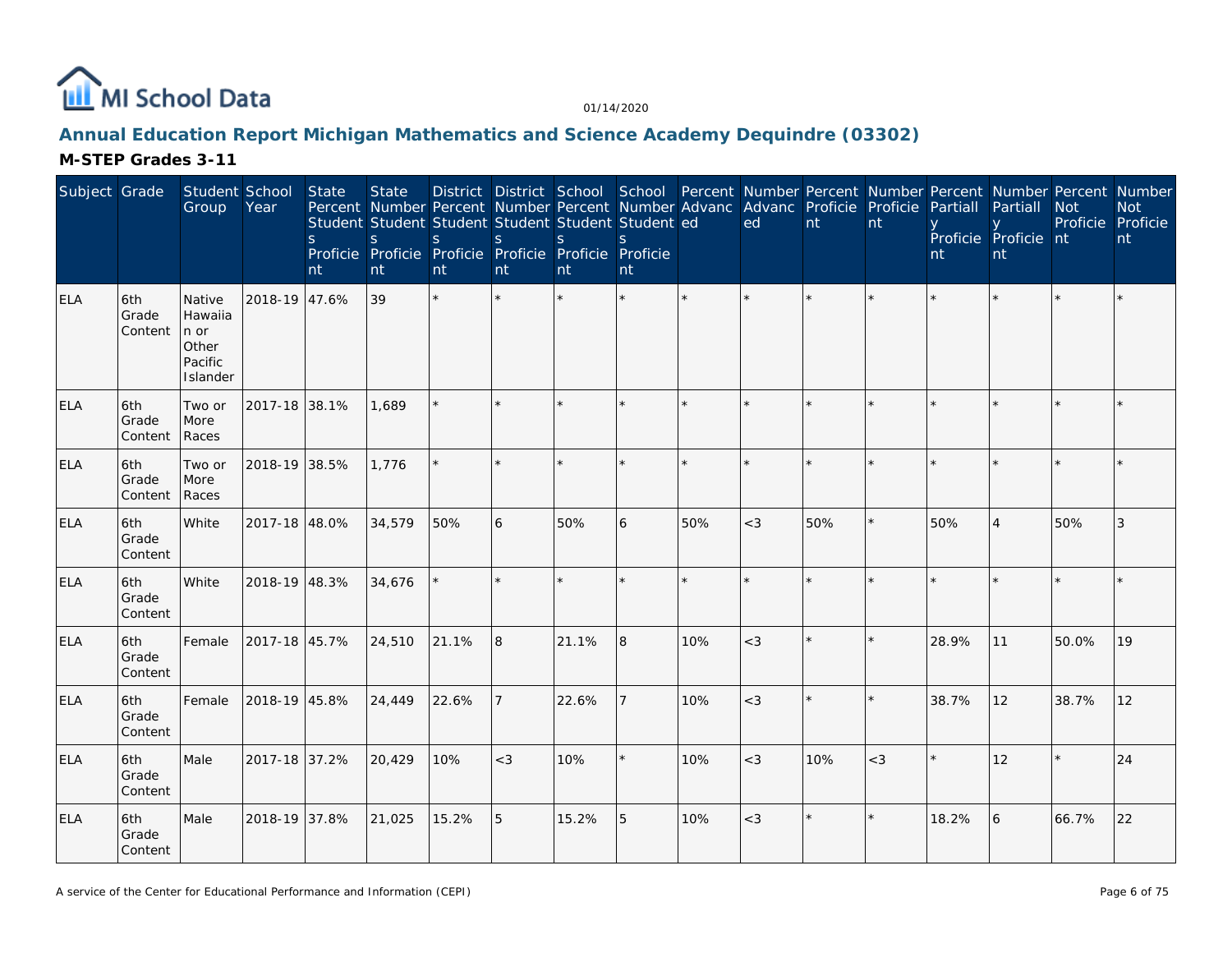MI School Data

01/14/2020

## Annual Education Report Michigan Mathematics and Science Academy Dequindre (03302)

### M-STEP Grades 3-11

| Subject | Grade | Student Group | School Year | State Percent Students Proficient | State Number Students Proficient | District Percent Students Proficient | District Number Students Proficient | School Percent Students Proficient | School Number Students Proficient | Percent Advanced | Number Advanced | Percent Proficient | Number Proficient | Percent Partially Proficient | Number Partially Proficient | Percent Not Proficient | Number Not Proficient |
|---|---|---|---|---|---|---|---|---|---|---|---|---|---|---|---|---|---|
| ELA | 6th Grade Content | Native Hawaiian or Other Pacific Islander | 2018-19 | 47.6% | 39 | * | * | * | * | * | * | * | * | * | * | * | * |
| ELA | 6th Grade Content | Two or More Races | 2017-18 | 38.1% | 1,689 | * | * | * | * | * | * | * | * | * | * | * | * |
| ELA | 6th Grade Content | Two or More Races | 2018-19 | 38.5% | 1,776 | * | * | * | * | * | * | * | * | * | * | * | * |
| ELA | 6th Grade Content | White | 2017-18 | 48.0% | 34,579 | 50% | 6 | 50% | 6 | 50% | <3 | 50% | * | 50% | 4 | 50% | 3 |
| ELA | 6th Grade Content | White | 2018-19 | 48.3% | 34,676 | * | * | * | * | * | * | * | * | * | * | * | * |
| ELA | 6th Grade Content | Female | 2017-18 | 45.7% | 24,510 | 21.1% | 8 | 21.1% | 8 | 10% | <3 | * | * | 28.9% | 11 | 50.0% | 19 |
| ELA | 6th Grade Content | Female | 2018-19 | 45.8% | 24,449 | 22.6% | 7 | 22.6% | 7 | 10% | <3 | * | * | 38.7% | 12 | 38.7% | 12 |
| ELA | 6th Grade Content | Male | 2017-18 | 37.2% | 20,429 | 10% | <3 | 10% | * | 10% | <3 | 10% | <3 | * | 12 | * | 24 |
| ELA | 6th Grade Content | Male | 2018-19 | 37.8% | 21,025 | 15.2% | 5 | 15.2% | 5 | 10% | <3 | * | * | 18.2% | 6 | 66.7% | 22 |

A service of the Center for Educational Performance and Information (CEPI)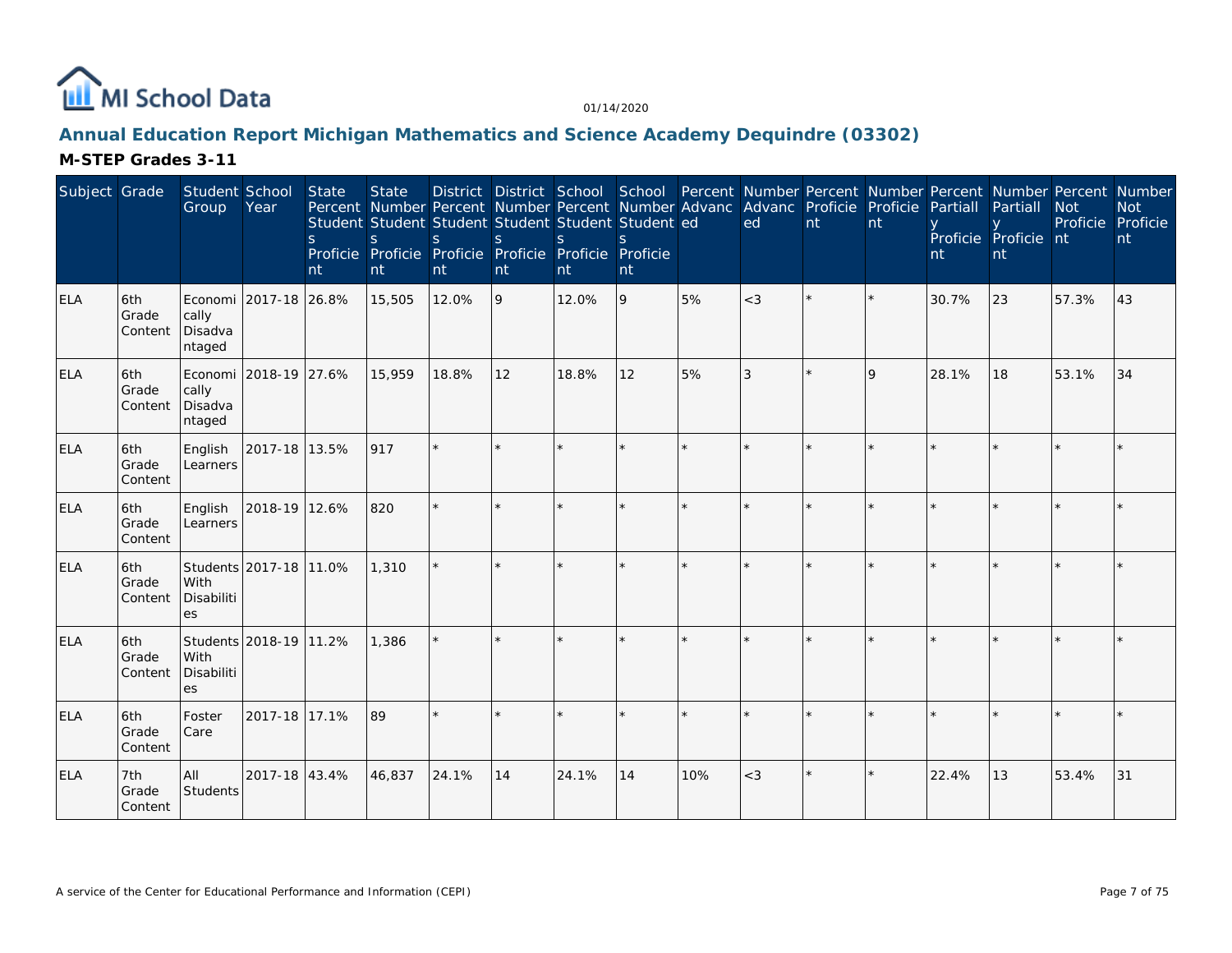# Annual Education Report Michigan Mathematics and Science Academy Dequindre (03302)

## M-STEP Grades 3-11

| Subject | Grade | Student Group | School Year | State Percent Students Proficient | State Number Students Proficient | District Percent Students Proficient | District Number Students Proficient | School Percent Students Proficient | School Number Students Proficient | Percent Advanced | Number Advanced | Percent Proficient | Number Proficient | Percent Partially Proficient | Number Partially Proficient | Percent Not Proficient | Number Not Proficient |
|---|---|---|---|---|---|---|---|---|---|---|---|---|---|---|---|---|---|
| ELA | 6th Grade Content | Economically Disadvantaged | 2017-18 | 26.8% | 15,505 | 12.0% | 9 | 12.0% | 9 | 5% | <3 | * | * | 30.7% | 23 | 57.3% | 43 |
| ELA | 6th Grade Content | Economically Disadvantaged | 2018-19 | 27.6% | 15,959 | 18.8% | 12 | 18.8% | 12 | 5% | 3 | * | 9 | 28.1% | 18 | 53.1% | 34 |
| ELA | 6th Grade Content | English Learners | 2017-18 | 13.5% | 917 | * | * | * | * | * | * | * | * | * | * | * | * |
| ELA | 6th Grade Content | English Learners | 2018-19 | 12.6% | 820 | * | * | * | * | * | * | * | * | * | * | * | * |
| ELA | 6th Grade Content | Students With Disabilities | 2017-18 | 11.0% | 1,310 | * | * | * | * | * | * | * | * | * | * | * | * |
| ELA | 6th Grade Content | Students With Disabilities | 2018-19 | 11.2% | 1,386 | * | * | * | * | * | * | * | * | * | * | * | * |
| ELA | 6th Grade Content | Foster Care | 2017-18 | 17.1% | 89 | * | * | * | * | * | * | * | * | * | * | * | * |
| ELA | 7th Grade Content | All Students | 2017-18 | 43.4% | 46,837 | 24.1% | 14 | 24.1% | 14 | 10% | <3 | * | * | 22.4% | 13 | 53.4% | 31 |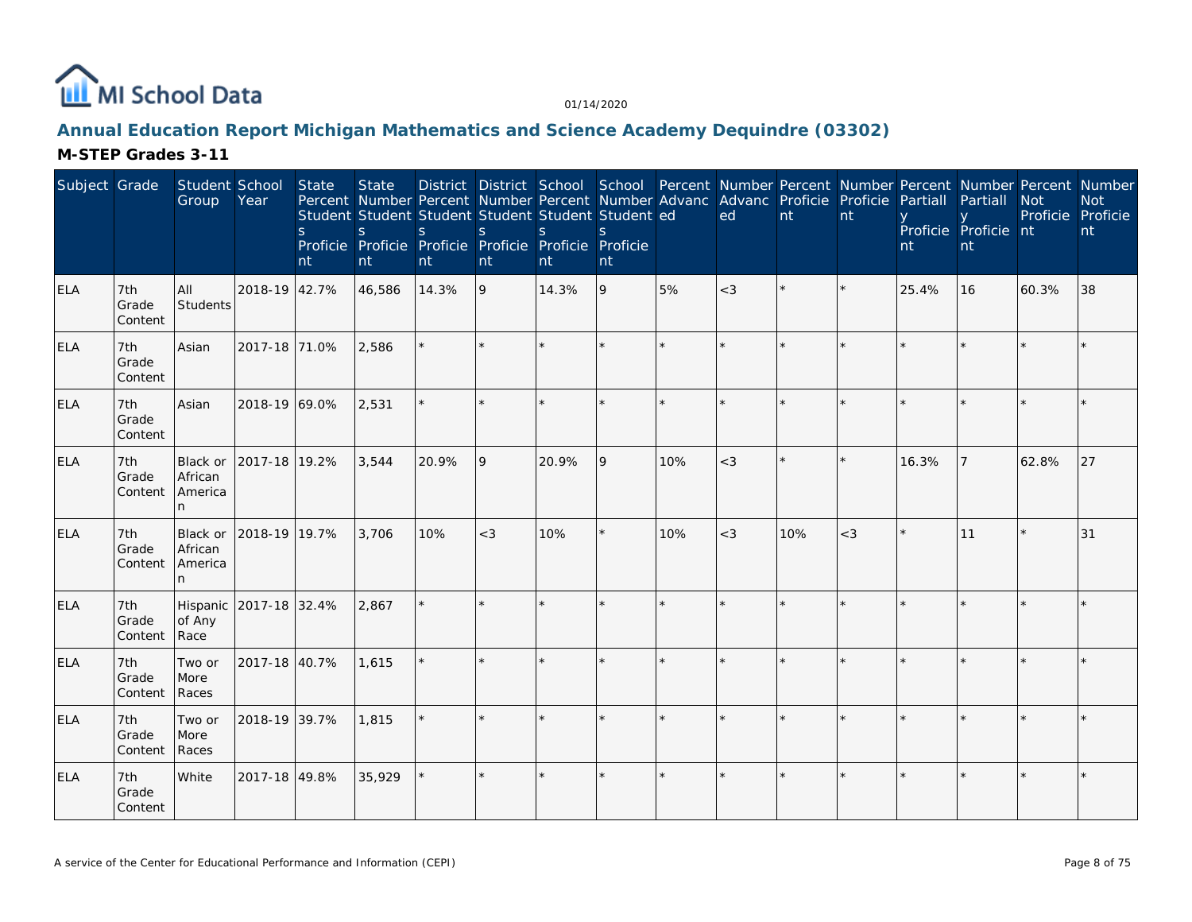# Annual Education Report Michigan Mathematics and Science Academy Dequindre (03302)

## M-STEP Grades 3-11

| Subject | Grade | Student Group | School Year | State Percent Students Proficient | State Number Students Proficient | District Percent Students Proficient | District Number Students Proficient | School Percent Students Proficient | School Number Students Proficient | Percent Advanced | Number Advanced | Percent Proficient | Number Proficient | Percent Partially Proficient | Number Partially Proficient | Percent Not Proficient | Number Not Proficient |
|---|---|---|---|---|---|---|---|---|---|---|---|---|---|---|---|---|---|
| ELA | 7th Grade Content | All Students | 2018-19 | 42.7% | 46,586 | 14.3% | 9 | 14.3% | 9 | 5% | <3 | * | * | 25.4% | 16 | 60.3% | 38 |
| ELA | 7th Grade Content | Asian | 2017-18 | 71.0% | 2,586 | * | * | * | * | * | * | * | * | * | * | * | * |
| ELA | 7th Grade Content | Asian | 2018-19 | 69.0% | 2,531 | * | * | * | * | * | * | * | * | * | * | * | * |
| ELA | 7th Grade Content | Black or African American | 2017-18 | 19.2% | 3,544 | 20.9% | 9 | 20.9% | 9 | 10% | <3 | * | * | 16.3% | 7 | 62.8% | 27 |
| ELA | 7th Grade Content | Black or African American | 2018-19 | 19.7% | 3,706 | 10% | <3 | 10% | * | 10% | <3 | 10% | <3 | * | 11 | * | 31 |
| ELA | 7th Grade Content | Hispanic of Any Race | 2017-18 | 32.4% | 2,867 | * | * | * | * | * | * | * | * | * | * | * | * |
| ELA | 7th Grade Content | Two or More Races | 2017-18 | 40.7% | 1,615 | * | * | * | * | * | * | * | * | * | * | * | * |
| ELA | 7th Grade Content | Two or More Races | 2018-19 | 39.7% | 1,815 | * | * | * | * | * | * | * | * | * | * | * | * |
| ELA | 7th Grade Content | White | 2017-18 | 49.8% | 35,929 | * | * | * | * | * | * | * | * | * | * | * | * |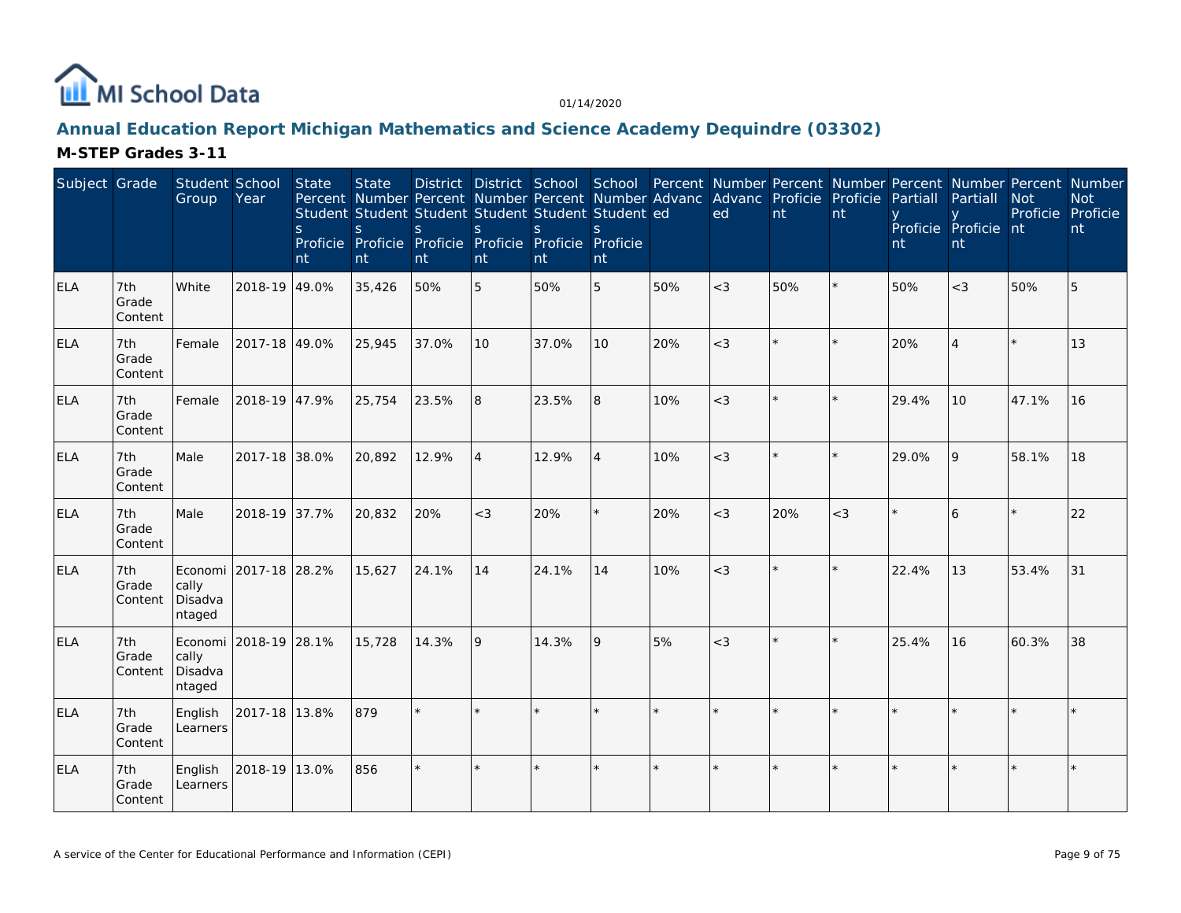MI School Data

01/14/2020

## Annual Education Report Michigan Mathematics and Science Academy Dequindre (03302)

### M-STEP Grades 3-11

| Subject | Grade | Student Group | School Year | State Percent Students Proficient | State Number Students Proficient | District Percent Students Proficient | District Number Students Proficient | School Percent Students Proficient | School Number Students Proficient | Percent Advanced | Number Advanced | Percent Proficient | Number Proficient | Percent Partially Proficient | Number Partially Proficient | Percent Not Proficient | Number Not Proficient |
|---|---|---|---|---|---|---|---|---|---|---|---|---|---|---|---|---|---|
| ELA | 7th Grade Content | White | 2018-19 | 49.0% | 35,426 | 50% | 5 | 50% | 5 | 50% | <3 | 50% | * | 50% | <3 | 50% | 5 |
| ELA | 7th Grade Content | Female | 2017-18 | 49.0% | 25,945 | 37.0% | 10 | 37.0% | 10 | 20% | <3 | * | * | 20% | 4 | * | 13 |
| ELA | 7th Grade Content | Female | 2018-19 | 47.9% | 25,754 | 23.5% | 8 | 23.5% | 8 | 10% | <3 | * | * | 29.4% | 10 | 47.1% | 16 |
| ELA | 7th Grade Content | Male | 2017-18 | 38.0% | 20,892 | 12.9% | 4 | 12.9% | 4 | 10% | <3 | * | * | 29.0% | 9 | 58.1% | 18 |
| ELA | 7th Grade Content | Male | 2018-19 | 37.7% | 20,832 | 20% | <3 | 20% | * | 20% | <3 | 20% | <3 | * | 6 | * | 22 |
| ELA | 7th Grade Content | Economically Disadvantaged | 2017-18 | 28.2% | 15,627 | 24.1% | 14 | 24.1% | 14 | 10% | <3 | * | * | 22.4% | 13 | 53.4% | 31 |
| ELA | 7th Grade Content | Economically Disadvantaged | 2018-19 | 28.1% | 15,728 | 14.3% | 9 | 14.3% | 9 | 5% | <3 | * | * | 25.4% | 16 | 60.3% | 38 |
| ELA | 7th Grade Content | English Learners | 2017-18 | 13.8% | 879 | * | * | * | * | * | * | * | * | * | * | * | * |
| ELA | 7th Grade Content | English Learners | 2018-19 | 13.0% | 856 | * | * | * | * | * | * | * | * | * | * | * | * |

A service of the Center for Educational Performance and Information (CEPI)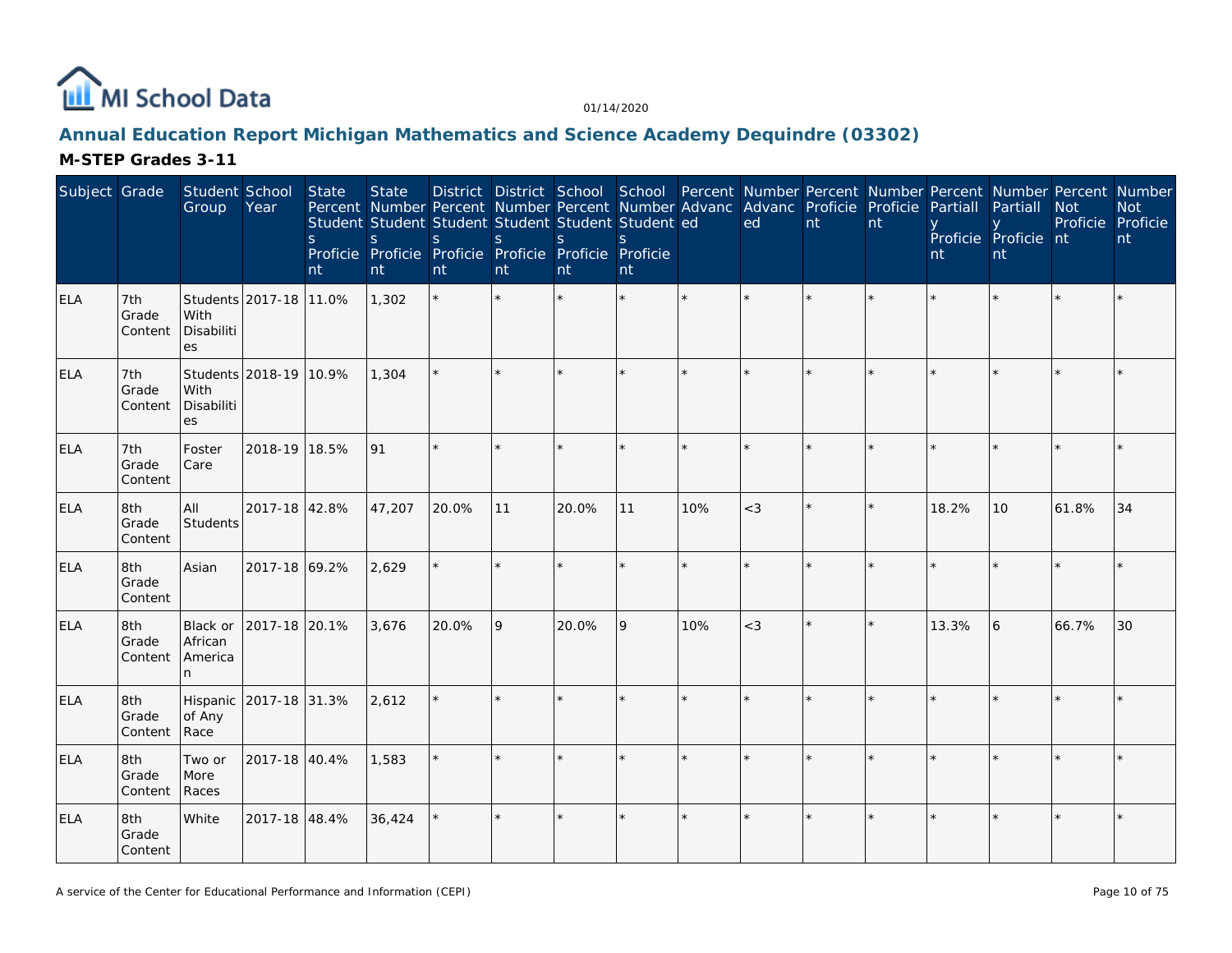# Annual Education Report Michigan Mathematics and Science Academy Dequindre (03302)

## M-STEP Grades 3-11

| Subject | Grade | Student Group | School Year | State Percent Students Proficient | State Number Students Proficient | District Percent Students Proficient | District Number Students Proficient | School Percent Students Proficient | School Number Students Proficient | Percent Advanced | Number Advanced | Percent Proficient | Number Proficient | Percent Partially Proficient | Number Partially Proficient | Percent Not Proficient | Number Not Proficient |
|---|---|---|---|---|---|---|---|---|---|---|---|---|---|---|---|---|---|
| ELA | 7th Grade Content | Students With Disabilities | 2017-18 | 11.0% | 1,302 | * | * | * | * | * | * | * | * | * | * | * | * |
| ELA | 7th Grade Content | Students With Disabilities | 2018-19 | 10.9% | 1,304 | * | * | * | * | * | * | * | * | * | * | * | * |
| ELA | 7th Grade Content | Foster Care | 2018-19 | 18.5% | 91 | * | * | * | * | * | * | * | * | * | * | * | * |
| ELA | 8th Grade Content | All Students | 2017-18 | 42.8% | 47,207 | 20.0% | 11 | 20.0% | 11 | 10% | <3 | * | * | 18.2% | 10 | 61.8% | 34 |
| ELA | 8th Grade Content | Asian | 2017-18 | 69.2% | 2,629 | * | * | * | * | * | * | * | * | * | * | * | * |
| ELA | 8th Grade Content | Black or African American | 2017-18 | 20.1% | 3,676 | 20.0% | 9 | 20.0% | 9 | 10% | <3 | * | * | 13.3% | 6 | 66.7% | 30 |
| ELA | 8th Grade Content | Hispanic of Any Race | 2017-18 | 31.3% | 2,612 | * | * | * | * | * | * | * | * | * | * | * | * |
| ELA | 8th Grade Content | Two or More Races | 2017-18 | 40.4% | 1,583 | * | * | * | * | * | * | * | * | * | * | * | * |
| ELA | 8th Grade Content | White | 2017-18 | 48.4% | 36,424 | * | * | * | * | * | * | * | * | * | * | * | * |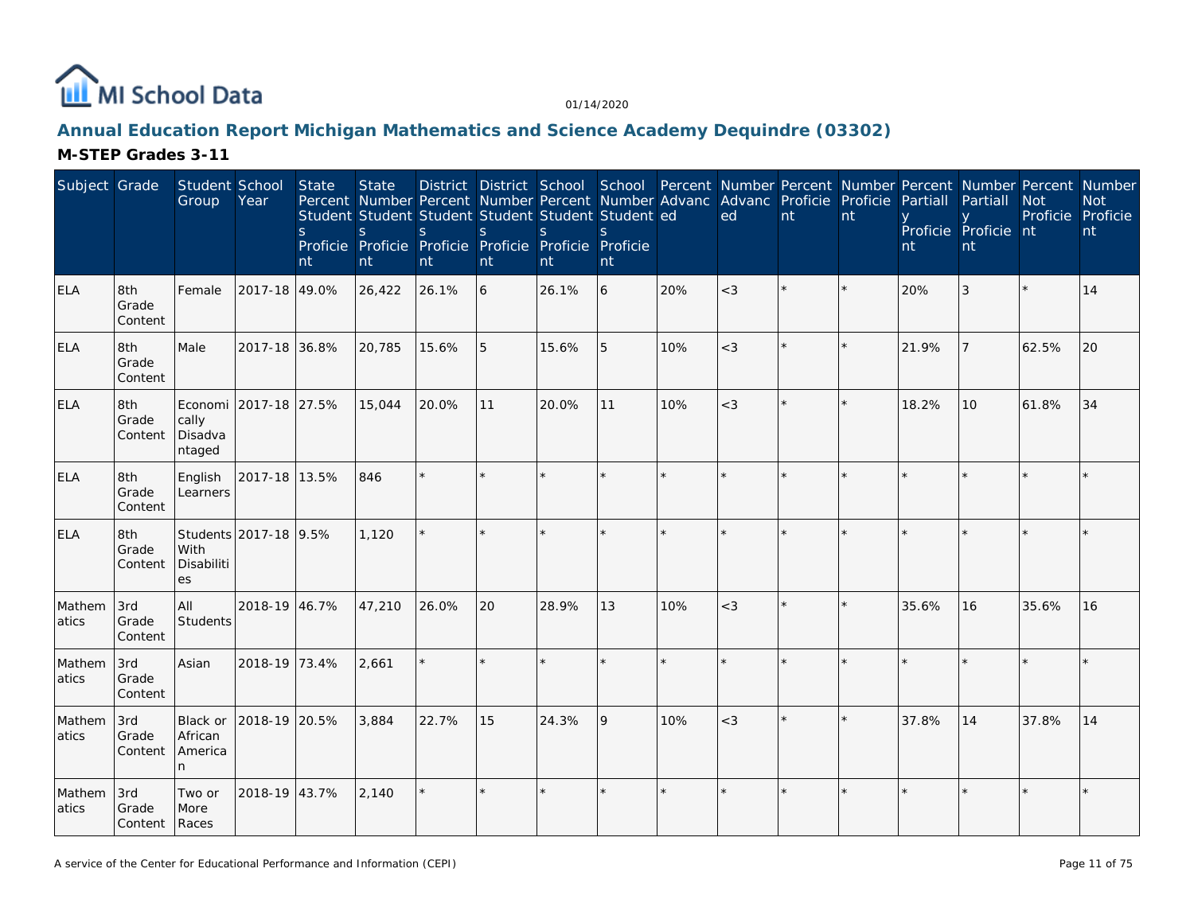## Annual Education Report Michigan Mathematics and Science Academy Dequindre (03302)

### M-STEP Grades 3-11

| Subject | Grade | Student Group | School Year | State Percent Students Proficient | State Number Students Proficient | District Percent Students Proficient | District Number Students Proficient | School Percent Students Proficient | School Number Students Proficient | Percent Advanced | Number Advanced | Percent Proficient | Number Proficient | Percent Partially Proficient | Number Partially Proficient | Percent Not Proficient | Number Not Proficient |
|---|---|---|---|---|---|---|---|---|---|---|---|---|---|---|---|---|---|
| ELA | 8th Grade Content | Female | 2017-18 | 49.0% | 26,422 | 26.1% | 6 | 26.1% | 6 | 20% | <3 | * | * | 20% | 3 | * | 14 |
| ELA | 8th Grade Content | Male | 2017-18 | 36.8% | 20,785 | 15.6% | 5 | 15.6% | 5 | 10% | <3 | * | * | 21.9% | 7 | 62.5% | 20 |
| ELA | 8th Grade Content | Economically Disadvantaged | 2017-18 | 27.5% | 15,044 | 20.0% | 11 | 20.0% | 11 | 10% | <3 | * | * | 18.2% | 10 | 61.8% | 34 |
| ELA | 8th Grade Content | English Learners | 2017-18 | 13.5% | 846 | * | * | * | * | * | * | * | * | * | * | * | * |
| ELA | 8th Grade Content | Students With Disabilities | 2017-18 | 9.5% | 1,120 | * | * | * | * | * | * | * | * | * | * | * | * |
| Mathematics | 3rd Grade Content | All Students | 2018-19 | 46.7% | 47,210 | 26.0% | 20 | 28.9% | 13 | 10% | <3 | * | * | 35.6% | 16 | 35.6% | 16 |
| Mathematics | 3rd Grade Content | Asian | 2018-19 | 73.4% | 2,661 | * | * | * | * | * | * | * | * | * | * | * | * |
| Mathematics | 3rd Grade Content | Black or African American | 2018-19 | 20.5% | 3,884 | 22.7% | 15 | 24.3% | 9 | 10% | <3 | * | * | 37.8% | 14 | 37.8% | 14 |
| Mathematics | 3rd Grade Content | Two or More Races | 2018-19 | 43.7% | 2,140 | * | * | * | * | * | * | * | * | * | * | * | * |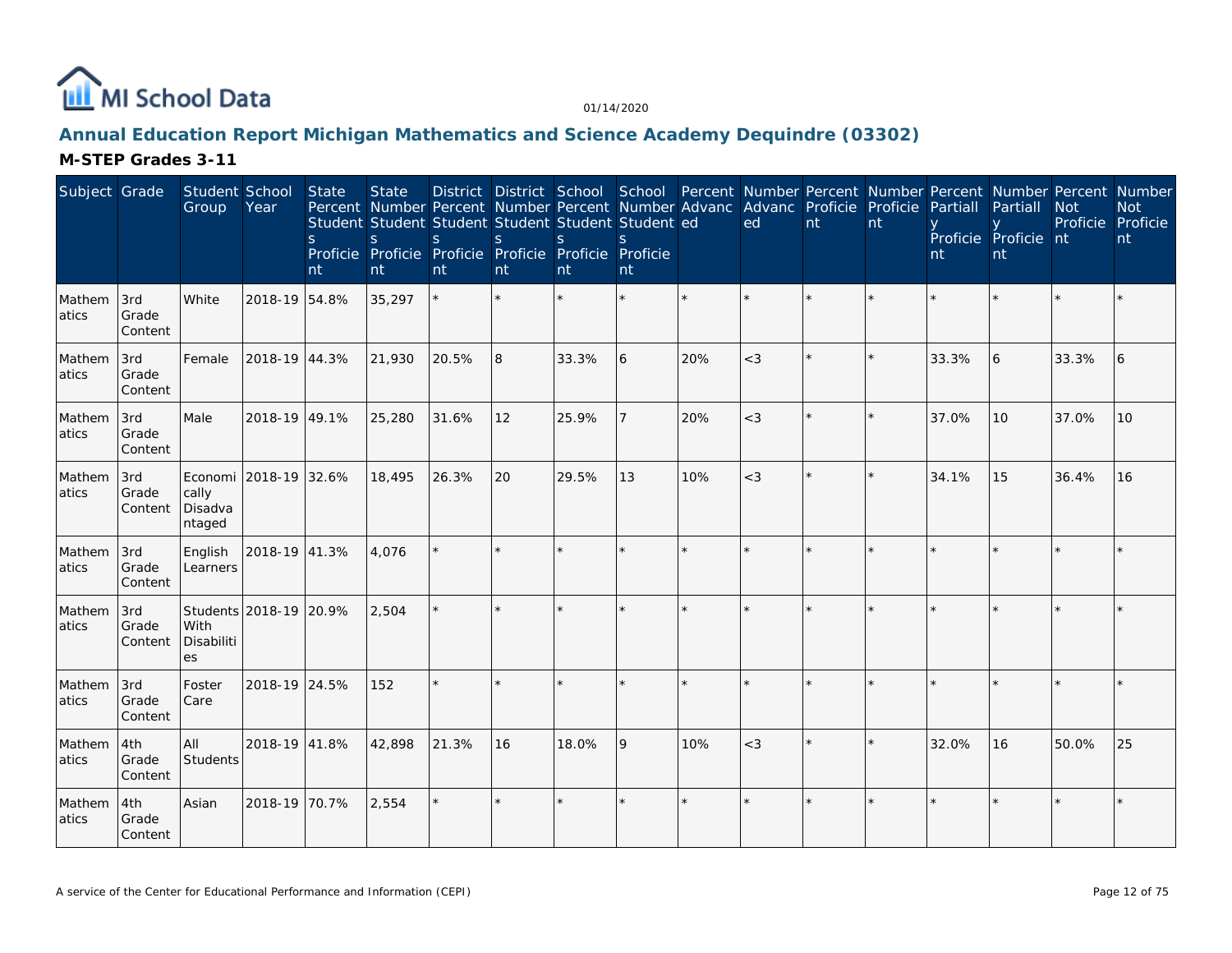# Annual Education Report Michigan Mathematics and Science Academy Dequindre (03302)

01/14/2020

## M-STEP Grades 3-11

| Subject | Grade | Student Group | School Year | State Percent Students Proficient | State Number Students Proficient | District Percent Students Proficient | District Number Students Proficient | School Percent Students Proficient | School Number Students Proficient | Percent Advanced | Number Advanced | Percent Proficient | Number Proficient | Percent Partially Proficient | Number Partially Proficient | Percent Not Proficient | Number Not Proficient |
|---|---|---|---|---|---|---|---|---|---|---|---|---|---|---|---|---|---|
| Mathematics | 3rd Grade Content | White | 2018-19 | 54.8% | 35,297 | * | * | * | * | * | * | * | * | * | * | * | * |
| Mathematics | 3rd Grade Content | Female | 2018-19 | 44.3% | 21,930 | 20.5% | 8 | 33.3% | 6 | 20% | <3 | * | * | 33.3% | 6 | 33.3% | 6 |
| Mathematics | 3rd Grade Content | Male | 2018-19 | 49.1% | 25,280 | 31.6% | 12 | 25.9% | 7 | 20% | <3 | * | * | 37.0% | 10 | 37.0% | 10 |
| Mathematics | 3rd Grade Content | Economically Disadvantaged | 2018-19 | 32.6% | 18,495 | 26.3% | 20 | 29.5% | 13 | 10% | <3 | * | * | 34.1% | 15 | 36.4% | 16 |
| Mathematics | 3rd Grade Content | English Learners | 2018-19 | 41.3% | 4,076 | * | * | * | * | * | * | * | * | * | * | * | * |
| Mathematics | 3rd Grade Content | Students With Disabilities | 2018-19 | 20.9% | 2,504 | * | * | * | * | * | * | * | * | * | * | * | * |
| Mathematics | 3rd Grade Content | Foster Care | 2018-19 | 24.5% | 152 | * | * | * | * | * | * | * | * | * | * | * | * |
| Mathematics | 4th Grade Content | All Students | 2018-19 | 41.8% | 42,898 | 21.3% | 16 | 18.0% | 9 | 10% | <3 | * | * | 32.0% | 16 | 50.0% | 25 |
| Mathematics | 4th Grade Content | Asian | 2018-19 | 70.7% | 2,554 | * | * | * | * | * | * | * | * | * | * | * | * |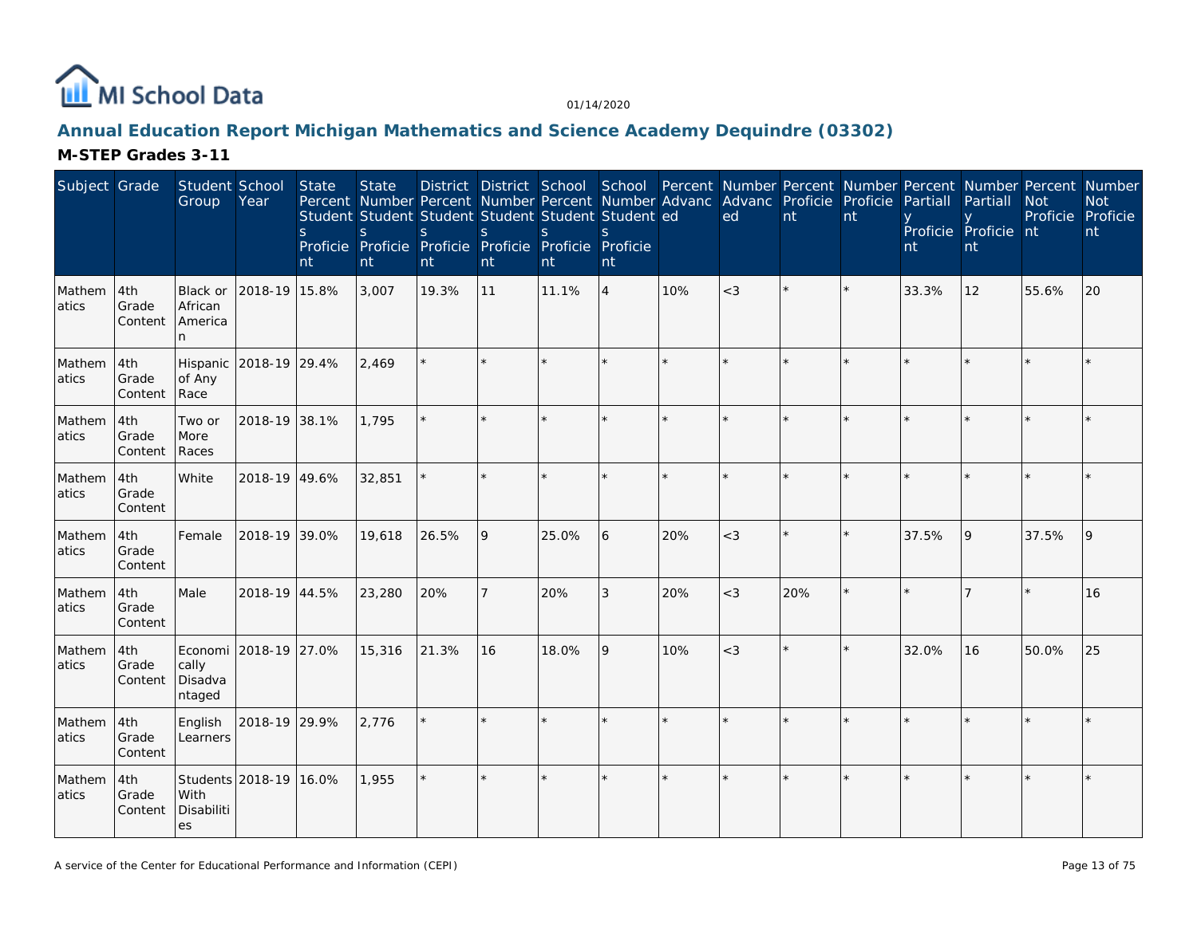# Annual Education Report Michigan Mathematics and Science Academy Dequindre (03302)

## M-STEP Grades 3-11

| Subject | Grade | Student Group | School Year | State Percent Students Proficient | State Number Students Proficient | District Percent Students Proficient | District Number Students Proficient | School Percent Students Proficient | School Number Students Proficient | Percent Advanced | Number Advanced | Percent Proficient | Number Proficient | Percent Partially Proficient | Number Partially Proficient | Percent Not Proficient | Number Not Proficient |
|---|---|---|---|---|---|---|---|---|---|---|---|---|---|---|---|---|---|
| Mathematics | 4th Grade Content | Black or African American | 2018-19 | 15.8% | 3,007 | 19.3% | 11 | 11.1% | 4 | 10% | <3 | * | * | 33.3% | 12 | 55.6% | 20 |
| Mathematics | 4th Grade Content | Hispanic of Any Race | 2018-19 | 29.4% | 2,469 | * | * | * | * | * | * | * | * | * | * | * | * |
| Mathematics | 4th Grade Content | Two or More Races | 2018-19 | 38.1% | 1,795 | * | * | * | * | * | * | * | * | * | * | * | * |
| Mathematics | 4th Grade Content | White | 2018-19 | 49.6% | 32,851 | * | * | * | * | * | * | * | * | * | * | * | * |
| Mathematics | 4th Grade Content | Female | 2018-19 | 39.0% | 19,618 | 26.5% | 9 | 25.0% | 6 | 20% | <3 | * | * | 37.5% | 9 | 37.5% | 9 |
| Mathematics | 4th Grade Content | Male | 2018-19 | 44.5% | 23,280 | 20% | 7 | 20% | 3 | 20% | <3 | 20% | * | * | 7 | * | 16 |
| Mathematics | 4th Grade Content | Economically Disadvantaged | 2018-19 | 27.0% | 15,316 | 21.3% | 16 | 18.0% | 9 | 10% | <3 | * | * | 32.0% | 16 | 50.0% | 25 |
| Mathematics | 4th Grade Content | English Learners | 2018-19 | 29.9% | 2,776 | * | * | * | * | * | * | * | * | * | * | * | * |
| Mathematics | 4th Grade Content | Students With Disabilities | 2018-19 | 16.0% | 1,955 | * | * | * | * | * | * | * | * | * | * | * | * |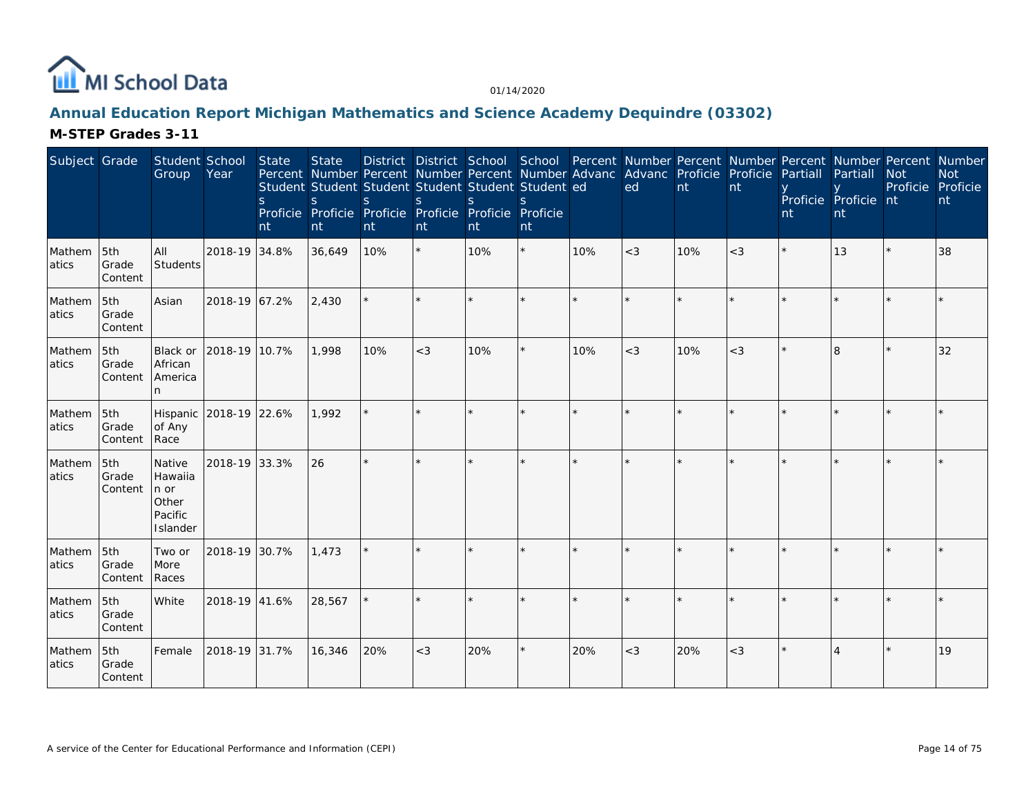MI School Data

01/14/2020

## Annual Education Report Michigan Mathematics and Science Academy Dequindre (03302)

### M-STEP Grades 3-11

| Subject | Grade | Student Group | School Year | State Percent Students Proficient | State Number Students Proficient | District Percent Students Proficient | District Number Students Proficient | School Percent Students Proficient | School Number Students Proficient | Percent Advanced | Number Advanced | Percent Proficient | Number Proficient | Percent Partially Proficient | Number Partially Proficient | Percent Not Proficient | Number Not Proficient |
|---|---|---|---|---|---|---|---|---|---|---|---|---|---|---|---|---|---|
| Mathematics | 5th Grade Content | All Students | 2018-19 | 34.8% | 36,649 | 10% | * | 10% | * | 10% | <3 | 10% | <3 | * | 13 | * | 38 |
| Mathematics | 5th Grade Content | Asian | 2018-19 | 67.2% | 2,430 | * | * | * | * | * | * | * | * | * | * | * | * |
| Mathematics | 5th Grade Content | Black or African American | 2018-19 | 10.7% | 1,998 | 10% | <3 | 10% | * | 10% | <3 | 10% | <3 | * | 8 | * | 32 |
| Mathematics | 5th Grade Content | Hispanic of Any Race | 2018-19 | 22.6% | 1,992 | * | * | * | * | * | * | * | * | * | * | * | * |
| Mathematics | 5th Grade Content | Native Hawaiian or Other Pacific Islander | 2018-19 | 33.3% | 26 | * | * | * | * | * | * | * | * | * | * | * | * |
| Mathematics | 5th Grade Content | Two or More Races | 2018-19 | 30.7% | 1,473 | * | * | * | * | * | * | * | * | * | * | * | * |
| Mathematics | 5th Grade Content | White | 2018-19 | 41.6% | 28,567 | * | * | * | * | * | * | * | * | * | * | * | * |
| Mathematics | 5th Grade Content | Female | 2018-19 | 31.7% | 16,346 | 20% | <3 | 20% | * | 20% | <3 | 20% | <3 | * | 4 | * | 19 |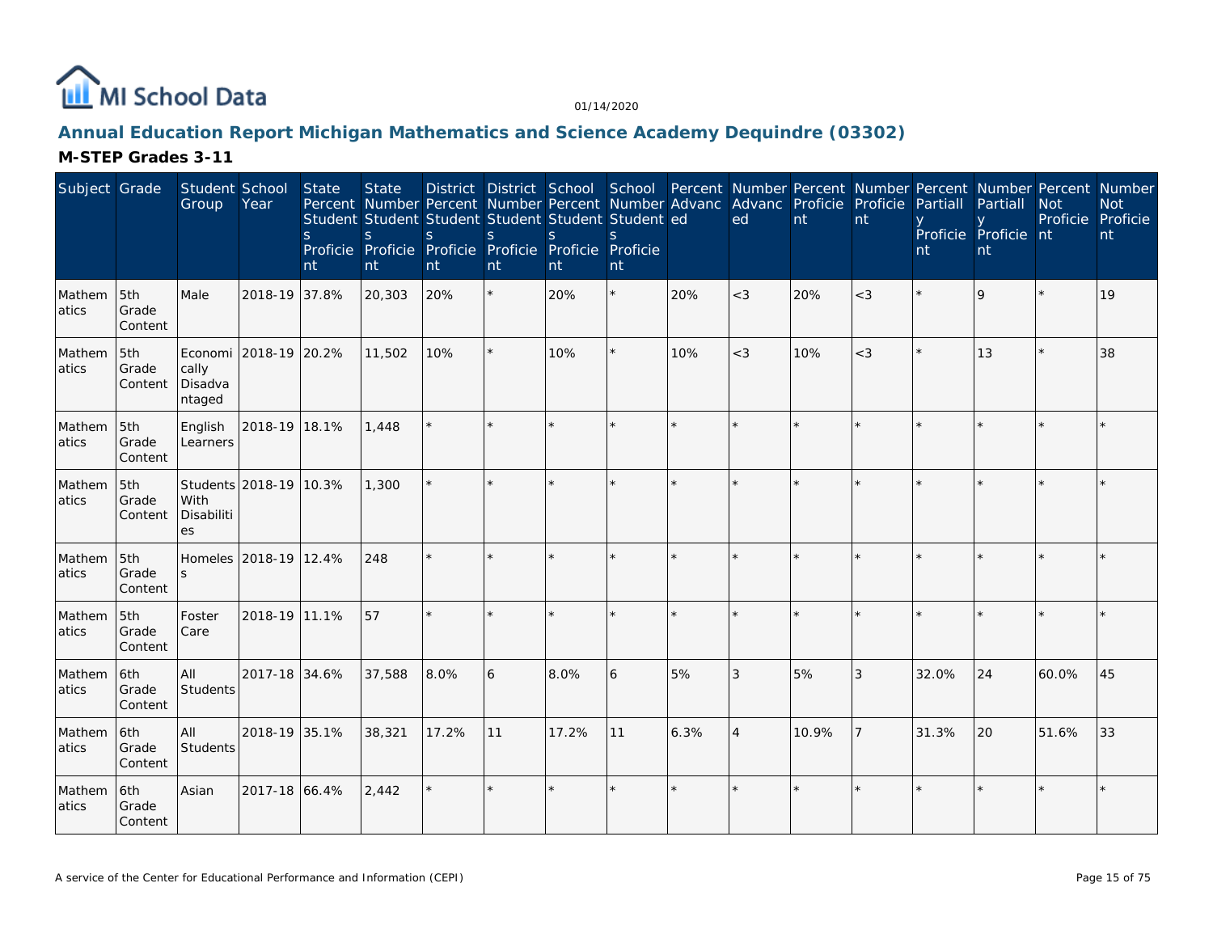# Annual Education Report Michigan Mathematics and Science Academy Dequindre (03302)

## M-STEP Grades 3-11

| Subject | Grade | Student Group | School Year | State Percent Students Proficient | State Number Students Proficient | District Percent Students Proficient | District Number Students Proficient | School Percent Students Proficient | School Number Students Proficient | Percent Advanced | Number Advanced | Percent Proficient | Number Proficient | Percent Partially Proficient | Number Partially Proficient | Percent Not Proficient | Number Not Proficient |
|---|---|---|---|---|---|---|---|---|---|---|---|---|---|---|---|---|---|
| Mathematics | 5th Grade Content | Male | 2018-19 | 37.8% | 20,303 | 20% | * | 20% | * | 20% | <3 | 20% | <3 | * | 9 | * | 19 |
| Mathematics | 5th Grade Content | Economically Disadvantaged | 2018-19 | 20.2% | 11,502 | 10% | * | 10% | * | 10% | <3 | 10% | <3 | * | 13 | * | 38 |
| Mathematics | 5th Grade Content | English Learners | 2018-19 | 18.1% | 1,448 | * | * | * | * | * | * | * | * | * | * | * | * |
| Mathematics | 5th Grade Content | Students With Disabilities | 2018-19 | 10.3% | 1,300 | * | * | * | * | * | * | * | * | * | * | * | * |
| Mathematics | 5th Grade Content | Homeless | 2018-19 | 12.4% | 248 | * | * | * | * | * | * | * | * | * | * | * | * |
| Mathematics | 5th Grade Content | Foster Care | 2018-19 | 11.1% | 57 | * | * | * | * | * | * | * | * | * | * | * | * |
| Mathematics | 6th Grade Content | All Students | 2017-18 | 34.6% | 37,588 | 8.0% | 6 | 8.0% | 6 | 5% | 3 | 5% | 3 | 32.0% | 24 | 60.0% | 45 |
| Mathematics | 6th Grade Content | All Students | 2018-19 | 35.1% | 38,321 | 17.2% | 11 | 17.2% | 11 | 6.3% | 4 | 10.9% | 7 | 31.3% | 20 | 51.6% | 33 |
| Mathematics | 6th Grade Content | Asian | 2017-18 | 66.4% | 2,442 | * | * | * | * | * | * | * | * | * | * | * | * |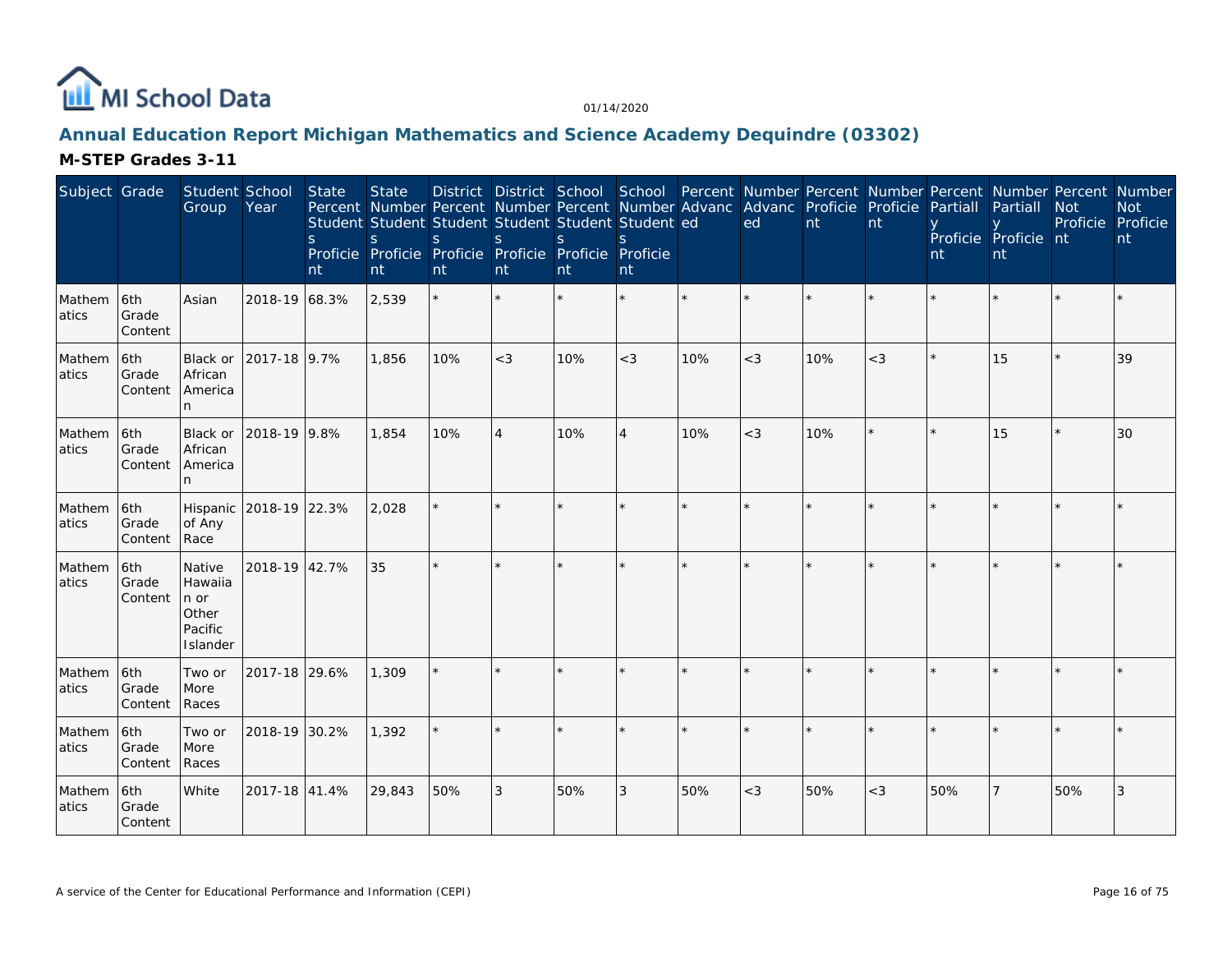## Annual Education Report Michigan Mathematics and Science Academy Dequindre (03302)

### M-STEP Grades 3-11

| Subject | Grade | Student Group | School Year | State Percent Students Proficient | State Number Students Proficient | District Percent Students Proficient | District Number Students Proficient | School Percent Students Proficient | School Number Students Proficient | Percent Advanced | Number Advanced | Percent Proficient | Number Proficient | Percent Partially Proficient | Number Partially Proficient | Percent Not Proficient | Number Not Proficient |
|---|---|---|---|---|---|---|---|---|---|---|---|---|---|---|---|---|---|
| Mathematics | 6th Grade Content | Asian | 2018-19 | 68.3% | 2,539 | * | * | * | * | * | * | * | * | * | * | * | * |
| Mathematics | 6th Grade Content | Black or African American | 2017-18 | 9.7% | 1,856 | 10% | <3 | 10% | <3 | 10% | <3 | 10% | <3 | * | 15 | * | 39 |
| Mathematics | 6th Grade Content | Black or African American | 2018-19 | 9.8% | 1,854 | 10% | 4 | 10% | 4 | 10% | <3 | 10% | * | * | 15 | * | 30 |
| Mathematics | 6th Grade Content | Hispanic of Any Race | 2018-19 | 22.3% | 2,028 | * | * | * | * | * | * | * | * | * | * | * | * |
| Mathematics | 6th Grade Content | Native Hawaiian or Other Pacific Islander | 2018-19 | 42.7% | 35 | * | * | * | * | * | * | * | * | * | * | * | * |
| Mathematics | 6th Grade Content | Two or More Races | 2017-18 | 29.6% | 1,309 | * | * | * | * | * | * | * | * | * | * | * | * |
| Mathematics | 6th Grade Content | Two or More Races | 2018-19 | 30.2% | 1,392 | * | * | * | * | * | * | * | * | * | * | * | * |
| Mathematics | 6th Grade Content | White | 2017-18 | 41.4% | 29,843 | 50% | 3 | 50% | 3 | 50% | <3 | 50% | <3 | 50% | 7 | 50% | 3 |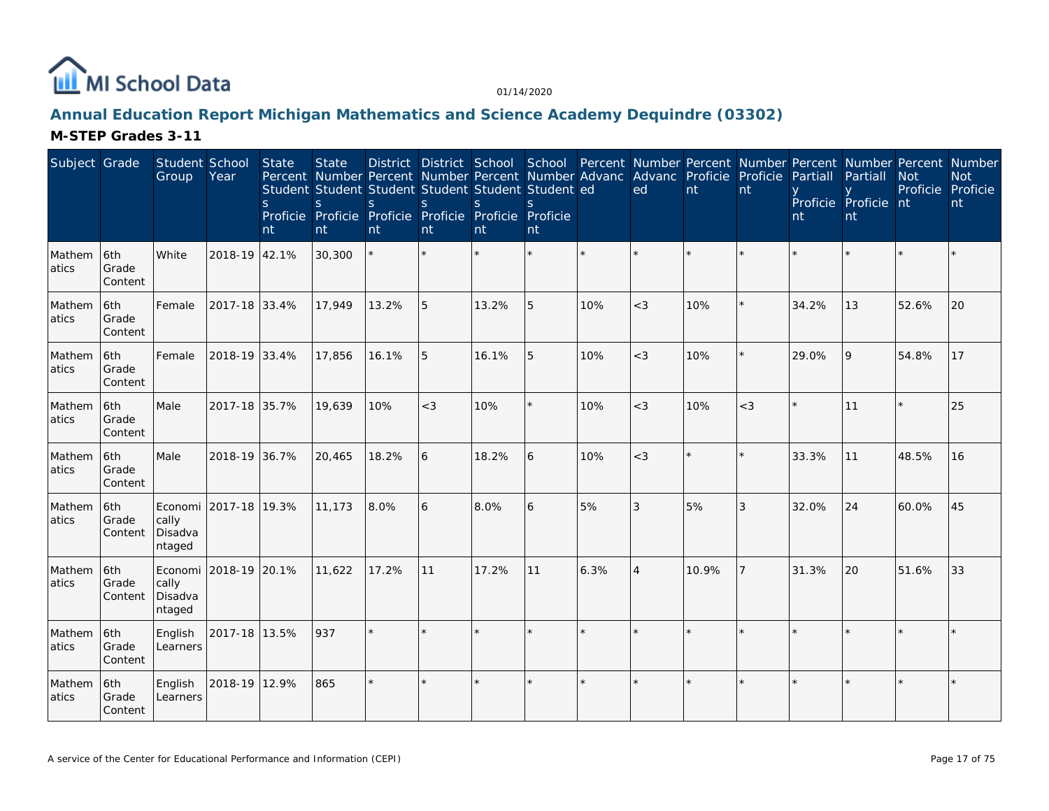# Annual Education Report Michigan Mathematics and Science Academy Dequindre (03302)

**M-STEP Grades 3-11**

| Subject | Grade | Student Group | School Year | State Percent Students Proficient | State Number Students Proficient | District Percent Students Proficient | District Number Students Proficient | School Percent Students Proficient | School Number Students Proficient | Percent Advanced | Number Advanced | Percent Proficient | Number Proficient | Percent Partially Proficient | Number Partially Proficient | Percent Not Proficient | Number Not Proficient |
|---|---|---|---|---|---|---|---|---|---|---|---|---|---|---|---|---|---|
| Mathematics | 6th Grade Content | White | 2018-19 | 42.1% | 30,300 | * | * | * | * | * | * | * | * | * | * | * | * |
| Mathematics | 6th Grade Content | Female | 2017-18 | 33.4% | 17,949 | 13.2% | 5 | 13.2% | 5 | 10% | <3 | 10% | * | 34.2% | 13 | 52.6% | 20 |
| Mathematics | 6th Grade Content | Female | 2018-19 | 33.4% | 17,856 | 16.1% | 5 | 16.1% | 5 | 10% | <3 | 10% | * | 29.0% | 9 | 54.8% | 17 |
| Mathematics | 6th Grade Content | Male | 2017-18 | 35.7% | 19,639 | 10% | <3 | 10% | * | 10% | <3 | 10% | <3 | * | 11 | * | 25 |
| Mathematics | 6th Grade Content | Male | 2018-19 | 36.7% | 20,465 | 18.2% | 6 | 18.2% | 6 | 10% | <3 | * | * | 33.3% | 11 | 48.5% | 16 |
| Mathematics | 6th Grade Content | Economically Disadvantaged | 2017-18 | 19.3% | 11,173 | 8.0% | 6 | 8.0% | 6 | 5% | 3 | 5% | 3 | 32.0% | 24 | 60.0% | 45 |
| Mathematics | 6th Grade Content | Economically Disadvantaged | 2018-19 | 20.1% | 11,622 | 17.2% | 11 | 17.2% | 11 | 6.3% | 4 | 10.9% | 7 | 31.3% | 20 | 51.6% | 33 |
| Mathematics | 6th Grade Content | English Learners | 2017-18 | 13.5% | 937 | * | * | * | * | * | * | * | * | * | * | * | * |
| Mathematics | 6th Grade Content | English Learners | 2018-19 | 12.9% | 865 | * | * | * | * | * | * | * | * | * | * | * | * |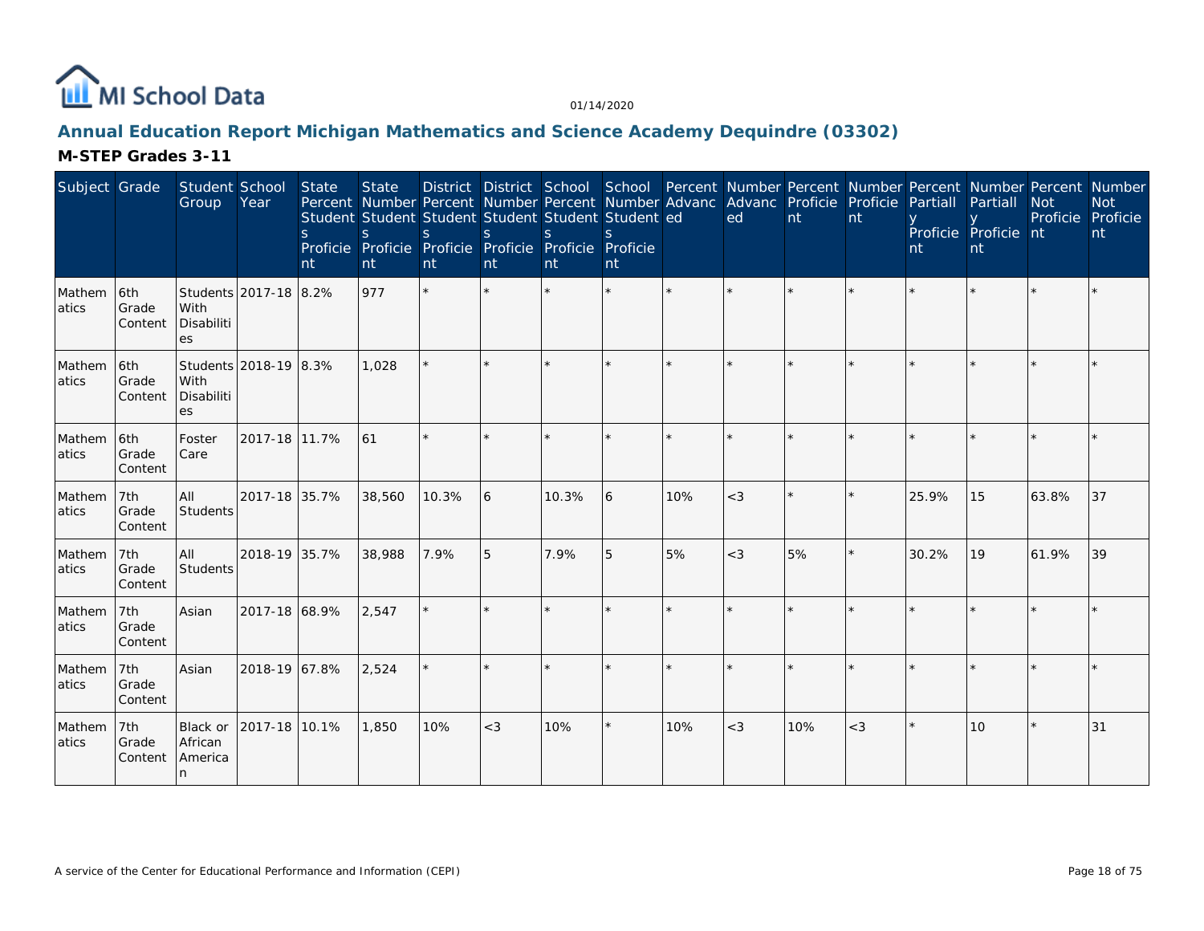# Annual Education Report Michigan Mathematics and Science Academy Dequindre (03302)

## M-STEP Grades 3-11

| Subject | Grade | Student Group | School Year | State Percent Students Proficient | State Number Students Proficient | District Percent Students Proficient | District Number Students Proficient | School Percent Students Proficient | School Number Students Proficient | Percent Advanced | Number Advanced | Percent Proficient | Number Proficient | Percent Partially Proficient | Number Partially Proficient | Percent Not Proficient | Number Not Proficient |
|---|---|---|---|---|---|---|---|---|---|---|---|---|---|---|---|---|---|
| Mathematics | 6th Grade Content | Students With Disabilities | 2017-18 | 8.2% | 977 | * | * | * | * | * | * | * | * | * | * | * | * |
| Mathematics | 6th Grade Content | Students With Disabilities | 2018-19 | 8.3% | 1,028 | * | * | * | * | * | * | * | * | * | * | * | * |
| Mathematics | 6th Grade Content | Foster Care | 2017-18 | 11.7% | 61 | * | * | * | * | * | * | * | * | * | * | * | * |
| Mathematics | 7th Grade Content | All Students | 2017-18 | 35.7% | 38,560 | 10.3% | 6 | 10.3% | 6 | 10% | <3 | * | * | 25.9% | 15 | 63.8% | 37 |
| Mathematics | 7th Grade Content | All Students | 2018-19 | 35.7% | 38,988 | 7.9% | 5 | 7.9% | 5 | 5% | <3 | 5% | * | 30.2% | 19 | 61.9% | 39 |
| Mathematics | 7th Grade Content | Asian | 2017-18 | 68.9% | 2,547 | * | * | * | * | * | * | * | * | * | * | * | * |
| Mathematics | 7th Grade Content | Asian | 2018-19 | 67.8% | 2,524 | * | * | * | * | * | * | * | * | * | * | * | * |
| Mathematics | 7th Grade Content | Black or African American | 2017-18 | 10.1% | 1,850 | 10% | <3 | 10% | * | 10% | <3 | 10% | <3 | * | 10 | * | 31 |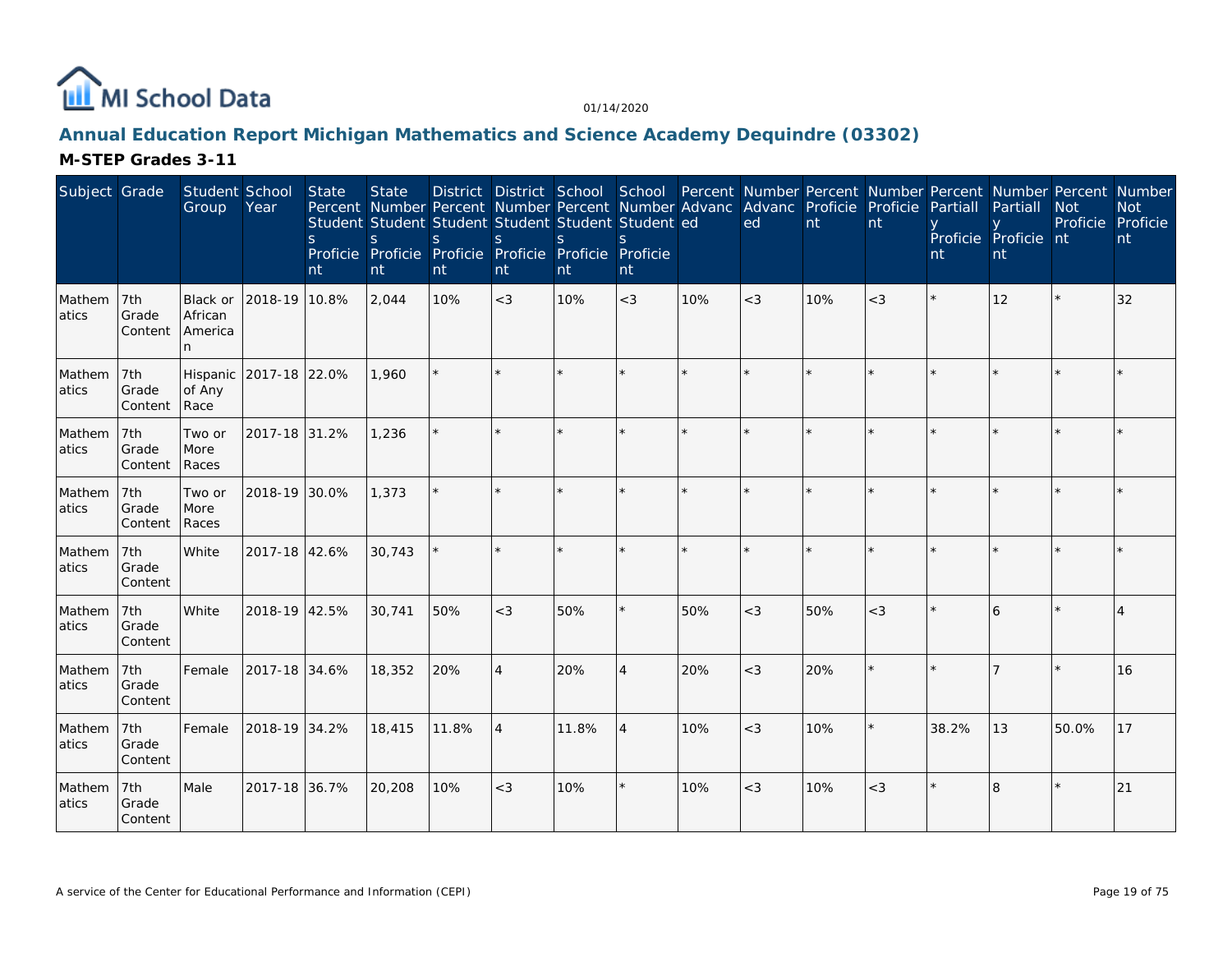# Annual Education Report Michigan Mathematics and Science Academy Dequindre (03302)

## M-STEP Grades 3-11

| Subject | Grade | Student Group | School Year | State Percent Students Proficient | State Number Students Proficient | District Percent Students Proficient | District Number Students Proficient | School Percent Students Proficient | School Number Students Proficient | Percent Advanced | Number Advanced | Percent Proficient | Number Proficient | Percent Partially Proficient | Number Partially Proficient | Percent Not Proficient | Number Not Proficient |
|---|---|---|---|---|---|---|---|---|---|---|---|---|---|---|---|---|---|
| Mathematics | 7th Grade Content | Black or African American | 2018-19 | 10.8% | 2,044 | 10% | <3 | 10% | <3 | 10% | <3 | 10% | <3 | * | 12 | * | 32 |
| Mathematics | 7th Grade Content | Hispanic of Any Race | 2017-18 | 22.0% | 1,960 | * | * | * | * | * | * | * | * | * | * | * | * |
| Mathematics | 7th Grade Content | Two or More Races | 2017-18 | 31.2% | 1,236 | * | * | * | * | * | * | * | * | * | * | * | * |
| Mathematics | 7th Grade Content | Two or More Races | 2018-19 | 30.0% | 1,373 | * | * | * | * | * | * | * | * | * | * | * | * |
| Mathematics | 7th Grade Content | White | 2017-18 | 42.6% | 30,743 | * | * | * | * | * | * | * | * | * | * | * | * |
| Mathematics | 7th Grade Content | White | 2018-19 | 42.5% | 30,741 | 50% | <3 | 50% | * | 50% | <3 | 50% | <3 | * | 6 | * | 4 |
| Mathematics | 7th Grade Content | Female | 2017-18 | 34.6% | 18,352 | 20% | 4 | 20% | 4 | 20% | <3 | 20% | * | * | 7 | * | 16 |
| Mathematics | 7th Grade Content | Female | 2018-19 | 34.2% | 18,415 | 11.8% | 4 | 11.8% | 4 | 10% | <3 | 10% | * | 38.2% | 13 | 50.0% | 17 |
| Mathematics | 7th Grade Content | Male | 2017-18 | 36.7% | 20,208 | 10% | <3 | 10% | * | 10% | <3 | 10% | <3 | * | 8 | * | 21 |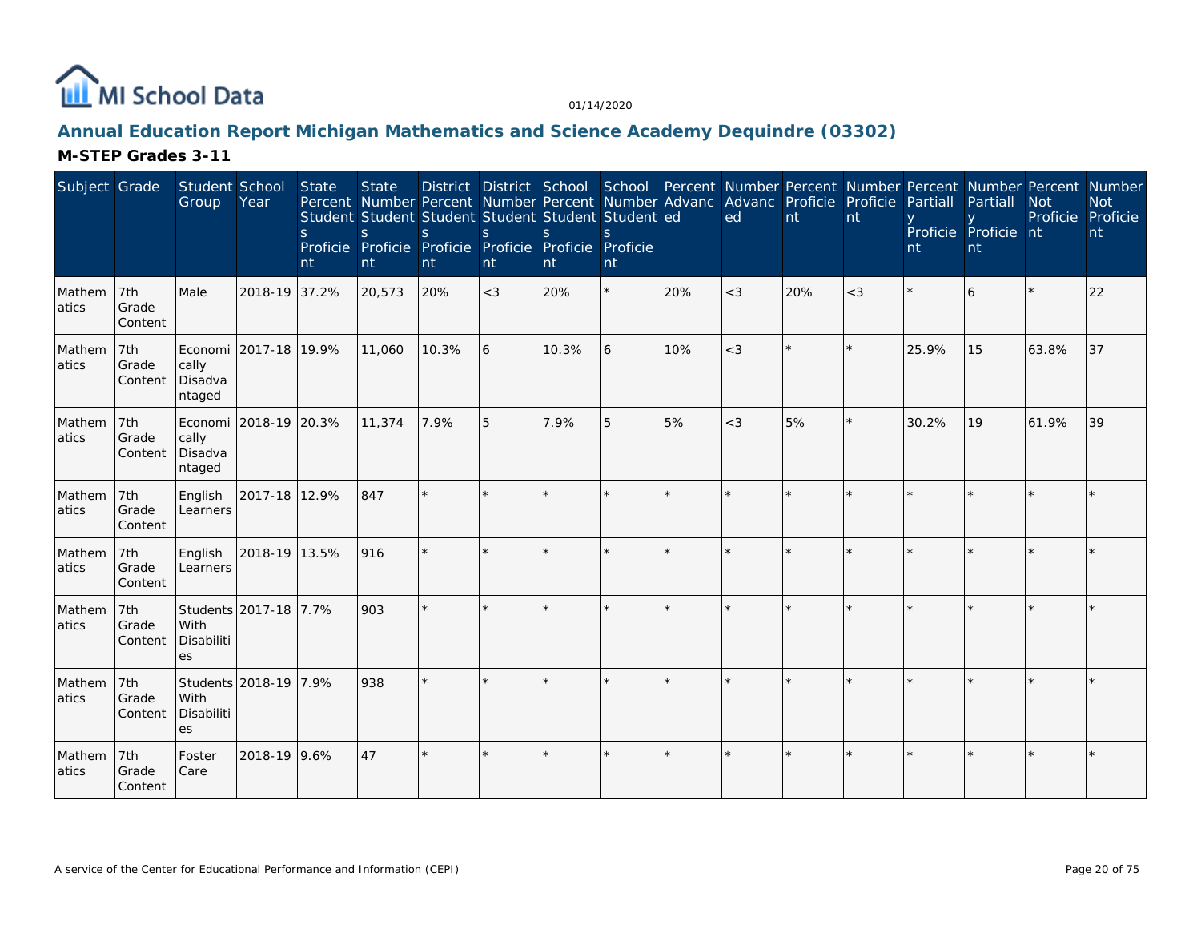MI School Data

01/14/2020

## Annual Education Report Michigan Mathematics and Science Academy Dequindre (03302)

### M-STEP Grades 3-11

| Subject | Grade | Student Group | School Year | State Percent Students Proficient | State Number Students Proficient | District Percent Students Proficient | District Number Students Proficient | School Percent Students Proficient | School Number Students Proficient | Percent Advanced | Number Advanced | Percent Proficient | Number Proficient | Percent Partially Proficient | Number Partially Proficient | Percent Not Proficient | Number Not Proficient |
|---|---|---|---|---|---|---|---|---|---|---|---|---|---|---|---|---|---|
| Mathematics | 7th Grade Content | Male | 2018-19 | 37.2% | 20,573 | 20% | <3 | 20% | * | 20% | <3 | 20% | <3 | * | 6 | * | 22 |
| Mathematics | 7th Grade Content | Economically Disadvantaged | 2017-18 | 19.9% | 11,060 | 10.3% | 6 | 10.3% | 6 | 10% | <3 | * | * | 25.9% | 15 | 63.8% | 37 |
| Mathematics | 7th Grade Content | Economically Disadvantaged | 2018-19 | 20.3% | 11,374 | 7.9% | 5 | 7.9% | 5 | 5% | <3 | 5% | * | 30.2% | 19 | 61.9% | 39 |
| Mathematics | 7th Grade Content | English Learners | 2017-18 | 12.9% | 847 | * | * | * | * | * | * | * | * | * | * | * | * |
| Mathematics | 7th Grade Content | English Learners | 2018-19 | 13.5% | 916 | * | * | * | * | * | * | * | * | * | * | * | * |
| Mathematics | 7th Grade Content | Students With Disabilities | 2017-18 | 7.7% | 903 | * | * | * | * | * | * | * | * | * | * | * | * |
| Mathematics | 7th Grade Content | Students With Disabilities | 2018-19 | 7.9% | 938 | * | * | * | * | * | * | * | * | * | * | * | * |
| Mathematics | 7th Grade Content | Foster Care | 2018-19 | 9.6% | 47 | * | * | * | * | * | * | * | * | * | * | * | * |

A service of the Center for Educational Performance and Information (CEPI)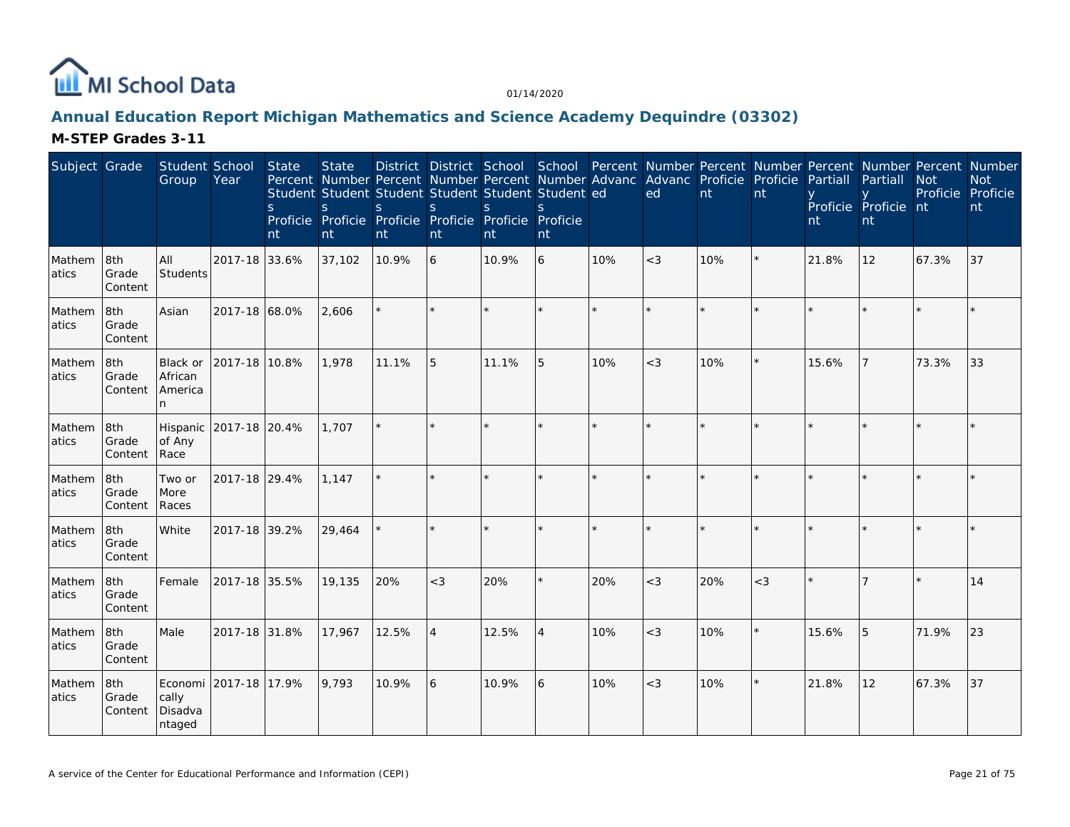# MI School Data

01/14/2020

## Annual Education Report Michigan Mathematics and Science Academy Dequindre (03302)

### M-STEP Grades 3-11

| Subject | Grade | Student Group | School Year | State Percent Students Proficient | State Number Students Proficient | District Percent Students Proficient | District Number Students Proficient | School Percent Students Proficient | School Number Students Proficient | Percent Advanced | Number Advanced | Percent Proficient | Number Proficient | Percent Partially Proficient | Number Partially Proficient | Percent Not Proficient | Number Not Proficient |
|---|---|---|---|---|---|---|---|---|---|---|---|---|---|---|---|---|---|
| Mathematics | 8th Grade Content | All Students | 2017-18 | 33.6% | 37,102 | 10.9% | 6 | 10.9% | 6 | 10% | <3 | 10% | * | 21.8% | 12 | 67.3% | 37 |
| Mathematics | 8th Grade Content | Asian | 2017-18 | 68.0% | 2,606 | * | * | * | * | * | * | * | * | * | * | * | * |
| Mathematics | 8th Grade Content | Black or African American | 2017-18 | 10.8% | 1,978 | 11.1% | 5 | 11.1% | 5 | 10% | <3 | 10% | * | 15.6% | 7 | 73.3% | 33 |
| Mathematics | 8th Grade Content | Hispanic of Any Race | 2017-18 | 20.4% | 1,707 | * | * | * | * | * | * | * | * | * | * | * | * |
| Mathematics | 8th Grade Content | Two or More Races | 2017-18 | 29.4% | 1,147 | * | * | * | * | * | * | * | * | * | * | * | * |
| Mathematics | 8th Grade Content | White | 2017-18 | 39.2% | 29,464 | * | * | * | * | * | * | * | * | * | * | * | * |
| Mathematics | 8th Grade Content | Female | 2017-18 | 35.5% | 19,135 | 20% | <3 | 20% | * | 20% | <3 | 20% | <3 | * | 7 | * | 14 |
| Mathematics | 8th Grade Content | Male | 2017-18 | 31.8% | 17,967 | 12.5% | 4 | 12.5% | 4 | 10% | <3 | 10% | * | 15.6% | 5 | 71.9% | 23 |
| Mathematics | 8th Grade Content | Economically Disadvantaged | 2017-18 | 17.9% | 9,793 | 10.9% | 6 | 10.9% | 6 | 10% | <3 | 10% | * | 21.8% | 12 | 67.3% | 37 |

A service of the Center for Educational Performance and Information (CEPI)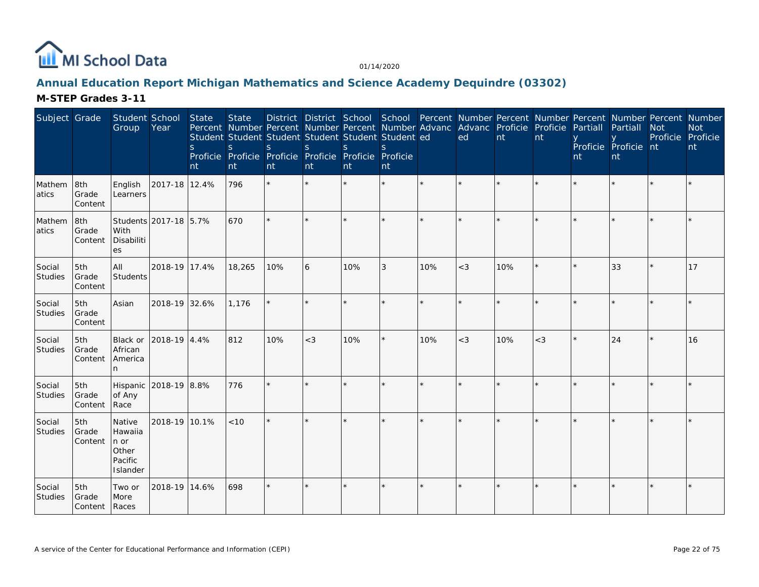# Annual Education Report Michigan Mathematics and Science Academy Dequindre (03302)

## M-STEP Grades 3-11

| Subject | Grade | Student Group | School Year | State Percent Students Proficient | State Number Students Proficient | District Percent Students Proficient | District Number Students Proficient | School Percent Students Proficient | School Number Students Proficient | Percent Advanced | Number Advanced | Percent Proficient | Number Proficient | Percent Partially Proficient | Number Partially Proficient | Percent Not Proficient | Number Not Proficient |
|---|---|---|---|---|---|---|---|---|---|---|---|---|---|---|---|---|---|
| Mathematics | 8th Grade Content | English Learners | 2017-18 | 12.4% | 796 | * | * | * | * | * | * | * | * | * | * | * | * |
| Mathematics | 8th Grade Content | Students With Disabilities | 2017-18 | 5.7% | 670 | * | * | * | * | * | * | * | * | * | * | * | * |
| Social Studies | 5th Grade Content | All Students | 2018-19 | 17.4% | 18,265 | 10% | 6 | 10% | 3 | 10% | <3 | 10% | * | * | 33 | * | 17 |
| Social Studies | 5th Grade Content | Asian | 2018-19 | 32.6% | 1,176 | * | * | * | * | * | * | * | * | * | * | * | * |
| Social Studies | 5th Grade Content | Black or African American | 2018-19 | 4.4% | 812 | 10% | <3 | 10% | * | 10% | <3 | 10% | <3 | * | 24 | * | 16 |
| Social Studies | 5th Grade Content | Hispanic of Any Race | 2018-19 | 8.8% | 776 | * | * | * | * | * | * | * | * | * | * | * | * |
| Social Studies | 5th Grade Content | Native Hawaiian or Other Pacific Islander | 2018-19 | 10.1% | <10 | * | * | * | * | * | * | * | * | * | * | * | * |
| Social Studies | 5th Grade Content | Two or More Races | 2018-19 | 14.6% | 698 | * | * | * | * | * | * | * | * | * | * | * | * |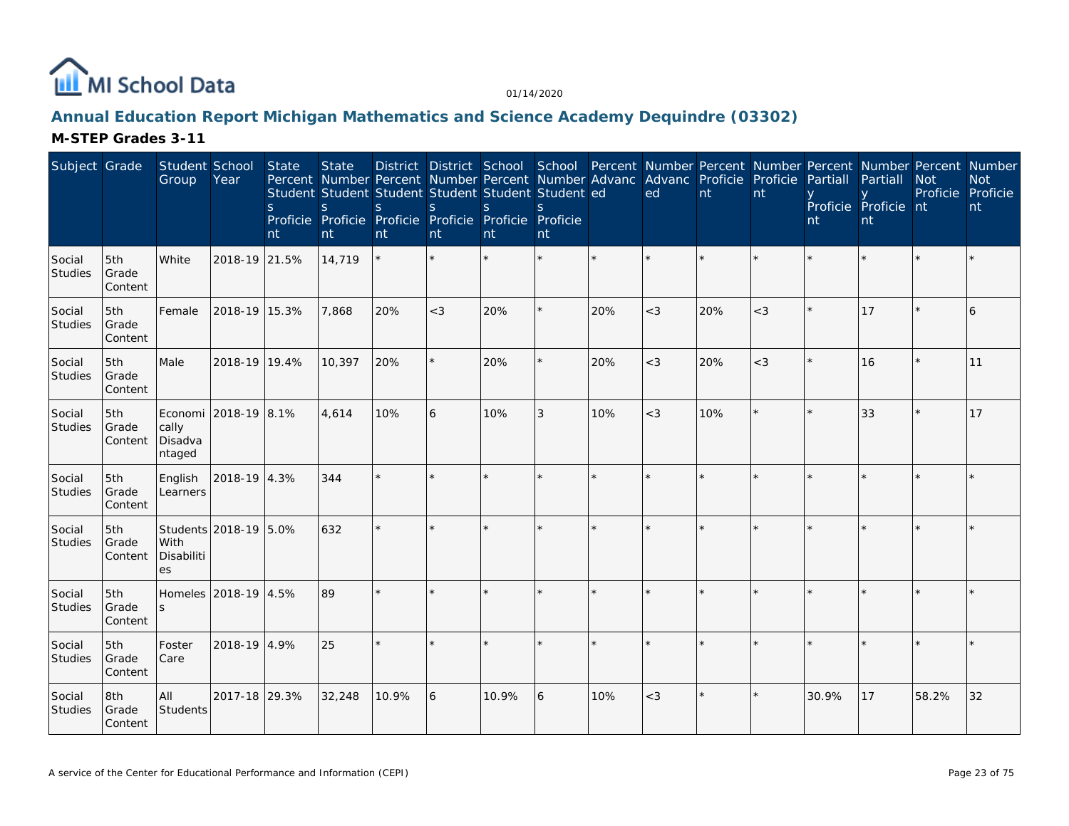# Annual Education Report Michigan Mathematics and Science Academy Dequindre (03302)

## M-STEP Grades 3-11

| Subject | Grade | Student Group | School Year | State Percent Students Proficient | State Number Students Proficient | District Percent Students Proficient | District Number Students Proficient | School Percent Students Proficient | School Number Students Proficient | Percent Advanced | Number Advanced | Percent Proficient | Number Proficient | Percent Partially Proficient | Number Partially Proficient | Percent Not Proficient | Number Not Proficient |
|---|---|---|---|---|---|---|---|---|---|---|---|---|---|---|---|---|---|
| Social Studies | 5th Grade Content | White | 2018-19 | 21.5% | 14,719 | * | * | * | * | * | * | * | * | * | * | * | * |
| Social Studies | 5th Grade Content | Female | 2018-19 | 15.3% | 7,868 | 20% | <3 | 20% | * | 20% | <3 | 20% | <3 | * | 17 | * | 6 |
| Social Studies | 5th Grade Content | Male | 2018-19 | 19.4% | 10,397 | 20% | * | 20% | * | 20% | <3 | 20% | <3 | * | 16 | * | 11 |
| Social Studies | 5th Grade Content | Economically Disadvantaged | 2018-19 | 8.1% | 4,614 | 10% | 6 | 10% | 3 | 10% | <3 | 10% | * | * | 33 | * | 17 |
| Social Studies | 5th Grade Content | English Learners | 2018-19 | 4.3% | 344 | * | * | * | * | * | * | * | * | * | * | * | * |
| Social Studies | 5th Grade Content | Students With Disabilities | 2018-19 | 5.0% | 632 | * | * | * | * | * | * | * | * | * | * | * | * |
| Social Studies | 5th Grade Content | Homeless | 2018-19 | 4.5% | 89 | * | * | * | * | * | * | * | * | * | * | * | * |
| Social Studies | 5th Grade Content | Foster Care | 2018-19 | 4.9% | 25 | * | * | * | * | * | * | * | * | * | * | * | * |
| Social Studies | 8th Grade Content | All Students | 2017-18 | 29.3% | 32,248 | 10.9% | 6 | 10.9% | 6 | 10% | <3 | * | * | 30.9% | 17 | 58.2% | 32 |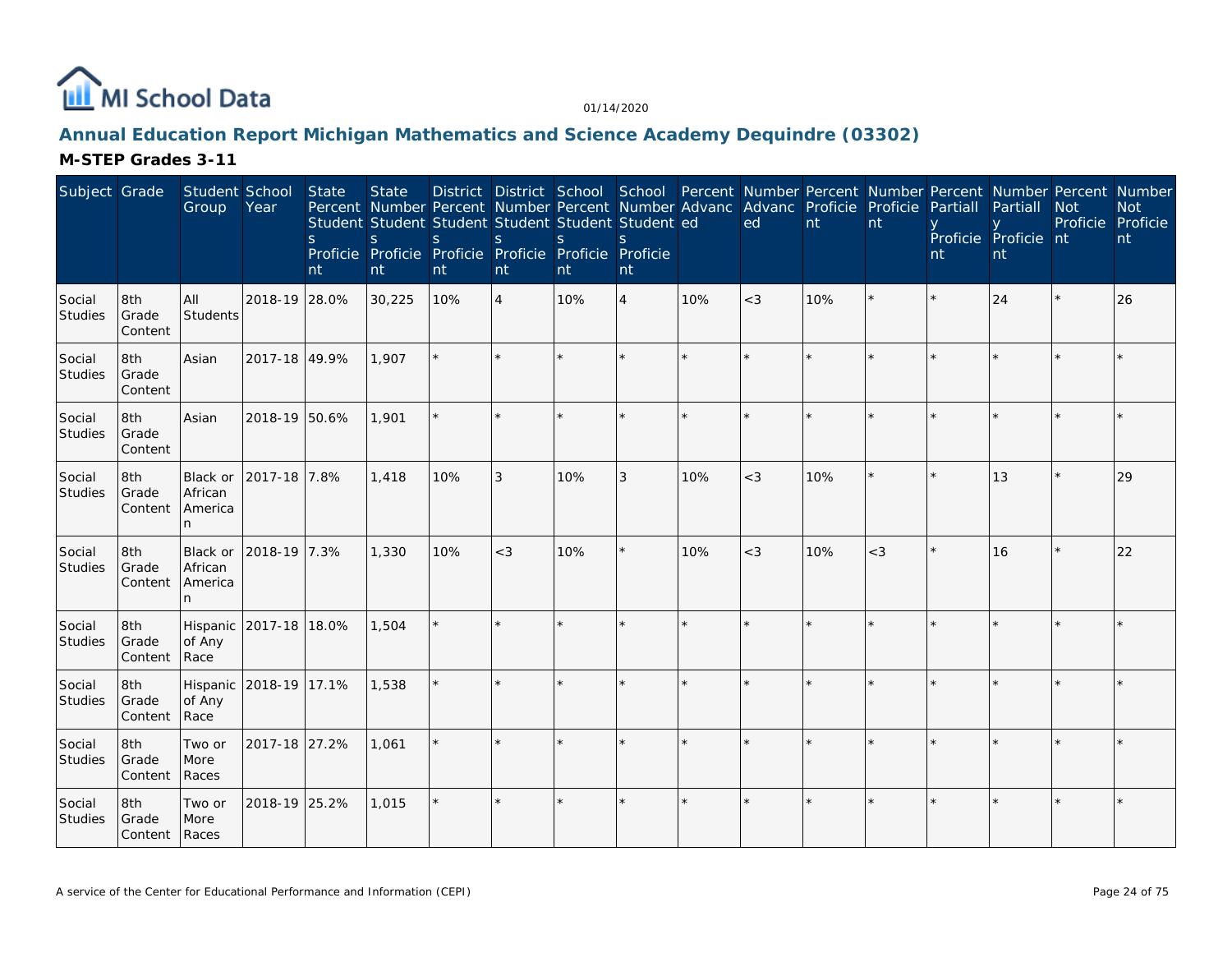# Annual Education Report Michigan Mathematics and Science Academy Dequindre (03302)

## M-STEP Grades 3-11

| Subject | Grade | Student Group | School Year | State Percent Students Proficient | State Number Students Proficient | District Percent Students Proficient | District Number Students Proficient | School Percent Students Proficient | School Number Students Proficient | Percent Advanced | Number Advanced | Percent Proficient | Number Proficient | Percent Partially Proficient | Number Partially Proficient | Percent Not Proficient | Number Not Proficient |
|---|---|---|---|---|---|---|---|---|---|---|---|---|---|---|---|---|---|
| Social Studies | 8th Grade Content | All Students | 2018-19 | 28.0% | 30,225 | 10% | 4 | 10% | 4 | 10% | <3 | 10% | * | * | 24 | * | 26 |
| Social Studies | 8th Grade Content | Asian | 2017-18 | 49.9% | 1,907 | * | * | * | * | * | * | * | * | * | * | * | * |
| Social Studies | 8th Grade Content | Asian | 2018-19 | 50.6% | 1,901 | * | * | * | * | * | * | * | * | * | * | * | * |
| Social Studies | 8th Grade Content | Black or African American | 2017-18 | 7.8% | 1,418 | 10% | 3 | 10% | 3 | 10% | <3 | 10% | * | * | 13 | * | 29 |
| Social Studies | 8th Grade Content | Black or African American | 2018-19 | 7.3% | 1,330 | 10% | <3 | 10% | * | 10% | <3 | 10% | <3 | * | 16 | * | 22 |
| Social Studies | 8th Grade Content | Hispanic of Any Race | 2017-18 | 18.0% | 1,504 | * | * | * | * | * | * | * | * | * | * | * | * |
| Social Studies | 8th Grade Content | Hispanic of Any Race | 2018-19 | 17.1% | 1,538 | * | * | * | * | * | * | * | * | * | * | * | * |
| Social Studies | 8th Grade Content | Two or More Races | 2017-18 | 27.2% | 1,061 | * | * | * | * | * | * | * | * | * | * | * | * |
| Social Studies | 8th Grade Content | Two or More Races | 2018-19 | 25.2% | 1,015 | * | * | * | * | * | * | * | * | * | * | * | * |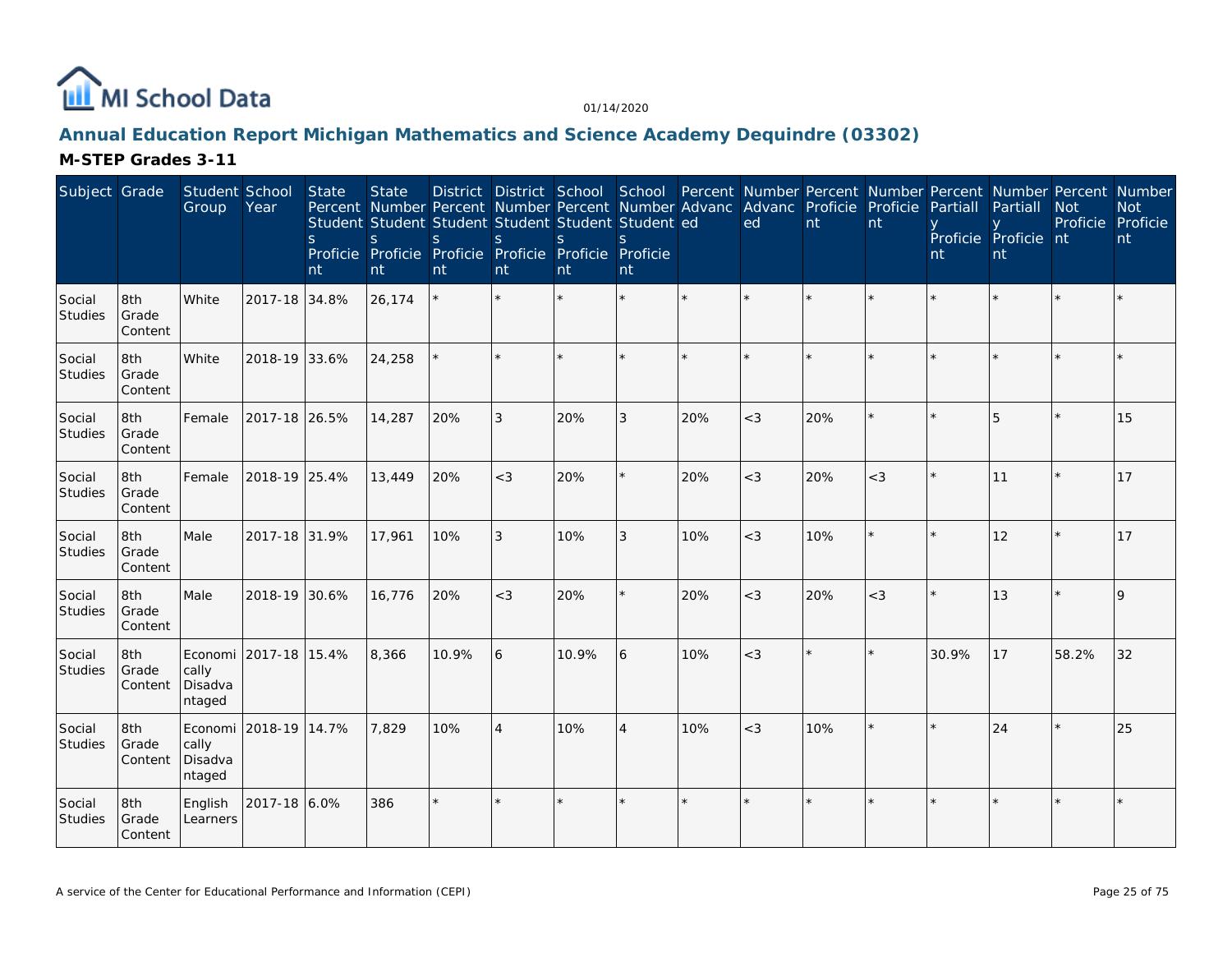MI School Data

01/14/2020

## Annual Education Report Michigan Mathematics and Science Academy Dequindre (03302)

### M-STEP Grades 3-11

| Subject | Grade | Student Group | School Year | State Percent Students Proficient | State Number Students Proficient | District Percent Students Proficient | District Number Students Proficient | School Percent Students Proficient | School Number Students Proficient | Percent Advanced | Number Advanced | Percent Proficient | Number Proficient | Percent Partially Proficient | Number Partially Proficient | Percent Not Proficient | Number Not Proficient |
|---|---|---|---|---|---|---|---|---|---|---|---|---|---|---|---|---|---|
| Social Studies | 8th Grade Content | White | 2017-18 | 34.8% | 26,174 | * | * | * | * | * | * | * | * | * | * | * | * |
| Social Studies | 8th Grade Content | White | 2018-19 | 33.6% | 24,258 | * | * | * | * | * | * | * | * | * | * | * | * |
| Social Studies | 8th Grade Content | Female | 2017-18 | 26.5% | 14,287 | 20% | 3 | 20% | 3 | 20% | <3 | 20% | * | * | 5 | * | 15 |
| Social Studies | 8th Grade Content | Female | 2018-19 | 25.4% | 13,449 | 20% | <3 | 20% | * | 20% | <3 | 20% | <3 | * | 11 | * | 17 |
| Social Studies | 8th Grade Content | Male | 2017-18 | 31.9% | 17,961 | 10% | 3 | 10% | 3 | 10% | <3 | 10% | * | * | 12 | * | 17 |
| Social Studies | 8th Grade Content | Male | 2018-19 | 30.6% | 16,776 | 20% | <3 | 20% | * | 20% | <3 | 20% | <3 | * | 13 | * | 9 |
| Social Studies | 8th Grade Content | Economically Disadvantaged | 2017-18 | 15.4% | 8,366 | 10.9% | 6 | 10.9% | 6 | 10% | <3 | * | * | 30.9% | 17 | 58.2% | 32 |
| Social Studies | 8th Grade Content | Economically Disadvantaged | 2018-19 | 14.7% | 7,829 | 10% | 4 | 10% | 4 | 10% | <3 | 10% | * | * | 24 | * | 25 |
| Social Studies | 8th Grade Content | English Learners | 2017-18 | 6.0% | 386 | * | * | * | * | * | * | * | * | * | * | * | * |

A service of the Center for Educational Performance and Information (CEPI)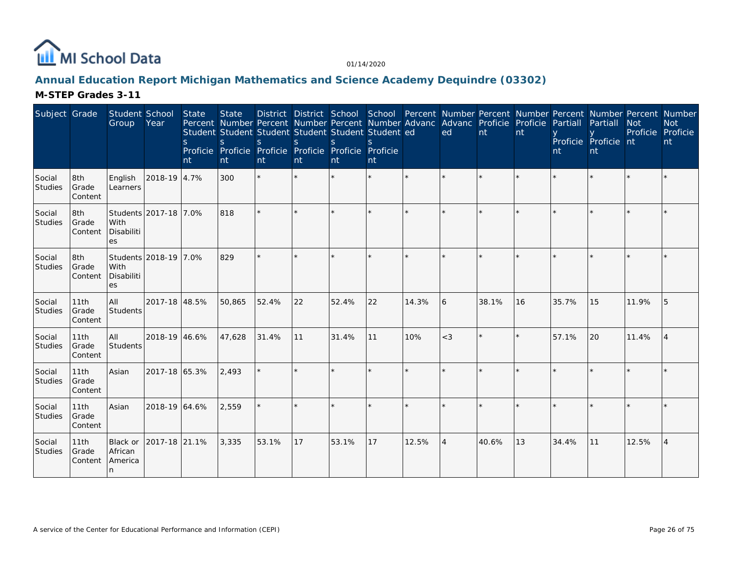# Annual Education Report Michigan Mathematics and Science Academy Dequindre (03302)

## M-STEP Grades 3-11

| Subject | Grade | Student Group | School Year | State Percent Students Proficient | State Number Students Proficient | District Percent Students Proficient | District Number Students Proficient | School Percent Students Proficient | School Number Students Proficient | Percent Advanced | Number Advanced | Percent Proficient | Number Proficient | Percent Partially Proficient | Number Partially Proficient | Percent Not Proficient | Number Not Proficient |
|---|---|---|---|---|---|---|---|---|---|---|---|---|---|---|---|---|---|
| Social Studies | 8th Grade Content | English Learners | 2018-19 | 4.7% | 300 | * | * | * | * | * | * | * | * | * | * | * | * |
| Social Studies | 8th Grade Content | Students With Disabilities | 2017-18 | 7.0% | 818 | * | * | * | * | * | * | * | * | * | * | * | * |
| Social Studies | 8th Grade Content | Students With Disabilities | 2018-19 | 7.0% | 829 | * | * | * | * | * | * | * | * | * | * | * | * |
| Social Studies | 11th Grade Content | All Students | 2017-18 | 48.5% | 50,865 | 52.4% | 22 | 52.4% | 22 | 14.3% | 6 | 38.1% | 16 | 35.7% | 15 | 11.9% | 5 |
| Social Studies | 11th Grade Content | All Students | 2018-19 | 46.6% | 47,628 | 31.4% | 11 | 31.4% | 11 | 10% | <3 | * | * | 57.1% | 20 | 11.4% | 4 |
| Social Studies | 11th Grade Content | Asian | 2017-18 | 65.3% | 2,493 | * | * | * | * | * | * | * | * | * | * | * | * |
| Social Studies | 11th Grade Content | Asian | 2018-19 | 64.6% | 2,559 | * | * | * | * | * | * | * | * | * | * | * | * |
| Social Studies | 11th Grade Content | Black or African American | 2017-18 | 21.1% | 3,335 | 53.1% | 17 | 53.1% | 17 | 12.5% | 4 | 40.6% | 13 | 34.4% | 11 | 12.5% | 4 |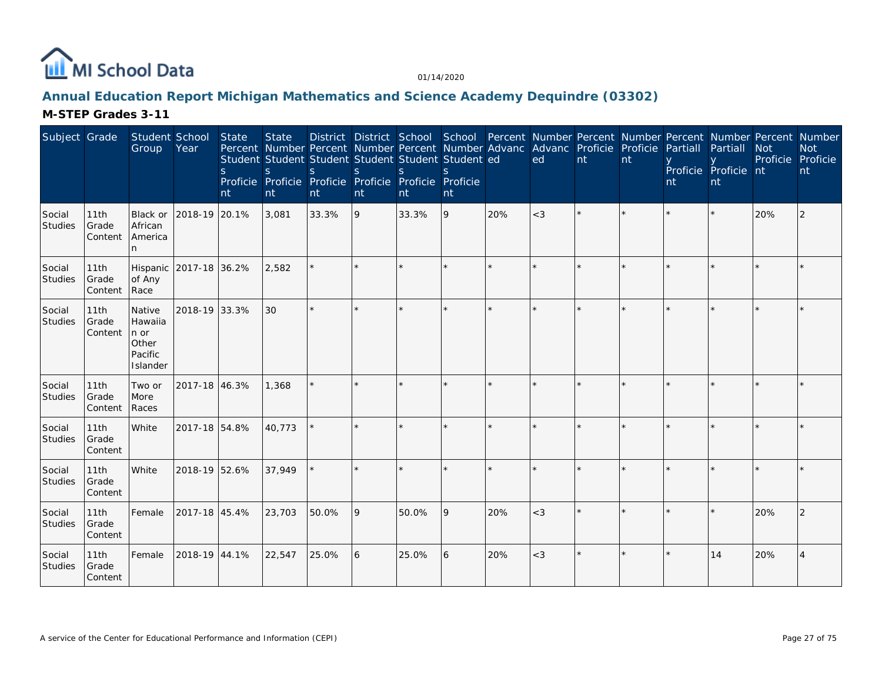# Annual Education Report Michigan Mathematics and Science Academy Dequindre (03302)

## M-STEP Grades 3-11

| Subject | Grade | Student Group | School Year | State Percent Students Proficient | State Number Students Proficient | District Percent Students Proficient | District Number Students Proficient | School Percent Students Proficient | School Number Students Proficient | Percent Advanced | Number Advanced | Percent Proficient | Number Proficient | Percent Partially Proficient | Number Partially Proficient | Percent Not Proficient | Number Not Proficient |
|---|---|---|---|---|---|---|---|---|---|---|---|---|---|---|---|---|---|
| Social Studies | 11th Grade Content | Black or African American | 2018-19 | 20.1% | 3,081 | 33.3% | 9 | 33.3% | 9 | 20% | <3 | * | * | * | * | 20% | 2 |
| Social Studies | 11th Grade Content | Hispanic of Any Race | 2017-18 | 36.2% | 2,582 | * | * | * | * | * | * | * | * | * | * | * | * |
| Social Studies | 11th Grade Content | Native Hawaiian or Other Pacific Islander | 2018-19 | 33.3% | 30 | * | * | * | * | * | * | * | * | * | * | * | * |
| Social Studies | 11th Grade Content | Two or More Races | 2017-18 | 46.3% | 1,368 | * | * | * | * | * | * | * | * | * | * | * | * |
| Social Studies | 11th Grade Content | White | 2017-18 | 54.8% | 40,773 | * | * | * | * | * | * | * | * | * | * | * | * |
| Social Studies | 11th Grade Content | White | 2018-19 | 52.6% | 37,949 | * | * | * | * | * | * | * | * | * | * | * | * |
| Social Studies | 11th Grade Content | Female | 2017-18 | 45.4% | 23,703 | 50.0% | 9 | 50.0% | 9 | 20% | <3 | * | * | * | * | 20% | 2 |
| Social Studies | 11th Grade Content | Female | 2018-19 | 44.1% | 22,547 | 25.0% | 6 | 25.0% | 6 | 20% | <3 | * | * | * | 14 | 20% | 4 |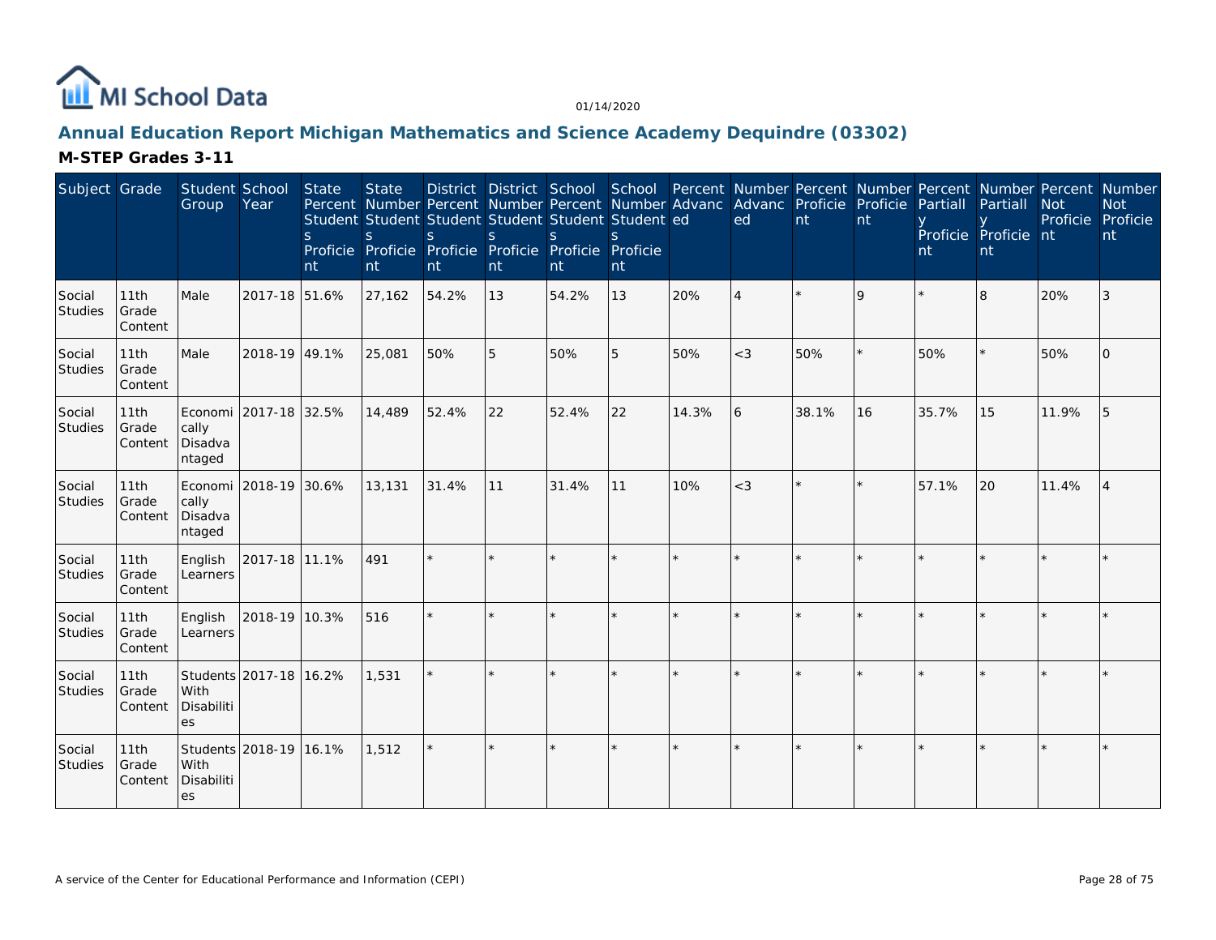MI School Data

01/14/2020

## Annual Education Report Michigan Mathematics and Science Academy Dequindre (03302)

### M-STEP Grades 3-11

| Subject | Grade | Student Group | School Year | State Percent Students Proficient | State Number Students Proficient | District Percent Students Proficient | District Number Students Proficient | School Percent Students Proficient | School Number Students Proficient | Percent Advanced | Number Advanced | Percent Proficient | Number Proficient | Percent Partially Proficient | Number Partially Proficient | Percent Not Proficient | Number Not Proficient |
|---|---|---|---|---|---|---|---|---|---|---|---|---|---|---|---|---|---|
| Social Studies | 11th Grade Content | Male | 2017-18 | 51.6% | 27,162 | 54.2% | 13 | 54.2% | 13 | 20% | 4 | * | 9 | * | 8 | 20% | 3 |
| Social Studies | 11th Grade Content | Male | 2018-19 | 49.1% | 25,081 | 50% | 5 | 50% | 5 | 50% | <3 | 50% | * | 50% | * | 50% | 0 |
| Social Studies | 11th Grade Content | Economically Disadvantaged | 2017-18 | 32.5% | 14,489 | 52.4% | 22 | 52.4% | 22 | 14.3% | 6 | 38.1% | 16 | 35.7% | 15 | 11.9% | 5 |
| Social Studies | 11th Grade Content | Economically Disadvantaged | 2018-19 | 30.6% | 13,131 | 31.4% | 11 | 31.4% | 11 | 10% | <3 | * | * | 57.1% | 20 | 11.4% | 4 |
| Social Studies | 11th Grade Content | English Learners | 2017-18 | 11.1% | 491 | * | * | * | * | * | * | * | * | * | * | * | * |
| Social Studies | 11th Grade Content | English Learners | 2018-19 | 10.3% | 516 | * | * | * | * | * | * | * | * | * | * | * | * |
| Social Studies | 11th Grade Content | Students With Disabilities | 2017-18 | 16.2% | 1,531 | * | * | * | * | * | * | * | * | * | * | * | * |
| Social Studies | 11th Grade Content | Students With Disabilities | 2018-19 | 16.1% | 1,512 | * | * | * | * | * | * | * | * | * | * | * | * |

A service of the Center for Educational Performance and Information (CEPI)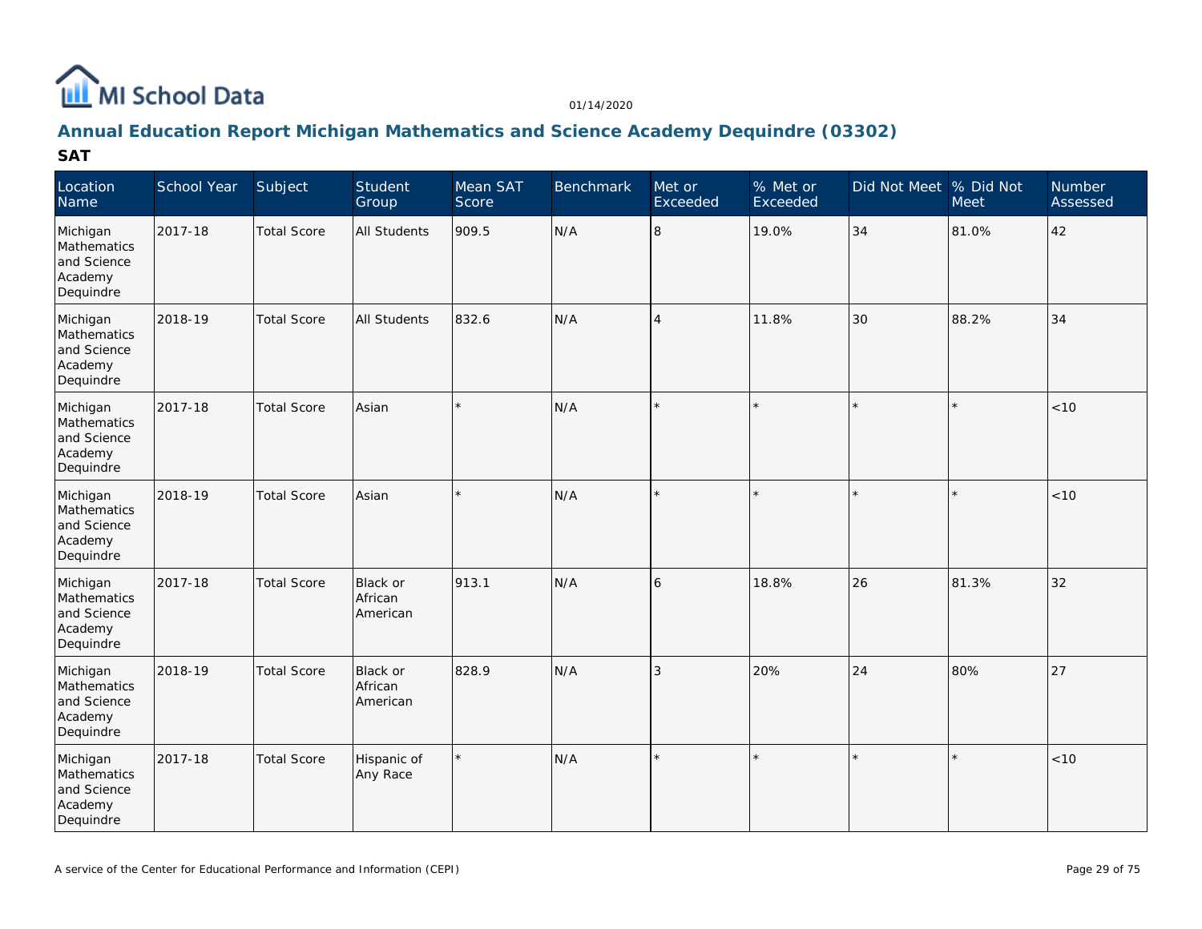MI School Data

01/14/2020

## Annual Education Report Michigan Mathematics and Science Academy Dequindre (03302)

### SAT

| Location Name | School Year | Subject | Student Group | Mean SAT Score | Benchmark | Met or Exceeded | % Met or Exceeded | Did Not Meet | % Did Not Meet | Number Assessed |
|---|---|---|---|---|---|---|---|---|---|---|
| Michigan Mathematics and Science Academy Dequindre | 2017-18 | Total Score | All Students | 909.5 | N/A | 8 | 19.0% | 34 | 81.0% | 42 |
| Michigan Mathematics and Science Academy Dequindre | 2018-19 | Total Score | All Students | 832.6 | N/A | 4 | 11.8% | 30 | 88.2% | 34 |
| Michigan Mathematics and Science Academy Dequindre | 2017-18 | Total Score | Asian | * | N/A | * | * | * | * | <10 |
| Michigan Mathematics and Science Academy Dequindre | 2018-19 | Total Score | Asian | * | N/A | * | * | * | * | <10 |
| Michigan Mathematics and Science Academy Dequindre | 2017-18 | Total Score | Black or African American | 913.1 | N/A | 6 | 18.8% | 26 | 81.3% | 32 |
| Michigan Mathematics and Science Academy Dequindre | 2018-19 | Total Score | Black or African American | 828.9 | N/A | 3 | 20% | 24 | 80% | 27 |
| Michigan Mathematics and Science Academy Dequindre | 2017-18 | Total Score | Hispanic of Any Race | * | N/A | * | * | * | * | <10 |

A service of the Center for Educational Performance and Information (CEPI)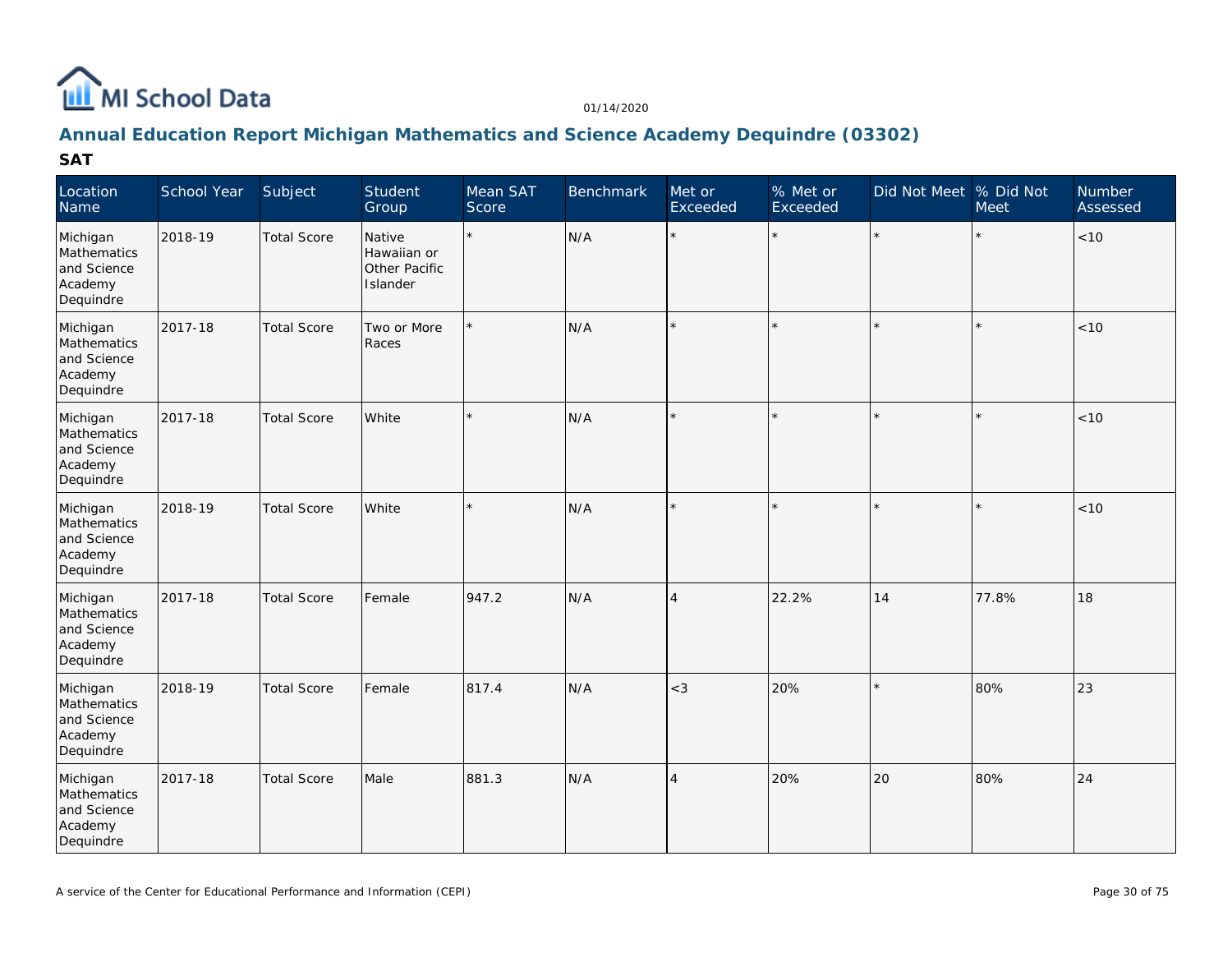# Annual Education Report Michigan Mathematics and Science Academy Dequindre (03302)

## SAT

| Location Name | School Year | Subject | Student Group | Mean SAT Score | Benchmark | Met or Exceeded | % Met or Exceeded | Did Not Meet | % Did Not Meet | Number Assessed |
|---|---|---|---|---|---|---|---|---|---|---|
| Michigan Mathematics and Science Academy Dequindre | 2018-19 | Total Score | Native Hawaiian or Other Pacific Islander | * | N/A | * | * | * | * | <10 |
| Michigan Mathematics and Science Academy Dequindre | 2017-18 | Total Score | Two or More Races | * | N/A | * | * | * | * | <10 |
| Michigan Mathematics and Science Academy Dequindre | 2017-18 | Total Score | White | * | N/A | * | * | * | * | <10 |
| Michigan Mathematics and Science Academy Dequindre | 2018-19 | Total Score | White | * | N/A | * | * | * | * | <10 |
| Michigan Mathematics and Science Academy Dequindre | 2017-18 | Total Score | Female | 947.2 | N/A | 4 | 22.2% | 14 | 77.8% | 18 |
| Michigan Mathematics and Science Academy Dequindre | 2018-19 | Total Score | Female | 817.4 | N/A | <3 | 20% | * | 80% | 23 |
| Michigan Mathematics and Science Academy Dequindre | 2017-18 | Total Score | Male | 881.3 | N/A | 4 | 20% | 20 | 80% | 24 |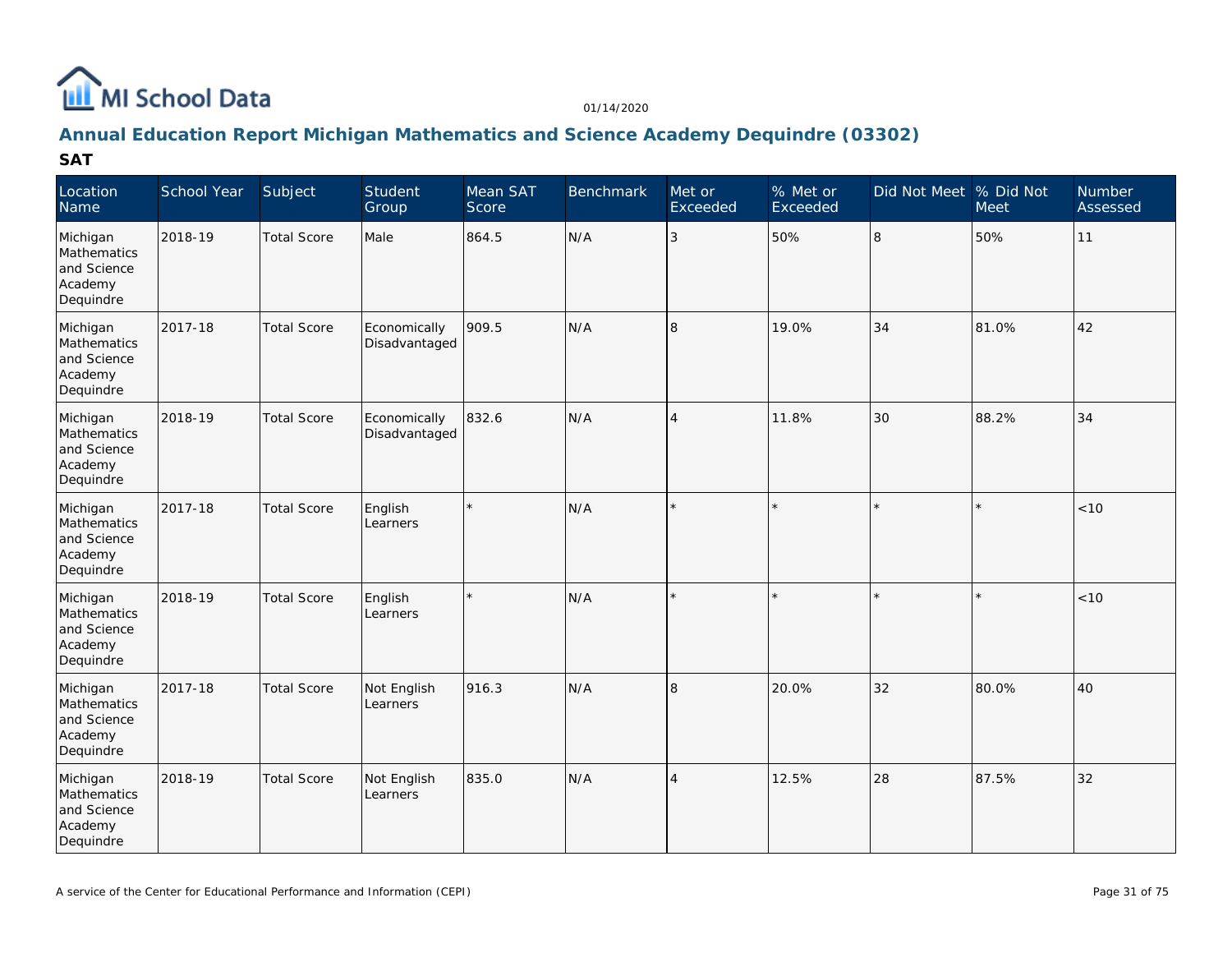## Annual Education Report Michigan Mathematics and Science Academy Dequindre (03302)

### SAT

| Location Name | School Year | Subject | Student Group | Mean SAT Score | Benchmark | Met or Exceeded | % Met or Exceeded | Did Not Meet | % Did Not Meet | Number Assessed |
|---|---|---|---|---|---|---|---|---|---|---|
| Michigan Mathematics and Science Academy Dequindre | 2018-19 | Total Score | Male | 864.5 | N/A | 3 | 50% | 8 | 50% | 11 |
| Michigan Mathematics and Science Academy Dequindre | 2017-18 | Total Score | Economically Disadvantaged | 909.5 | N/A | 8 | 19.0% | 34 | 81.0% | 42 |
| Michigan Mathematics and Science Academy Dequindre | 2018-19 | Total Score | Economically Disadvantaged | 832.6 | N/A | 4 | 11.8% | 30 | 88.2% | 34 |
| Michigan Mathematics and Science Academy Dequindre | 2017-18 | Total Score | English Learners | * | N/A | * | * | * | * | <10 |
| Michigan Mathematics and Science Academy Dequindre | 2018-19 | Total Score | English Learners | * | N/A | * | * | * | * | <10 |
| Michigan Mathematics and Science Academy Dequindre | 2017-18 | Total Score | Not English Learners | 916.3 | N/A | 8 | 20.0% | 32 | 80.0% | 40 |
| Michigan Mathematics and Science Academy Dequindre | 2018-19 | Total Score | Not English Learners | 835.0 | N/A | 4 | 12.5% | 28 | 87.5% | 32 |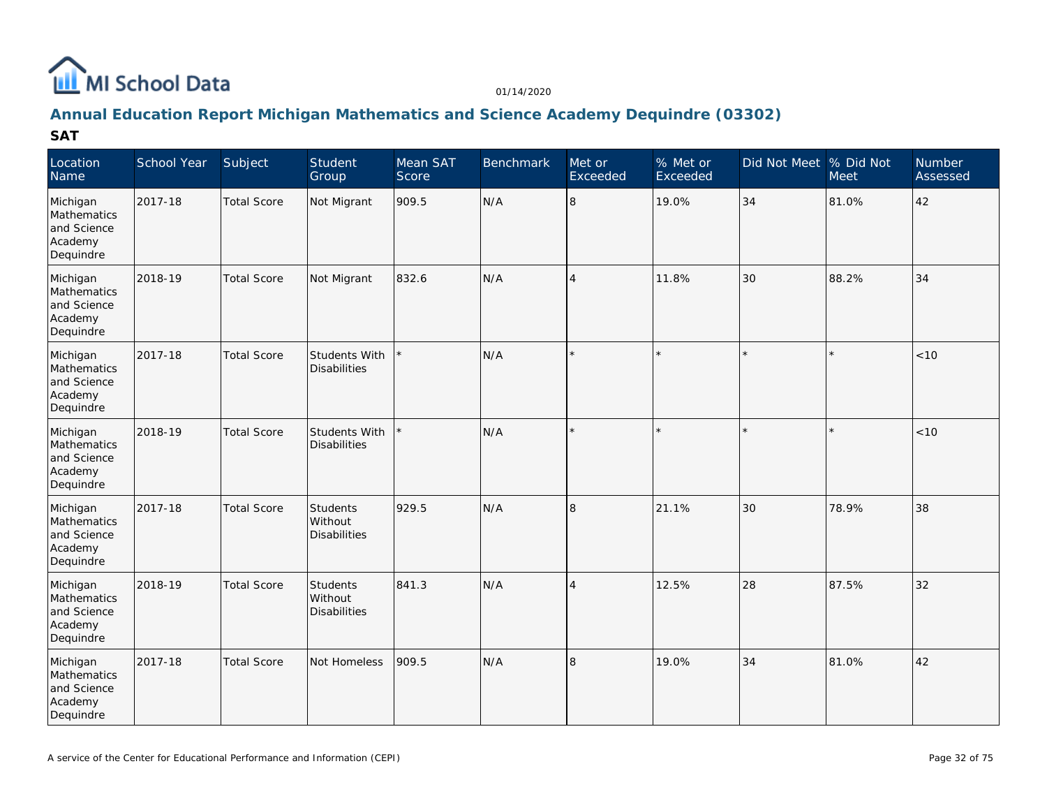## Annual Education Report Michigan Mathematics and Science Academy Dequindre (03302)

### SAT

| Location Name | School Year | Subject | Student Group | Mean SAT Score | Benchmark | Met or Exceeded | % Met or Exceeded | Did Not Meet | % Did Not Meet | Number Assessed |
|---|---|---|---|---|---|---|---|---|---|---|
| Michigan Mathematics and Science Academy Dequindre | 2017-18 | Total Score | Not Migrant | 909.5 | N/A | 8 | 19.0% | 34 | 81.0% | 42 |
| Michigan Mathematics and Science Academy Dequindre | 2018-19 | Total Score | Not Migrant | 832.6 | N/A | 4 | 11.8% | 30 | 88.2% | 34 |
| Michigan Mathematics and Science Academy Dequindre | 2017-18 | Total Score | Students With Disabilities | * | N/A | * | * | * | * | <10 |
| Michigan Mathematics and Science Academy Dequindre | 2018-19 | Total Score | Students With Disabilities | * | N/A | * | * | * | * | <10 |
| Michigan Mathematics and Science Academy Dequindre | 2017-18 | Total Score | Students Without Disabilities | 929.5 | N/A | 8 | 21.1% | 30 | 78.9% | 38 |
| Michigan Mathematics and Science Academy Dequindre | 2018-19 | Total Score | Students Without Disabilities | 841.3 | N/A | 4 | 12.5% | 28 | 87.5% | 32 |
| Michigan Mathematics and Science Academy Dequindre | 2017-18 | Total Score | Not Homeless | 909.5 | N/A | 8 | 19.0% | 34 | 81.0% | 42 |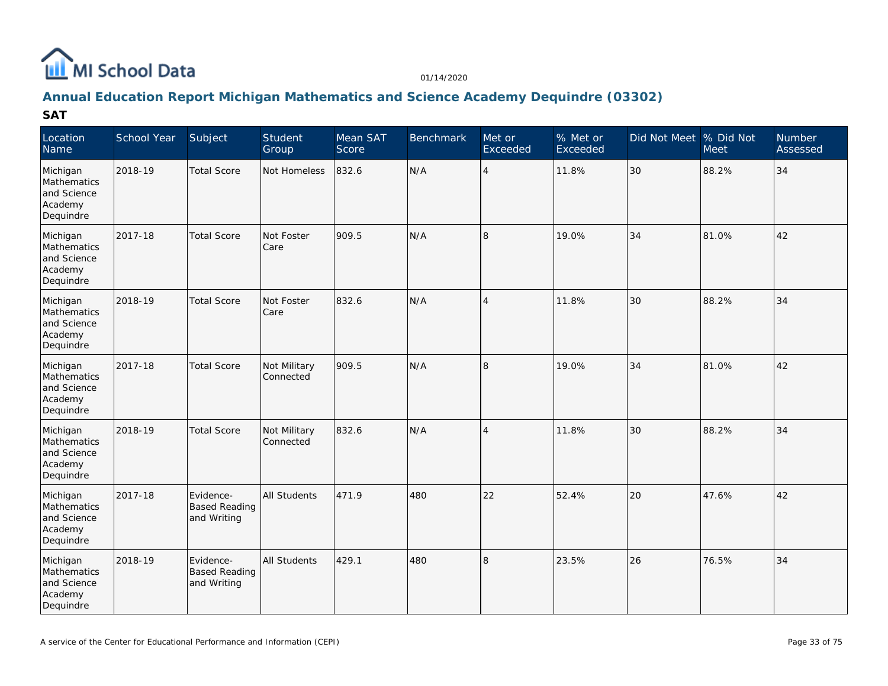MI School Data

01/14/2020

## Annual Education Report Michigan Mathematics and Science Academy Dequindre (03302)

### SAT

| Location Name | School Year | Subject | Student Group | Mean SAT Score | Benchmark | Met or Exceeded | % Met or Exceeded | Did Not Meet | % Did Not Meet | Number Assessed |
|---|---|---|---|---|---|---|---|---|---|---|
| Michigan Mathematics and Science Academy Dequindre | 2018-19 | Total Score | Not Homeless | 832.6 | N/A | 4 | 11.8% | 30 | 88.2% | 34 |
| Michigan Mathematics and Science Academy Dequindre | 2017-18 | Total Score | Not Foster Care | 909.5 | N/A | 8 | 19.0% | 34 | 81.0% | 42 |
| Michigan Mathematics and Science Academy Dequindre | 2018-19 | Total Score | Not Foster Care | 832.6 | N/A | 4 | 11.8% | 30 | 88.2% | 34 |
| Michigan Mathematics and Science Academy Dequindre | 2017-18 | Total Score | Not Military Connected | 909.5 | N/A | 8 | 19.0% | 34 | 81.0% | 42 |
| Michigan Mathematics and Science Academy Dequindre | 2018-19 | Total Score | Not Military Connected | 832.6 | N/A | 4 | 11.8% | 30 | 88.2% | 34 |
| Michigan Mathematics and Science Academy Dequindre | 2017-18 | Evidence-Based Reading and Writing | All Students | 471.9 | 480 | 22 | 52.4% | 20 | 47.6% | 42 |
| Michigan Mathematics and Science Academy Dequindre | 2018-19 | Evidence-Based Reading and Writing | All Students | 429.1 | 480 | 8 | 23.5% | 26 | 76.5% | 34 |

A service of the Center for Educational Performance and Information (CEPI)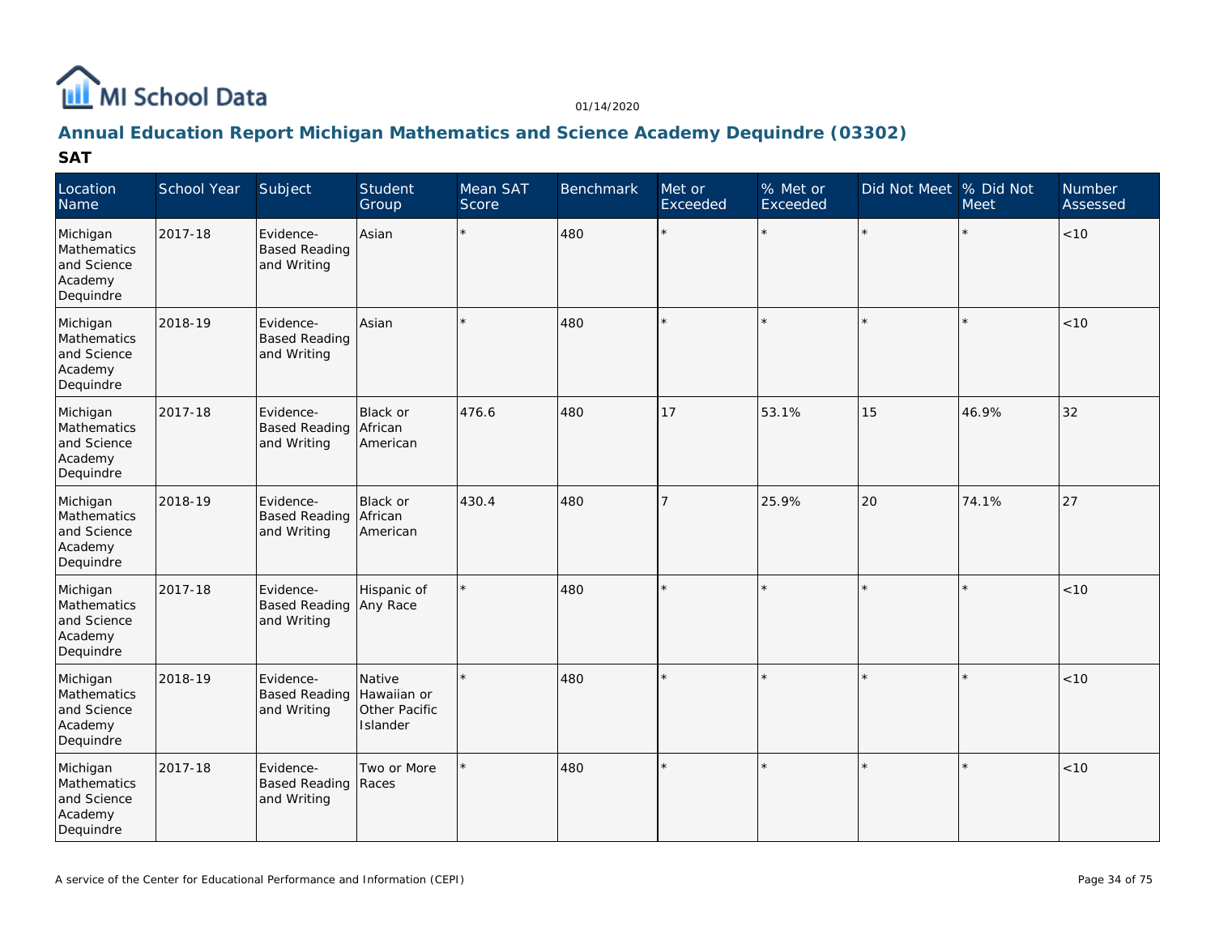MI School Data

01/14/2020

## Annual Education Report Michigan Mathematics and Science Academy Dequindre (03302)

### SAT

| Location Name | School Year | Subject | Student Group | Mean SAT Score | Benchmark | Met or Exceeded | % Met or Exceeded | Did Not Meet | % Did Not Meet | Number Assessed |
|---|---|---|---|---|---|---|---|---|---|---|
| Michigan Mathematics and Science Academy Dequindre | 2017-18 | Evidence-Based Reading and Writing | Asian | * | 480 | * | * | * | * | <10 |
| Michigan Mathematics and Science Academy Dequindre | 2018-19 | Evidence-Based Reading and Writing | Asian | * | 480 | * | * | * | * | <10 |
| Michigan Mathematics and Science Academy Dequindre | 2017-18 | Evidence-Based Reading and Writing | Black or African American | 476.6 | 480 | 17 | 53.1% | 15 | 46.9% | 32 |
| Michigan Mathematics and Science Academy Dequindre | 2018-19 | Evidence-Based Reading and Writing | Black or African American | 430.4 | 480 | 7 | 25.9% | 20 | 74.1% | 27 |
| Michigan Mathematics and Science Academy Dequindre | 2017-18 | Evidence-Based Reading and Writing | Hispanic of Any Race | * | 480 | * | * | * | * | <10 |
| Michigan Mathematics and Science Academy Dequindre | 2018-19 | Evidence-Based Reading and Writing | Native Hawaiian or Other Pacific Islander | * | 480 | * | * | * | * | <10 |
| Michigan Mathematics and Science Academy Dequindre | 2017-18 | Evidence-Based Reading and Writing | Two or More Races | * | 480 | * | * | * | * | <10 |

A service of the Center for Educational Performance and Information (CEPI)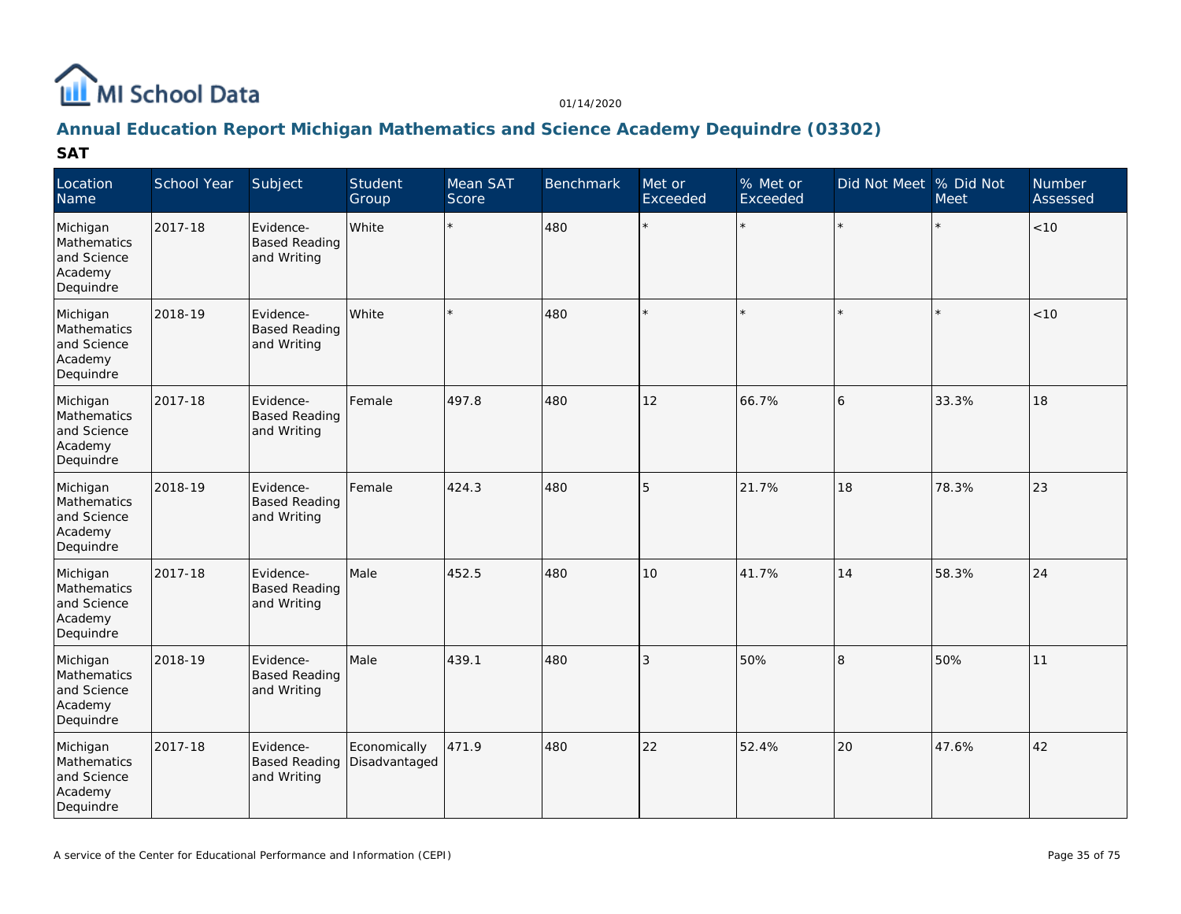MI School Data

01/14/2020

## Annual Education Report Michigan Mathematics and Science Academy Dequindre (03302)

### SAT

| Location Name | School Year | Subject | Student Group | Mean SAT Score | Benchmark | Met or Exceeded | % Met or Exceeded | Did Not Meet | % Did Not Meet | Number Assessed |
|---|---|---|---|---|---|---|---|---|---|---|
| Michigan Mathematics and Science Academy Dequindre | 2017-18 | Evidence-Based Reading and Writing | White | * | 480 | * | * | * | * | <10 |
| Michigan Mathematics and Science Academy Dequindre | 2018-19 | Evidence-Based Reading and Writing | White | * | 480 | * | * | * | * | <10 |
| Michigan Mathematics and Science Academy Dequindre | 2017-18 | Evidence-Based Reading and Writing | Female | 497.8 | 480 | 12 | 66.7% | 6 | 33.3% | 18 |
| Michigan Mathematics and Science Academy Dequindre | 2018-19 | Evidence-Based Reading and Writing | Female | 424.3 | 480 | 5 | 21.7% | 18 | 78.3% | 23 |
| Michigan Mathematics and Science Academy Dequindre | 2017-18 | Evidence-Based Reading and Writing | Male | 452.5 | 480 | 10 | 41.7% | 14 | 58.3% | 24 |
| Michigan Mathematics and Science Academy Dequindre | 2018-19 | Evidence-Based Reading and Writing | Male | 439.1 | 480 | 3 | 50% | 8 | 50% | 11 |
| Michigan Mathematics and Science Academy Dequindre | 2017-18 | Evidence-Based Reading and Writing | Economically Disadvantaged | 471.9 | 480 | 22 | 52.4% | 20 | 47.6% | 42 |

A service of the Center for Educational Performance and Information (CEPI)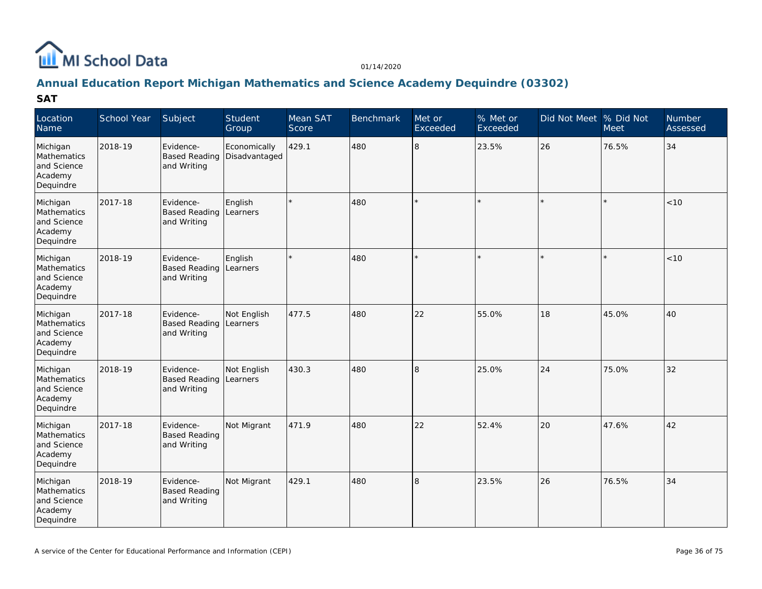MI School Data

01/14/2020

## Annual Education Report Michigan Mathematics and Science Academy Dequindre (03302)

### SAT

| Location Name | School Year | Subject | Student Group | Mean SAT Score | Benchmark | Met or Exceeded | % Met or Exceeded | Did Not Meet | % Did Not Meet | Number Assessed |
|---|---|---|---|---|---|---|---|---|---|---|
| Michigan Mathematics and Science Academy Dequindre | 2018-19 | Evidence-Based Reading and Writing | Economically Disadvantaged | 429.1 | 480 | 8 | 23.5% | 26 | 76.5% | 34 |
| Michigan Mathematics and Science Academy Dequindre | 2017-18 | Evidence-Based Reading and Writing | English Learners | * | 480 | * | * | * | * | <10 |
| Michigan Mathematics and Science Academy Dequindre | 2018-19 | Evidence-Based Reading and Writing | English Learners | * | 480 | * | * | * | * | <10 |
| Michigan Mathematics and Science Academy Dequindre | 2017-18 | Evidence-Based Reading and Writing | Not English Learners | 477.5 | 480 | 22 | 55.0% | 18 | 45.0% | 40 |
| Michigan Mathematics and Science Academy Dequindre | 2018-19 | Evidence-Based Reading and Writing | Not English Learners | 430.3 | 480 | 8 | 25.0% | 24 | 75.0% | 32 |
| Michigan Mathematics and Science Academy Dequindre | 2017-18 | Evidence-Based Reading and Writing | Not Migrant | 471.9 | 480 | 22 | 52.4% | 20 | 47.6% | 42 |
| Michigan Mathematics and Science Academy Dequindre | 2018-19 | Evidence-Based Reading and Writing | Not Migrant | 429.1 | 480 | 8 | 23.5% | 26 | 76.5% | 34 |

A service of the Center for Educational Performance and Information (CEPI)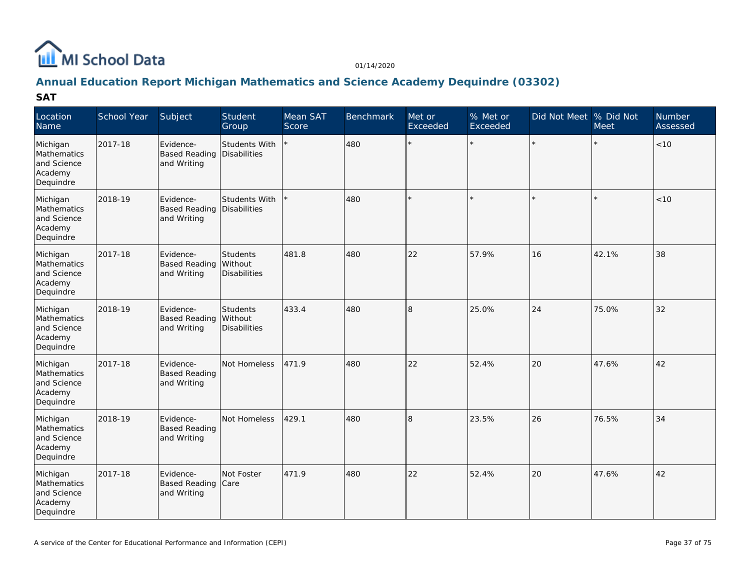MI School Data

01/14/2020

## Annual Education Report Michigan Mathematics and Science Academy Dequindre (03302)

### SAT

| Location Name | School Year | Subject | Student Group | Mean SAT Score | Benchmark | Met or Exceeded | % Met or Exceeded | Did Not Meet | % Did Not Meet | Number Assessed |
|---|---|---|---|---|---|---|---|---|---|---|
| Michigan Mathematics and Science Academy Dequindre | 2017-18 | Evidence-Based Reading and Writing | Students With Disabilities | * | 480 | * | * | * | * | <10 |
| Michigan Mathematics and Science Academy Dequindre | 2018-19 | Evidence-Based Reading and Writing | Students With Disabilities | * | 480 | * | * | * | * | <10 |
| Michigan Mathematics and Science Academy Dequindre | 2017-18 | Evidence-Based Reading and Writing | Students Without Disabilities | 481.8 | 480 | 22 | 57.9% | 16 | 42.1% | 38 |
| Michigan Mathematics and Science Academy Dequindre | 2018-19 | Evidence-Based Reading and Writing | Students Without Disabilities | 433.4 | 480 | 8 | 25.0% | 24 | 75.0% | 32 |
| Michigan Mathematics and Science Academy Dequindre | 2017-18 | Evidence-Based Reading and Writing | Not Homeless | 471.9 | 480 | 22 | 52.4% | 20 | 47.6% | 42 |
| Michigan Mathematics and Science Academy Dequindre | 2018-19 | Evidence-Based Reading and Writing | Not Homeless | 429.1 | 480 | 8 | 23.5% | 26 | 76.5% | 34 |
| Michigan Mathematics and Science Academy Dequindre | 2017-18 | Evidence-Based Reading and Writing | Not Foster Care | 471.9 | 480 | 22 | 52.4% | 20 | 47.6% | 42 |

A service of the Center for Educational Performance and Information (CEPI)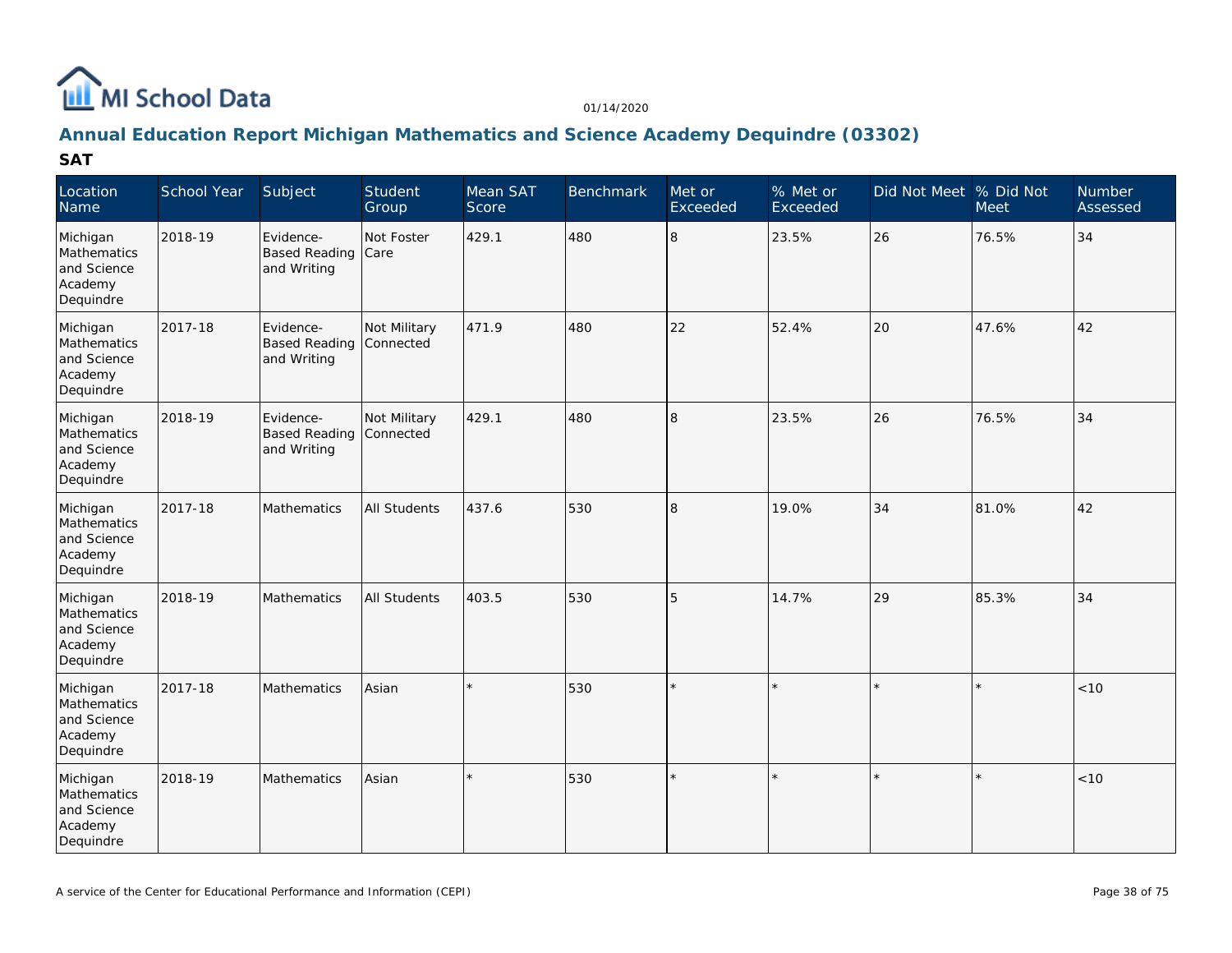MI School Data

01/14/2020

## Annual Education Report Michigan Mathematics and Science Academy Dequindre (03302)

### SAT

| Location Name | School Year | Subject | Student Group | Mean SAT Score | Benchmark | Met or Exceeded | % Met or Exceeded | Did Not Meet | % Did Not Meet | Number Assessed |
|---|---|---|---|---|---|---|---|---|---|---|
| Michigan Mathematics and Science Academy Dequindre | 2018-19 | Evidence-Based Reading and Writing | Not Foster Care | 429.1 | 480 | 8 | 23.5% | 26 | 76.5% | 34 |
| Michigan Mathematics and Science Academy Dequindre | 2017-18 | Evidence-Based Reading and Writing | Not Military Connected | 471.9 | 480 | 22 | 52.4% | 20 | 47.6% | 42 |
| Michigan Mathematics and Science Academy Dequindre | 2018-19 | Evidence-Based Reading and Writing | Not Military Connected | 429.1 | 480 | 8 | 23.5% | 26 | 76.5% | 34 |
| Michigan Mathematics and Science Academy Dequindre | 2017-18 | Mathematics | All Students | 437.6 | 530 | 8 | 19.0% | 34 | 81.0% | 42 |
| Michigan Mathematics and Science Academy Dequindre | 2018-19 | Mathematics | All Students | 403.5 | 530 | 5 | 14.7% | 29 | 85.3% | 34 |
| Michigan Mathematics and Science Academy Dequindre | 2017-18 | Mathematics | Asian | * | 530 | * | * | * | * | <10 |
| Michigan Mathematics and Science Academy Dequindre | 2018-19 | Mathematics | Asian | * | 530 | * | * | * | * | <10 |

A service of the Center for Educational Performance and Information (CEPI)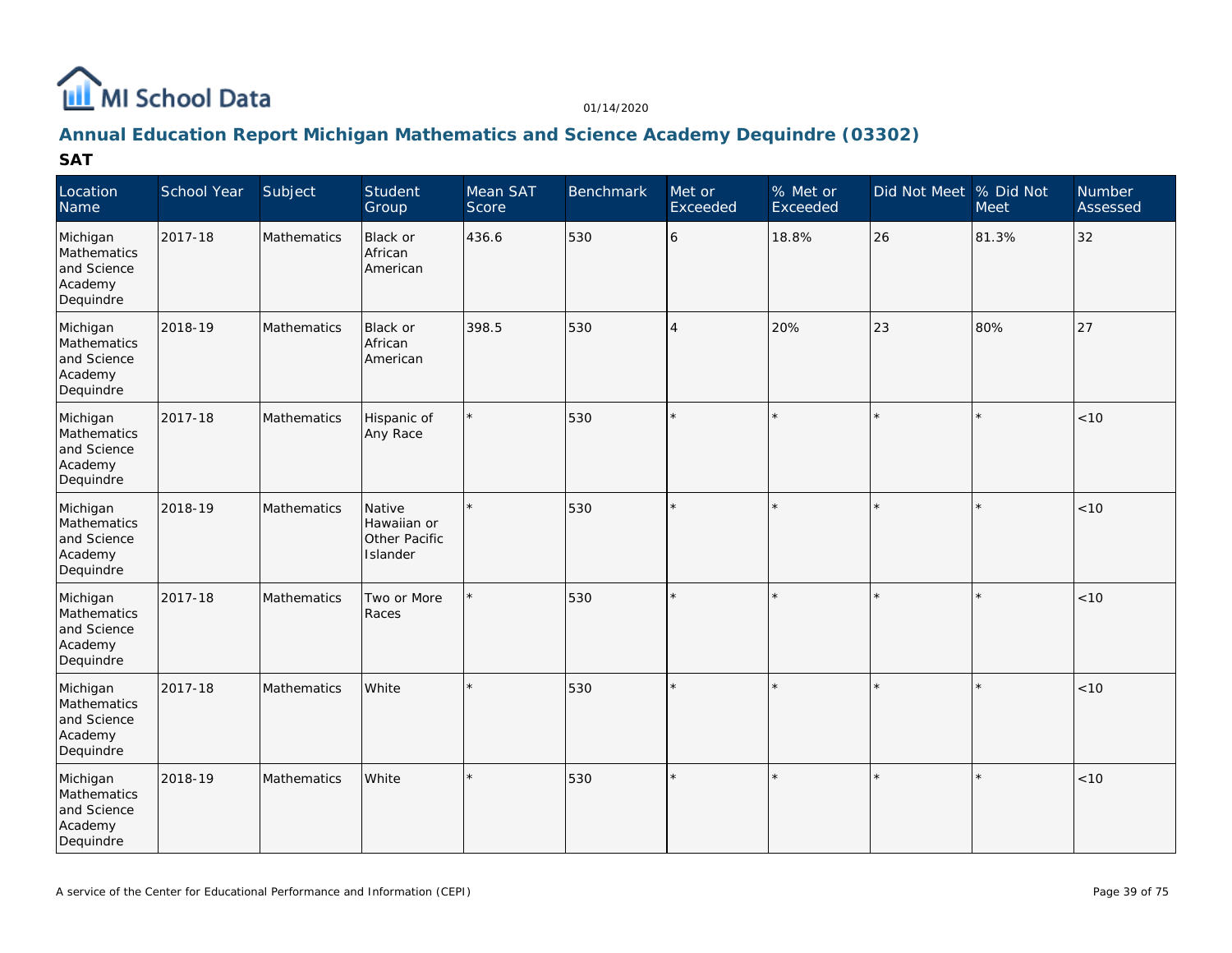## Annual Education Report Michigan Mathematics and Science Academy Dequindre (03302)

### SAT

| Location Name | School Year | Subject | Student Group | Mean SAT Score | Benchmark | Met or Exceeded | % Met or Exceeded | Did Not Meet | % Did Not Meet | Number Assessed |
|---|---|---|---|---|---|---|---|---|---|---|
| Michigan Mathematics and Science Academy Dequindre | 2017-18 | Mathematics | Black or African American | 436.6 | 530 | 6 | 18.8% | 26 | 81.3% | 32 |
| Michigan Mathematics and Science Academy Dequindre | 2018-19 | Mathematics | Black or African American | 398.5 | 530 | 4 | 20% | 23 | 80% | 27 |
| Michigan Mathematics and Science Academy Dequindre | 2017-18 | Mathematics | Hispanic of Any Race | * | 530 | * | * | * | * | <10 |
| Michigan Mathematics and Science Academy Dequindre | 2018-19 | Mathematics | Native Hawaiian or Other Pacific Islander | * | 530 | * | * | * | * | <10 |
| Michigan Mathematics and Science Academy Dequindre | 2017-18 | Mathematics | Two or More Races | * | 530 | * | * | * | * | <10 |
| Michigan Mathematics and Science Academy Dequindre | 2017-18 | Mathematics | White | * | 530 | * | * | * | * | <10 |
| Michigan Mathematics and Science Academy Dequindre | 2018-19 | Mathematics | White | * | 530 | * | * | * | * | <10 |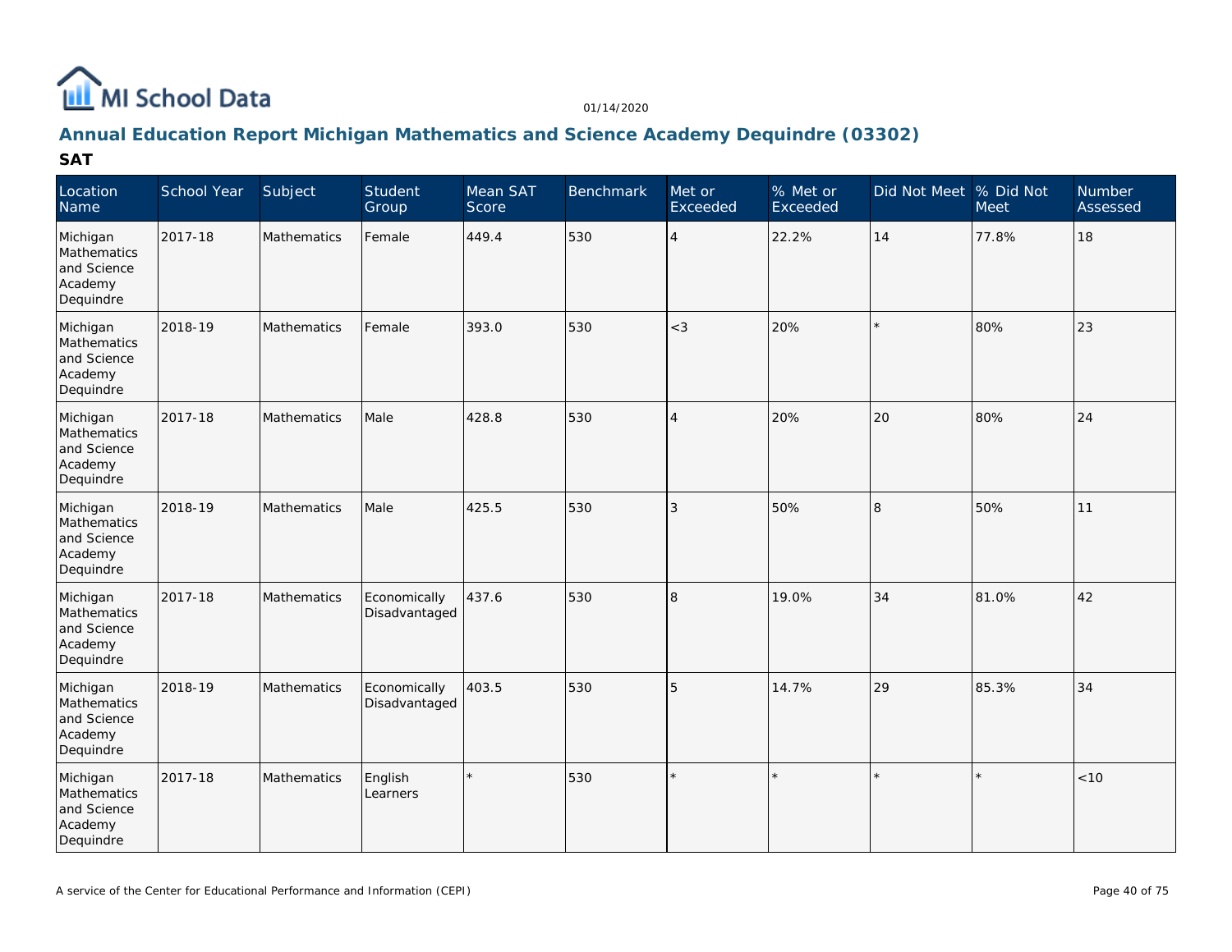MI School Data

01/14/2020

## Annual Education Report Michigan Mathematics and Science Academy Dequindre (03302)

### SAT

| Location Name | School Year | Subject | Student Group | Mean SAT Score | Benchmark | Met or Exceeded | % Met or Exceeded | Did Not Meet | % Did Not Meet | Number Assessed |
|---|---|---|---|---|---|---|---|---|---|---|
| Michigan Mathematics and Science Academy Dequindre | 2017-18 | Mathematics | Female | 449.4 | 530 | 4 | 22.2% | 14 | 77.8% | 18 |
| Michigan Mathematics and Science Academy Dequindre | 2018-19 | Mathematics | Female | 393.0 | 530 | <3 | 20% | * | 80% | 23 |
| Michigan Mathematics and Science Academy Dequindre | 2017-18 | Mathematics | Male | 428.8 | 530 | 4 | 20% | 20 | 80% | 24 |
| Michigan Mathematics and Science Academy Dequindre | 2018-19 | Mathematics | Male | 425.5 | 530 | 3 | 50% | 8 | 50% | 11 |
| Michigan Mathematics and Science Academy Dequindre | 2017-18 | Mathematics | Economically Disadvantaged | 437.6 | 530 | 8 | 19.0% | 34 | 81.0% | 42 |
| Michigan Mathematics and Science Academy Dequindre | 2018-19 | Mathematics | Economically Disadvantaged | 403.5 | 530 | 5 | 14.7% | 29 | 85.3% | 34 |
| Michigan Mathematics and Science Academy Dequindre | 2017-18 | Mathematics | English Learners | * | 530 | * | * | * | * | <10 |

A service of the Center for Educational Performance and Information (CEPI)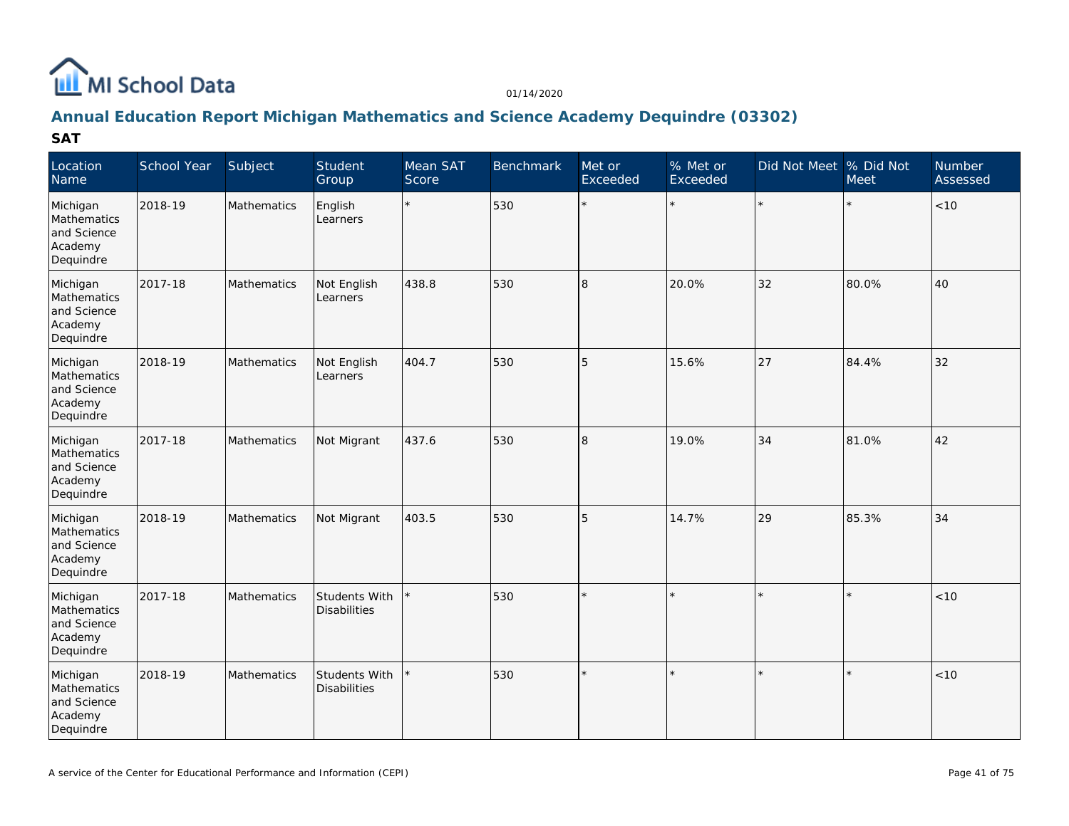# Annual Education Report Michigan Mathematics and Science Academy Dequindre (03302)

## SAT

| Location Name | School Year | Subject | Student Group | Mean SAT Score | Benchmark | Met or Exceeded | % Met or Exceeded | Did Not Meet | % Did Not Meet | Number Assessed |
|---|---|---|---|---|---|---|---|---|---|---|
| Michigan Mathematics and Science Academy Dequindre | 2018-19 | Mathematics | English Learners | * | 530 | * | * | * | * | <10 |
| Michigan Mathematics and Science Academy Dequindre | 2017-18 | Mathematics | Not English Learners | 438.8 | 530 | 8 | 20.0% | 32 | 80.0% | 40 |
| Michigan Mathematics and Science Academy Dequindre | 2018-19 | Mathematics | Not English Learners | 404.7 | 530 | 5 | 15.6% | 27 | 84.4% | 32 |
| Michigan Mathematics and Science Academy Dequindre | 2017-18 | Mathematics | Not Migrant | 437.6 | 530 | 8 | 19.0% | 34 | 81.0% | 42 |
| Michigan Mathematics and Science Academy Dequindre | 2018-19 | Mathematics | Not Migrant | 403.5 | 530 | 5 | 14.7% | 29 | 85.3% | 34 |
| Michigan Mathematics and Science Academy Dequindre | 2017-18 | Mathematics | Students With Disabilities | * | 530 | * | * | * | * | <10 |
| Michigan Mathematics and Science Academy Dequindre | 2018-19 | Mathematics | Students With Disabilities | * | 530 | * | * | * | * | <10 |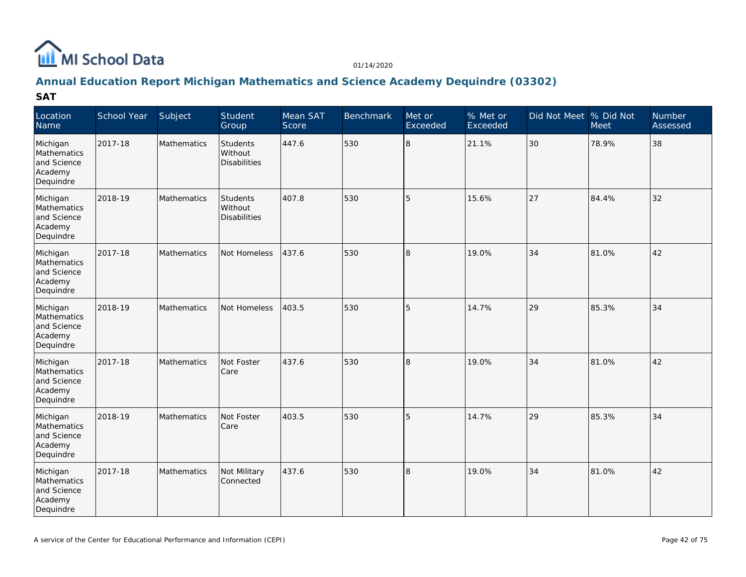## Annual Education Report Michigan Mathematics and Science Academy Dequindre (03302)

### SAT

| Location Name | School Year | Subject | Student Group | Mean SAT Score | Benchmark | Met or Exceeded | % Met or Exceeded | Did Not Meet | % Did Not Meet | Number Assessed |
|---|---|---|---|---|---|---|---|---|---|---|
| Michigan Mathematics and Science Academy Dequindre | 2017-18 | Mathematics | Students Without Disabilities | 447.6 | 530 | 8 | 21.1% | 30 | 78.9% | 38 |
| Michigan Mathematics and Science Academy Dequindre | 2018-19 | Mathematics | Students Without Disabilities | 407.8 | 530 | 5 | 15.6% | 27 | 84.4% | 32 |
| Michigan Mathematics and Science Academy Dequindre | 2017-18 | Mathematics | Not Homeless | 437.6 | 530 | 8 | 19.0% | 34 | 81.0% | 42 |
| Michigan Mathematics and Science Academy Dequindre | 2018-19 | Mathematics | Not Homeless | 403.5 | 530 | 5 | 14.7% | 29 | 85.3% | 34 |
| Michigan Mathematics and Science Academy Dequindre | 2017-18 | Mathematics | Not Foster Care | 437.6 | 530 | 8 | 19.0% | 34 | 81.0% | 42 |
| Michigan Mathematics and Science Academy Dequindre | 2018-19 | Mathematics | Not Foster Care | 403.5 | 530 | 5 | 14.7% | 29 | 85.3% | 34 |
| Michigan Mathematics and Science Academy Dequindre | 2017-18 | Mathematics | Not Military Connected | 437.6 | 530 | 8 | 19.0% | 34 | 81.0% | 42 |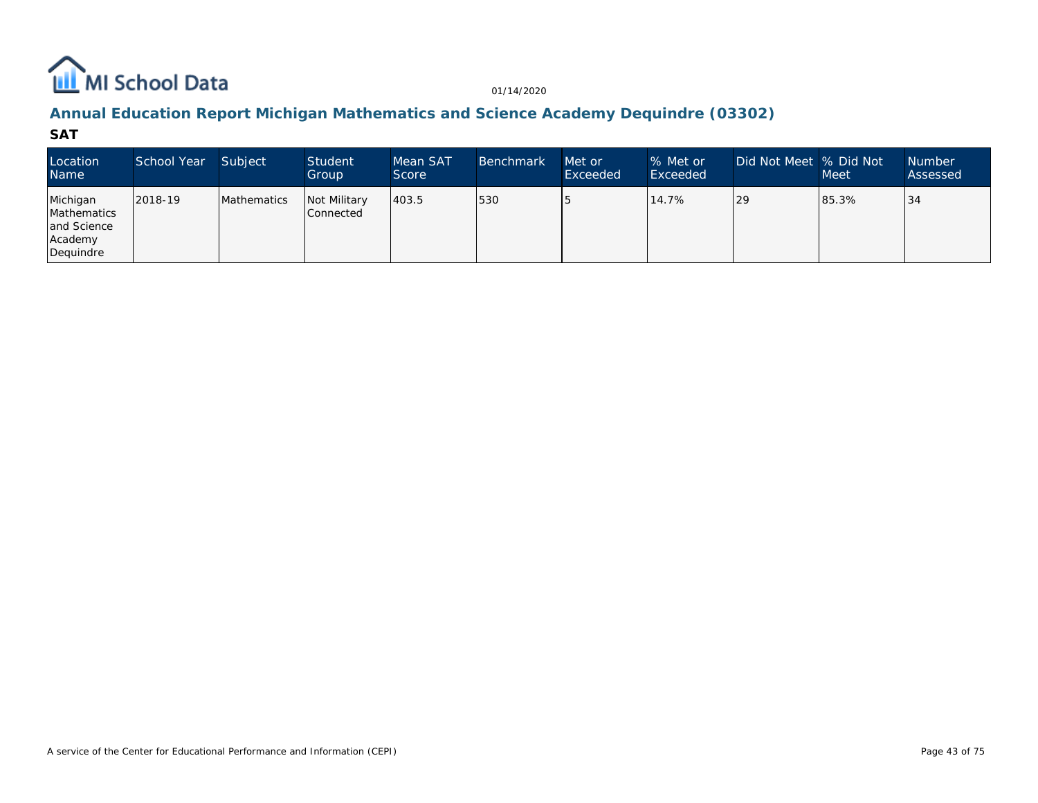MI School Data

01/14/2020

## Annual Education Report Michigan Mathematics and Science Academy Dequindre (03302)

### SAT

| Location Name | School Year | Subject | Student Group | Mean SAT Score | Benchmark | Met or Exceeded | % Met or Exceeded | Did Not Meet | % Did Not Meet | Number Assessed |
|---|---|---|---|---|---|---|---|---|---|---|
| Michigan Mathematics and Science Academy Dequindre | 2018-19 | Mathematics | Not Military Connected | 403.5 | 530 | 5 | 14.7% | 29 | 85.3% | 34 |

A service of the Center for Educational Performance and Information (CEPI)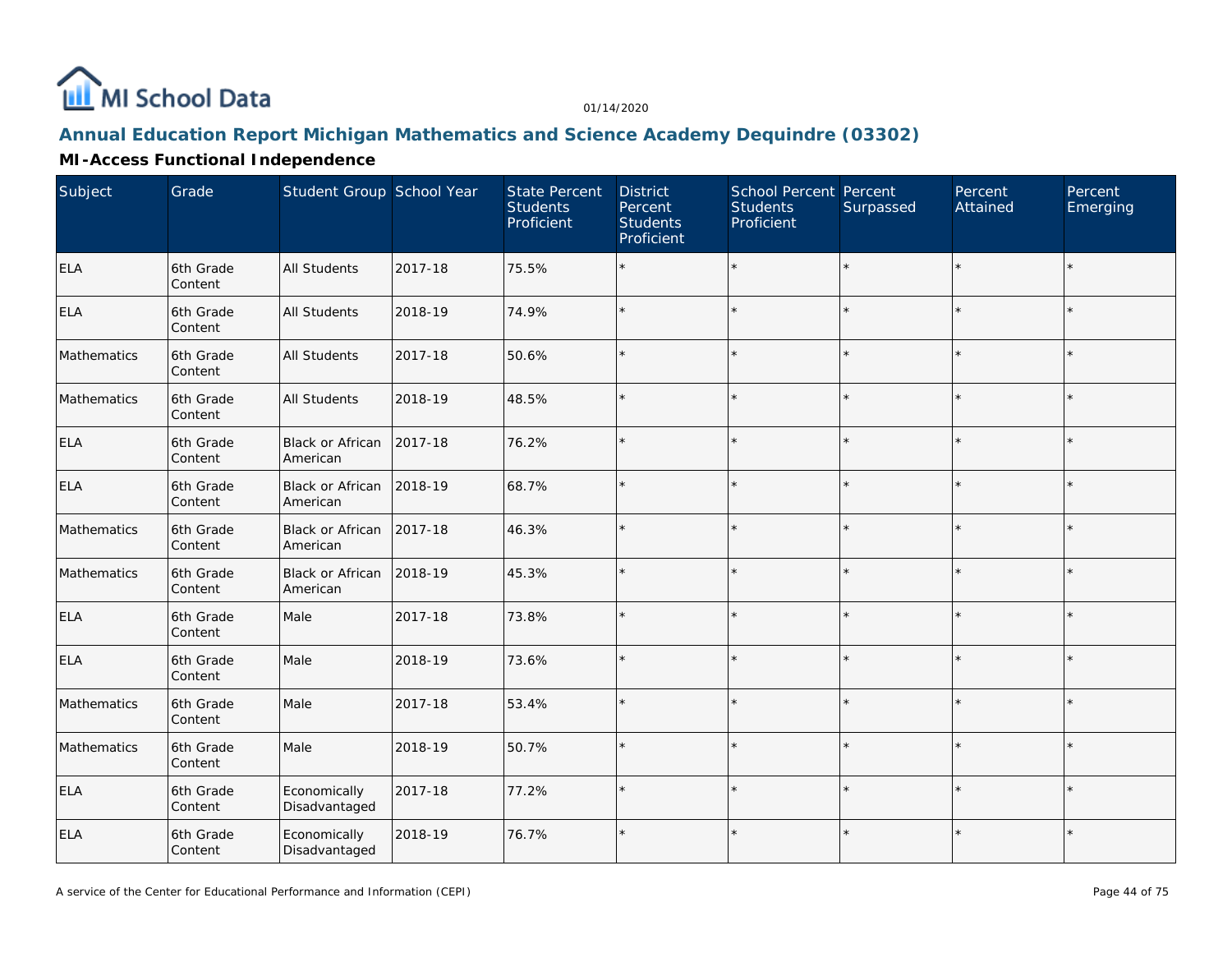# Annual Education Report Michigan Mathematics and Science Academy Dequindre (03302)

## MI-Access Functional Independence

| Subject | Grade | Student Group | School Year | State Percent Students Proficient | District Percent Students Proficient | School Percent Students Proficient | Percent Surpassed | Percent Attained | Percent Emerging |
|---|---|---|---|---|---|---|---|---|---|
| ELA | 6th Grade Content | All Students | 2017-18 | 75.5% | * | * | * | * | * |
| ELA | 6th Grade Content | All Students | 2018-19 | 74.9% | * | * | * | * | * |
| Mathematics | 6th Grade Content | All Students | 2017-18 | 50.6% | * | * | * | * | * |
| Mathematics | 6th Grade Content | All Students | 2018-19 | 48.5% | * | * | * | * | * |
| ELA | 6th Grade Content | Black or African American | 2017-18 | 76.2% | * | * | * | * | * |
| ELA | 6th Grade Content | Black or African American | 2018-19 | 68.7% | * | * | * | * | * |
| Mathematics | 6th Grade Content | Black or African American | 2017-18 | 46.3% | * | * | * | * | * |
| Mathematics | 6th Grade Content | Black or African American | 2018-19 | 45.3% | * | * | * | * | * |
| ELA | 6th Grade Content | Male | 2017-18 | 73.8% | * | * | * | * | * |
| ELA | 6th Grade Content | Male | 2018-19 | 73.6% | * | * | * | * | * |
| Mathematics | 6th Grade Content | Male | 2017-18 | 53.4% | * | * | * | * | * |
| Mathematics | 6th Grade Content | Male | 2018-19 | 50.7% | * | * | * | * | * |
| ELA | 6th Grade Content | Economically Disadvantaged | 2017-18 | 77.2% | * | * | * | * | * |
| ELA | 6th Grade Content | Economically Disadvantaged | 2018-19 | 76.7% | * | * | * | * | * |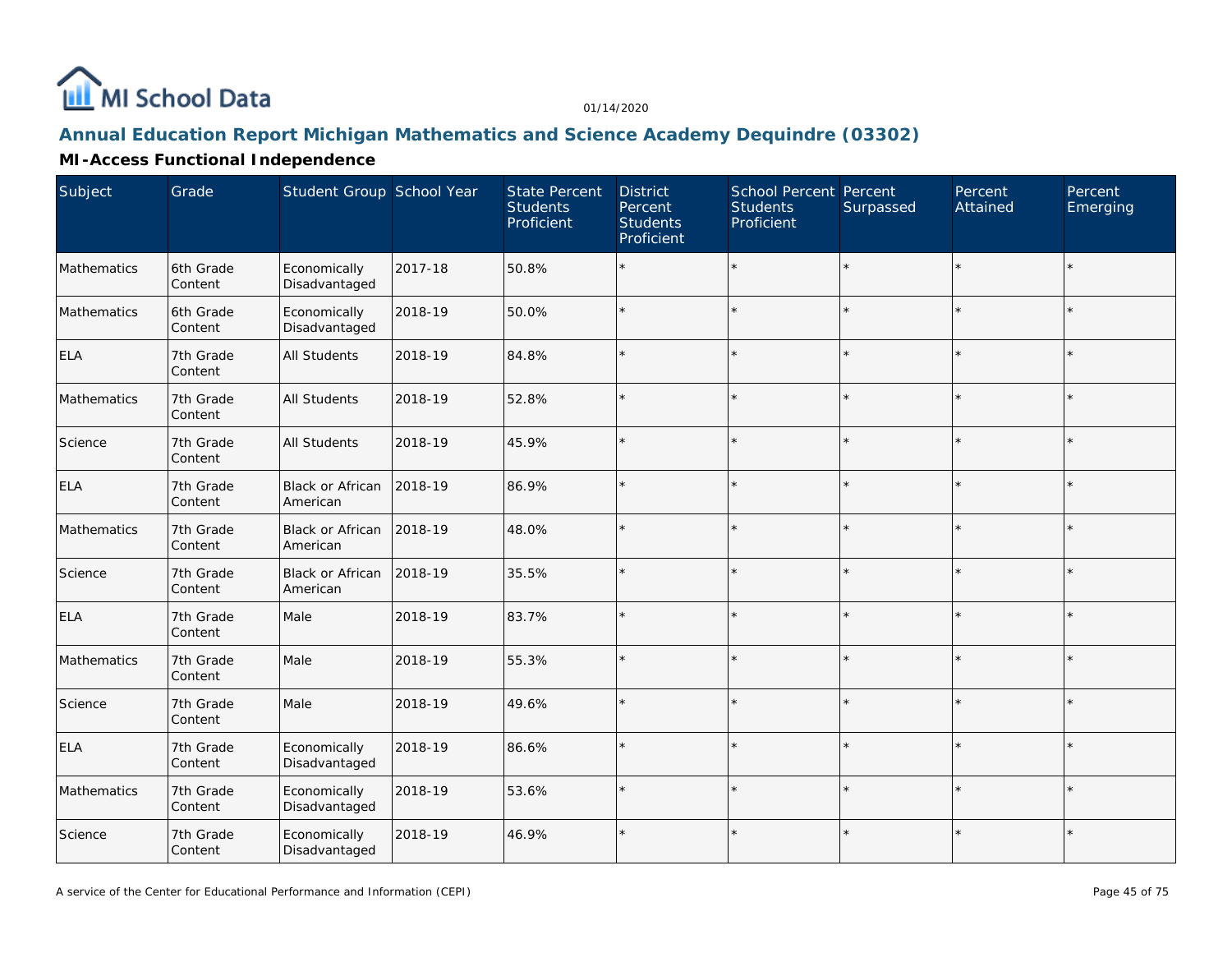# Annual Education Report Michigan Mathematics and Science Academy Dequindre (03302)

## MI-Access Functional Independence

| Subject | Grade | Student Group | School Year | State Percent Students Proficient | District Percent Students Proficient | School Percent Students Proficient | Percent Surpassed | Percent Attained | Percent Emerging |
|---|---|---|---|---|---|---|---|---|---|
| Mathematics | 6th Grade Content | Economically Disadvantaged | 2017-18 | 50.8% | * | * | * | * | * |
| Mathematics | 6th Grade Content | Economically Disadvantaged | 2018-19 | 50.0% | * | * | * | * | * |
| ELA | 7th Grade Content | All Students | 2018-19 | 84.8% | * | * | * | * | * |
| Mathematics | 7th Grade Content | All Students | 2018-19 | 52.8% | * | * | * | * | * |
| Science | 7th Grade Content | All Students | 2018-19 | 45.9% | * | * | * | * | * |
| ELA | 7th Grade Content | Black or African American | 2018-19 | 86.9% | * | * | * | * | * |
| Mathematics | 7th Grade Content | Black or African American | 2018-19 | 48.0% | * | * | * | * | * |
| Science | 7th Grade Content | Black or African American | 2018-19 | 35.5% | * | * | * | * | * |
| ELA | 7th Grade Content | Male | 2018-19 | 83.7% | * | * | * | * | * |
| Mathematics | 7th Grade Content | Male | 2018-19 | 55.3% | * | * | * | * | * |
| Science | 7th Grade Content | Male | 2018-19 | 49.6% | * | * | * | * | * |
| ELA | 7th Grade Content | Economically Disadvantaged | 2018-19 | 86.6% | * | * | * | * | * |
| Mathematics | 7th Grade Content | Economically Disadvantaged | 2018-19 | 53.6% | * | * | * | * | * |
| Science | 7th Grade Content | Economically Disadvantaged | 2018-19 | 46.9% | * | * | * | * | * |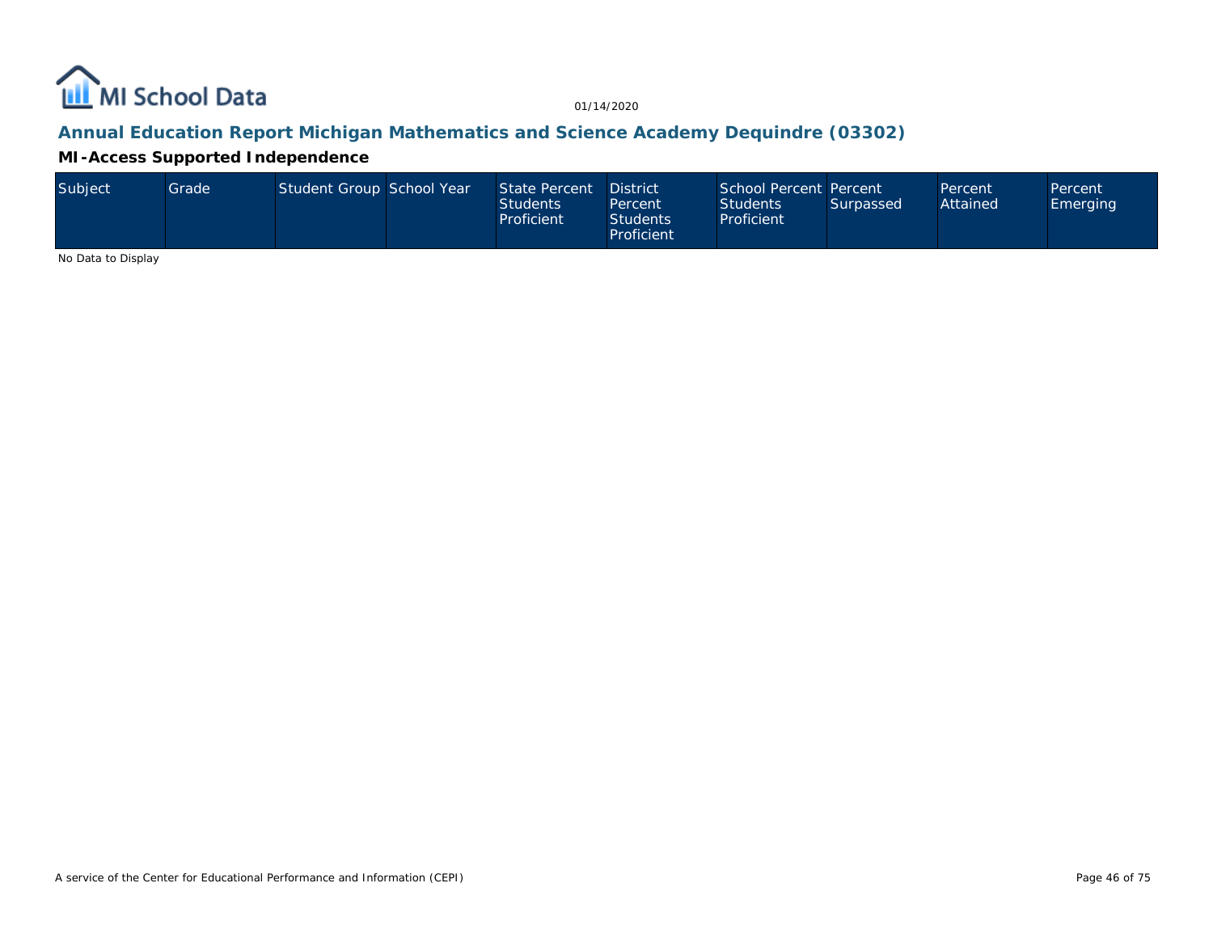## Annual Education Report Michigan Mathematics and Science Academy Dequindre (03302)

### MI-Access Supported Independence

| Subject | Grade | Student Group | School Year | State Percent Students Proficient | District Percent Students Proficient | School Percent Students Proficient | Percent Surpassed | Percent Attained | Percent Emerging |
|---|---|---|---|---|---|---|---|---|---|

No Data to Display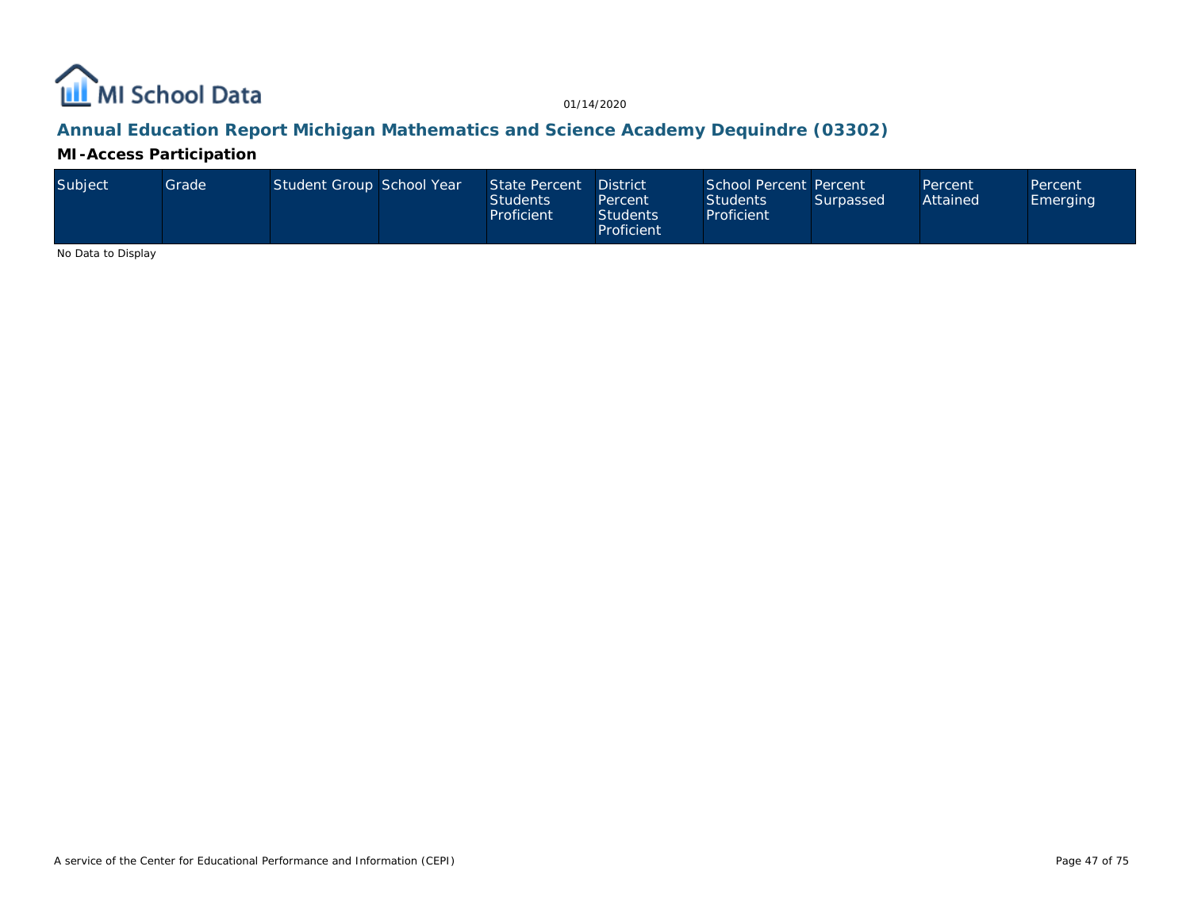# Annual Education Report Michigan Mathematics and Science Academy Dequindre (03302)

## MI-Access Participation

| Subject | Grade | Student Group | School Year | State Percent Students Proficient | District Percent Students Proficient | School Percent Students Proficient | Percent Surpassed | Percent Attained | Percent Emerging |
|---|---|---|---|---|---|---|---|---|---|

No Data to Display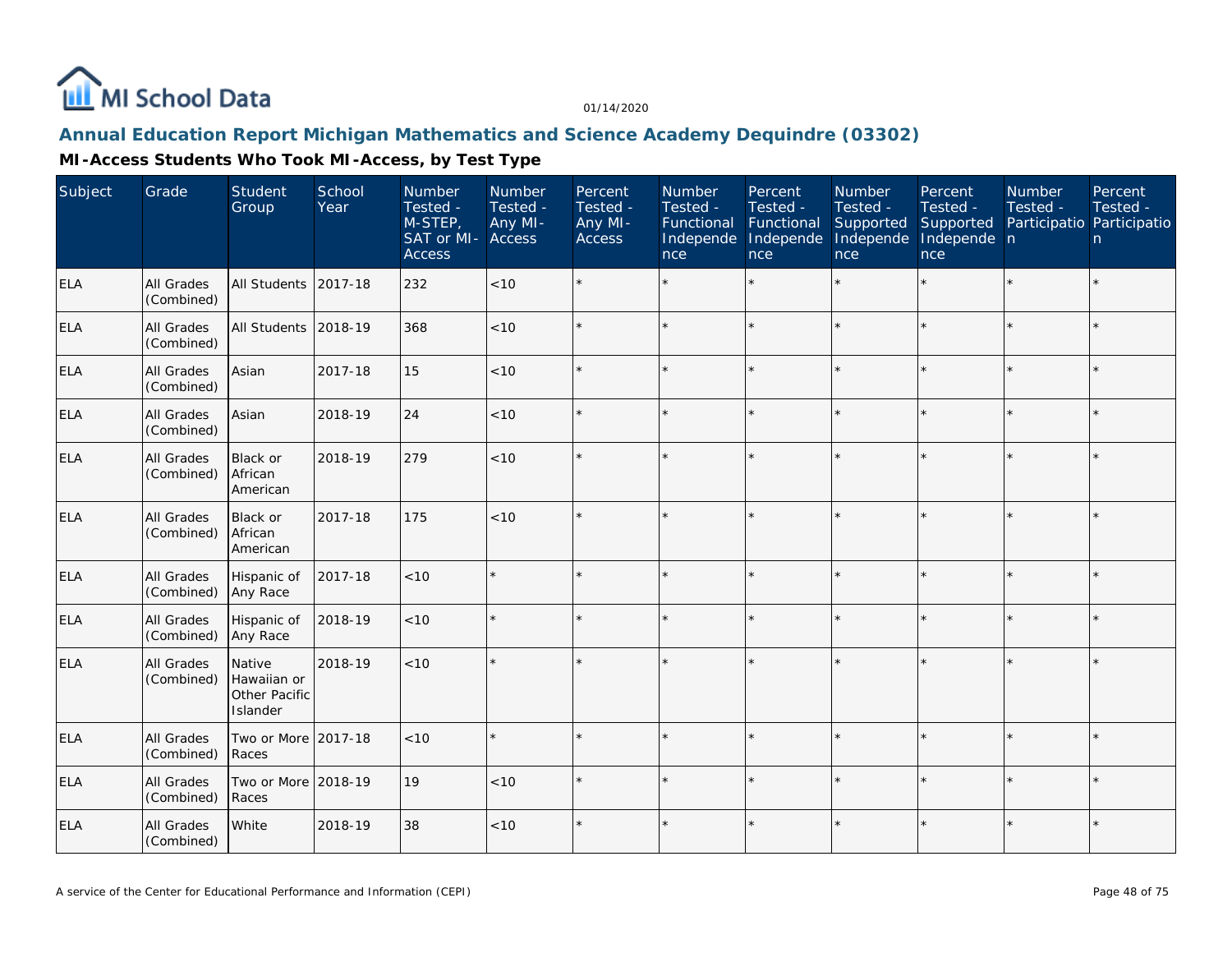01/14/2020

## Annual Education Report Michigan Mathematics and Science Academy Dequindre (03302)

### MI-Access Students Who Took MI-Access, by Test Type

| Subject | Grade | Student Group | School Year | Number Tested - M-STEP, SAT or MI-Access | Number Tested - Any MI-Access | Percent Tested - Any MI-Access | Number Tested - Functional Independence | Percent Tested - Functional Independence | Number Tested - Supported Independence | Percent Tested - Supported Independence | Number Tested - Participation | Percent Tested - Participation |
|---|---|---|---|---|---|---|---|---|---|---|---|---|
| ELA | All Grades (Combined) | All Students | 2017-18 | 232 | <10 | * | * | * | * | * | * | * |
| ELA | All Grades (Combined) | All Students | 2018-19 | 368 | <10 | * | * | * | * | * | * | * |
| ELA | All Grades (Combined) | Asian | 2017-18 | 15 | <10 | * | * | * | * | * | * | * |
| ELA | All Grades (Combined) | Asian | 2018-19 | 24 | <10 | * | * | * | * | * | * | * |
| ELA | All Grades (Combined) | Black or African American | 2018-19 | 279 | <10 | * | * | * | * | * | * | * |
| ELA | All Grades (Combined) | Black or African American | 2017-18 | 175 | <10 | * | * | * | * | * | * | * |
| ELA | All Grades (Combined) | Hispanic of Any Race | 2017-18 | <10 | * | * | * | * | * | * | * | * |
| ELA | All Grades (Combined) | Hispanic of Any Race | 2018-19 | <10 | * | * | * | * | * | * | * | * |
| ELA | All Grades (Combined) | Native Hawaiian or Other Pacific Islander | 2018-19 | <10 | * | * | * | * | * | * | * | * |
| ELA | All Grades (Combined) | Two or More Races | 2017-18 | <10 | * | * | * | * | * | * | * | * |
| ELA | All Grades (Combined) | Two or More Races | 2018-19 | 19 | <10 | * | * | * | * | * | * | * |
| ELA | All Grades (Combined) | White | 2018-19 | 38 | <10 | * | * | * | * | * | * | * |

A service of the Center for Educational Performance and Information (CEPI)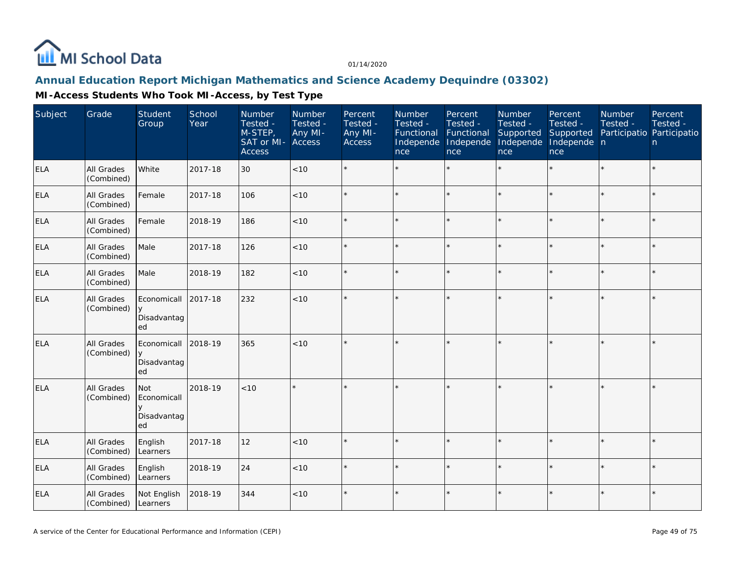## Annual Education Report Michigan Mathematics and Science Academy Dequindre (03302)

### MI-Access Students Who Took MI-Access, by Test Type

| Subject | Grade | Student Group | School Year | Number Tested - M-STEP, SAT or MI-Access | Number Tested - Any MI-Access | Percent Tested - Any MI-Access | Number Tested - Functional Independence | Percent Tested - Functional Independence | Number Tested - Supported Independence | Percent Tested - Supported Independence | Number Tested - Participation | Percent Tested - Participation |
|---|---|---|---|---|---|---|---|---|---|---|---|---|
| ELA | All Grades (Combined) | White | 2017-18 | 30 | <10 | * | * | * | * | * | * | * |
| ELA | All Grades (Combined) | Female | 2017-18 | 106 | <10 | * | * | * | * | * | * | * |
| ELA | All Grades (Combined) | Female | 2018-19 | 186 | <10 | * | * | * | * | * | * | * |
| ELA | All Grades (Combined) | Male | 2017-18 | 126 | <10 | * | * | * | * | * | * | * |
| ELA | All Grades (Combined) | Male | 2018-19 | 182 | <10 | * | * | * | * | * | * | * |
| ELA | All Grades (Combined) | Economically Disadvantaged | 2017-18 | 232 | <10 | * | * | * | * | * | * | * |
| ELA | All Grades (Combined) | Economically Disadvantaged | 2018-19 | 365 | <10 | * | * | * | * | * | * | * |
| ELA | All Grades (Combined) | Not Economically Disadvantaged | 2018-19 | <10 | * | * | * | * | * | * | * | * |
| ELA | All Grades (Combined) | English Learners | 2017-18 | 12 | <10 | * | * | * | * | * | * | * |
| ELA | All Grades (Combined) | English Learners | 2018-19 | 24 | <10 | * | * | * | * | * | * | * |
| ELA | All Grades (Combined) | Not English Learners | 2018-19 | 344 | <10 | * | * | * | * | * | * | * |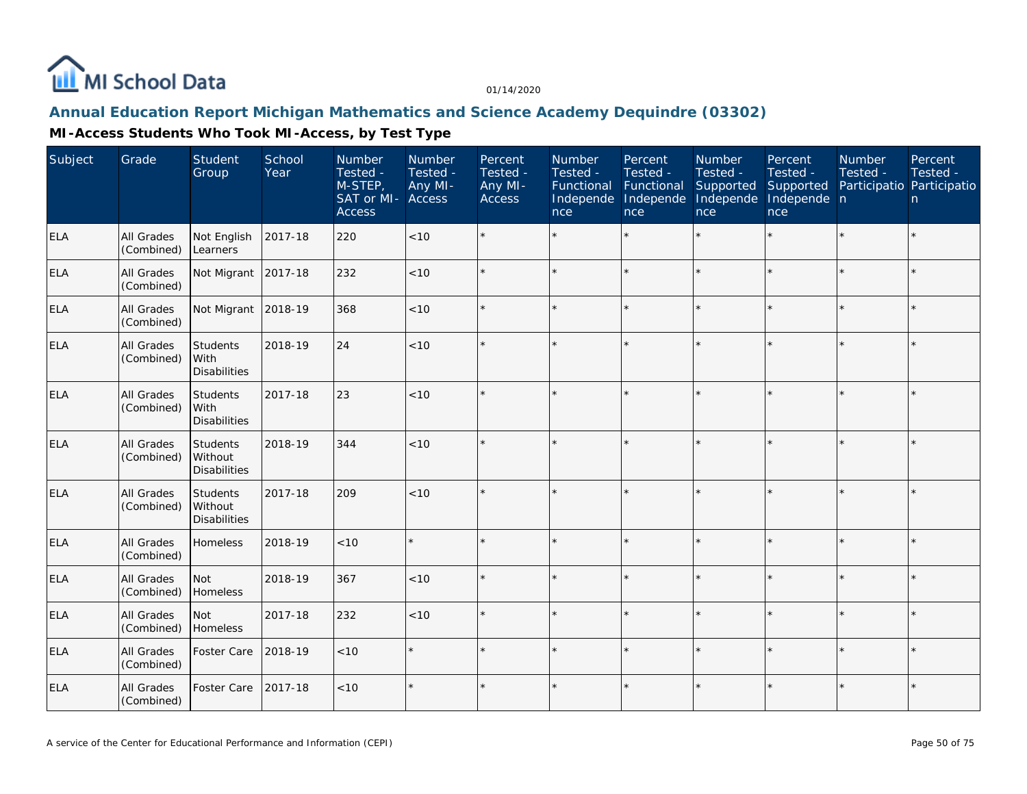# Annual Education Report Michigan Mathematics and Science Academy Dequindre (03302)

## MI-Access Students Who Took MI-Access, by Test Type

| Subject | Grade | Student Group | School Year | Number Tested - M-STEP, SAT or MI-Access | Number Tested - Any MI-Access | Percent Tested - Any MI-Access | Number Tested - Functional Independence | Percent Tested - Functional Independence | Number Tested - Supported Independence | Percent Tested - Supported Independence | Number Tested - Participation | Percent Tested - Participation |
|---|---|---|---|---|---|---|---|---|---|---|---|---|
| ELA | All Grades (Combined) | Not English Learners | 2017-18 | 220 | <10 | * | * | * | * | * | * | * |
| ELA | All Grades (Combined) | Not Migrant | 2017-18 | 232 | <10 | * | * | * | * | * | * | * |
| ELA | All Grades (Combined) | Not Migrant | 2018-19 | 368 | <10 | * | * | * | * | * | * | * |
| ELA | All Grades (Combined) | Students With Disabilities | 2018-19 | 24 | <10 | * | * | * | * | * | * | * |
| ELA | All Grades (Combined) | Students With Disabilities | 2017-18 | 23 | <10 | * | * | * | * | * | * | * |
| ELA | All Grades (Combined) | Students Without Disabilities | 2018-19 | 344 | <10 | * | * | * | * | * | * | * |
| ELA | All Grades (Combined) | Students Without Disabilities | 2017-18 | 209 | <10 | * | * | * | * | * | * | * |
| ELA | All Grades (Combined) | Homeless | 2018-19 | <10 | * | * | * | * | * | * | * | * |
| ELA | All Grades (Combined) | Not Homeless | 2018-19 | 367 | <10 | * | * | * | * | * | * | * |
| ELA | All Grades (Combined) | Not Homeless | 2017-18 | 232 | <10 | * | * | * | * | * | * | * |
| ELA | All Grades (Combined) | Foster Care | 2018-19 | <10 | * | * | * | * | * | * | * | * |
| ELA | All Grades (Combined) | Foster Care | 2017-18 | <10 | * | * | * | * | * | * | * | * |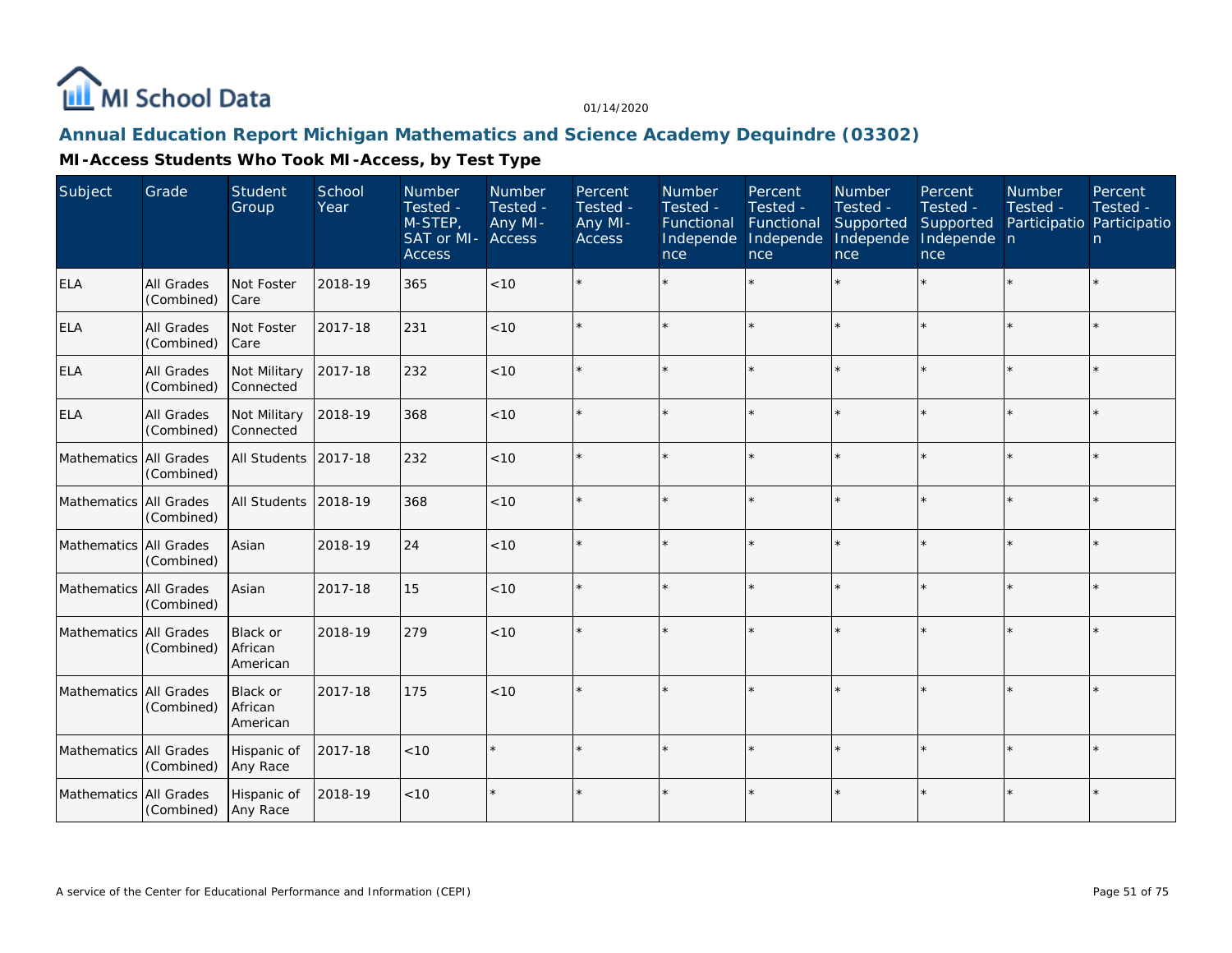# Annual Education Report Michigan Mathematics and Science Academy Dequindre (03302)

## MI-Access Students Who Took MI-Access, by Test Type

| Subject | Grade | Student Group | School Year | Number Tested - M-STEP, SAT or MI-Access | Number Tested - Any MI-Access | Percent Tested - Any MI-Access | Number Tested - Functional Independence | Percent Tested - Functional Independence | Number Tested - Supported Independence | Percent Tested - Supported Independence | Number Tested - Participation | Percent Tested - Participation |
|---|---|---|---|---|---|---|---|---|---|---|---|---|
| ELA | All Grades (Combined) | Not Foster Care | 2018-19 | 365 | <10 | * | * | * | * | * | * | * |
| ELA | All Grades (Combined) | Not Foster Care | 2017-18 | 231 | <10 | * | * | * | * | * | * | * |
| ELA | All Grades (Combined) | Not Military Connected | 2017-18 | 232 | <10 | * | * | * | * | * | * | * |
| ELA | All Grades (Combined) | Not Military Connected | 2018-19 | 368 | <10 | * | * | * | * | * | * | * |
| Mathematics | All Grades (Combined) | All Students | 2017-18 | 232 | <10 | * | * | * | * | * | * | * |
| Mathematics | All Grades (Combined) | All Students | 2018-19 | 368 | <10 | * | * | * | * | * | * | * |
| Mathematics | All Grades (Combined) | Asian | 2018-19 | 24 | <10 | * | * | * | * | * | * | * |
| Mathematics | All Grades (Combined) | Asian | 2017-18 | 15 | <10 | * | * | * | * | * | * | * |
| Mathematics | All Grades (Combined) | Black or African American | 2018-19 | 279 | <10 | * | * | * | * | * | * | * |
| Mathematics | All Grades (Combined) | Black or African American | 2017-18 | 175 | <10 | * | * | * | * | * | * | * |
| Mathematics | All Grades (Combined) | Hispanic of Any Race | 2017-18 | <10 | * | * | * | * | * | * | * | * |
| Mathematics | All Grades (Combined) | Hispanic of Any Race | 2018-19 | <10 | * | * | * | * | * | * | * | * |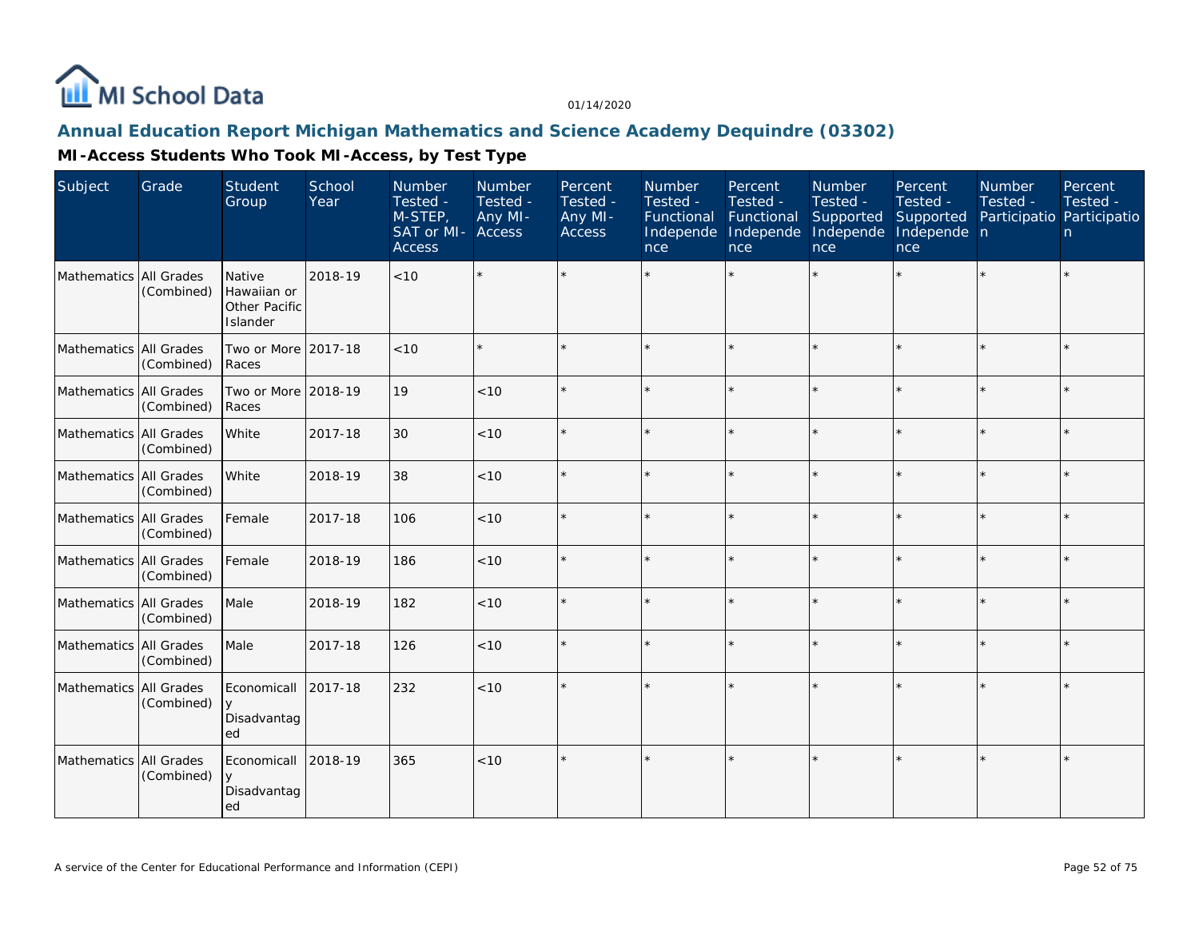01/14/2020

## Annual Education Report Michigan Mathematics and Science Academy Dequindre (03302)

### MI-Access Students Who Took MI-Access, by Test Type

| Subject | Grade | Student Group | School Year | Number Tested - M-STEP, SAT or MI-Access | Number Tested - Any MI-Access | Percent Tested - Any MI-Access | Number Tested - Functional Independence | Percent Tested - Functional Independence | Number Tested - Supported Independence | Percent Tested - Supported Independence | Number Tested - Participation | Percent Tested - Participation |
|---|---|---|---|---|---|---|---|---|---|---|---|---|
| Mathematics | All Grades (Combined) | Native Hawaiian or Other Pacific Islander | 2018-19 | <10 | * | * | * | * | * | * | * | * |
| Mathematics | All Grades (Combined) | Two or More Races | 2017-18 | <10 | * | * | * | * | * | * | * | * |
| Mathematics | All Grades (Combined) | Two or More Races | 2018-19 | 19 | <10 | * | * | * | * | * | * | * |
| Mathematics | All Grades (Combined) | White | 2017-18 | 30 | <10 | * | * | * | * | * | * | * |
| Mathematics | All Grades (Combined) | White | 2018-19 | 38 | <10 | * | * | * | * | * | * | * |
| Mathematics | All Grades (Combined) | Female | 2017-18 | 106 | <10 | * | * | * | * | * | * | * |
| Mathematics | All Grades (Combined) | Female | 2018-19 | 186 | <10 | * | * | * | * | * | * | * |
| Mathematics | All Grades (Combined) | Male | 2018-19 | 182 | <10 | * | * | * | * | * | * | * |
| Mathematics | All Grades (Combined) | Male | 2017-18 | 126 | <10 | * | * | * | * | * | * | * |
| Mathematics | All Grades (Combined) | Economically Disadvantaged | 2017-18 | 232 | <10 | * | * | * | * | * | * | * |
| Mathematics | All Grades (Combined) | Economically Disadvantaged | 2018-19 | 365 | <10 | * | * | * | * | * | * | * |

A service of the Center for Educational Performance and Information (CEPI)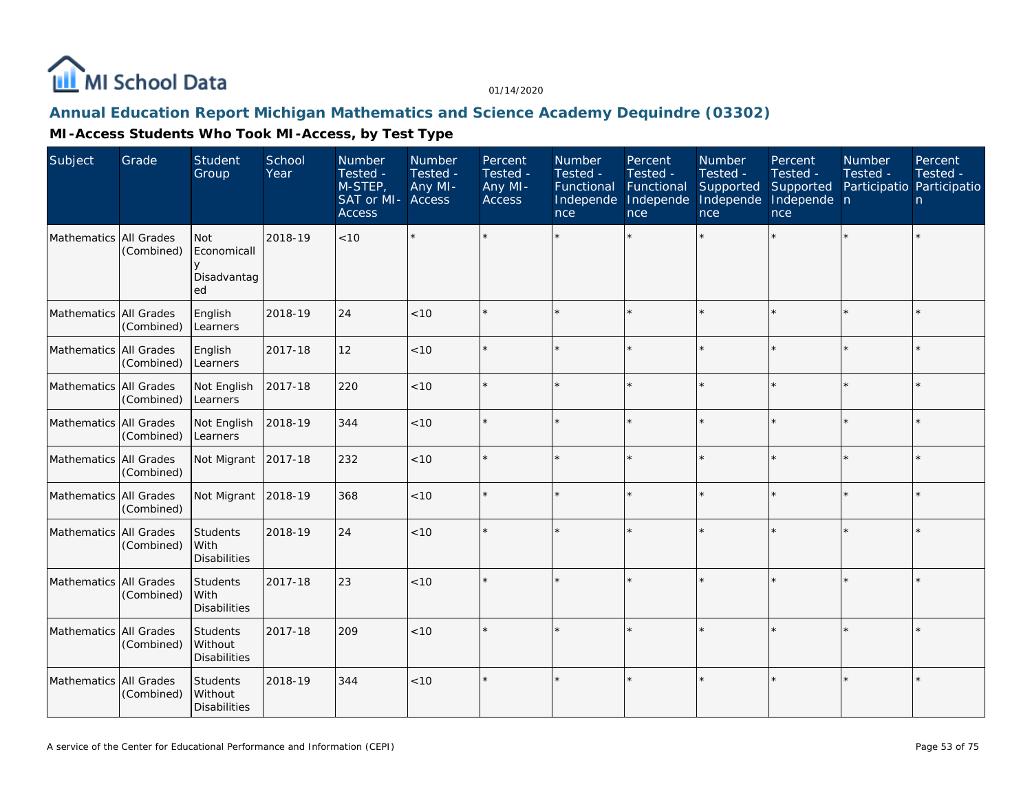## Annual Education Report Michigan Mathematics and Science Academy Dequindre (03302)

### MI-Access Students Who Took MI-Access, by Test Type

| Subject | Grade | Student Group | School Year | Number Tested - M-STEP, SAT or MI-Access | Number Tested - Any MI-Access | Percent Tested - Any MI-Access | Number Tested - Functional Independence | Percent Tested - Functional Independence | Number Tested - Supported Independence | Percent Tested - Supported Independence | Number Tested - Participation | Percent Tested - Participation |
|---|---|---|---|---|---|---|---|---|---|---|---|---|
| Mathematics | All Grades (Combined) | Not Economically Disadvantaged | 2018-19 | <10 | * | * | * | * | * | * | * | * |
| Mathematics | All Grades (Combined) | English Learners | 2018-19 | 24 | <10 | * | * | * | * | * | * | * |
| Mathematics | All Grades (Combined) | English Learners | 2017-18 | 12 | <10 | * | * | * | * | * | * | * |
| Mathematics | All Grades (Combined) | Not English Learners | 2017-18 | 220 | <10 | * | * | * | * | * | * | * |
| Mathematics | All Grades (Combined) | Not English Learners | 2018-19 | 344 | <10 | * | * | * | * | * | * | * |
| Mathematics | All Grades (Combined) | Not Migrant | 2017-18 | 232 | <10 | * | * | * | * | * | * | * |
| Mathematics | All Grades (Combined) | Not Migrant | 2018-19 | 368 | <10 | * | * | * | * | * | * | * |
| Mathematics | All Grades (Combined) | Students With Disabilities | 2018-19 | 24 | <10 | * | * | * | * | * | * | * |
| Mathematics | All Grades (Combined) | Students With Disabilities | 2017-18 | 23 | <10 | * | * | * | * | * | * | * |
| Mathematics | All Grades (Combined) | Students Without Disabilities | 2017-18 | 209 | <10 | * | * | * | * | * | * | * |
| Mathematics | All Grades (Combined) | Students Without Disabilities | 2018-19 | 344 | <10 | * | * | * | * | * | * | * |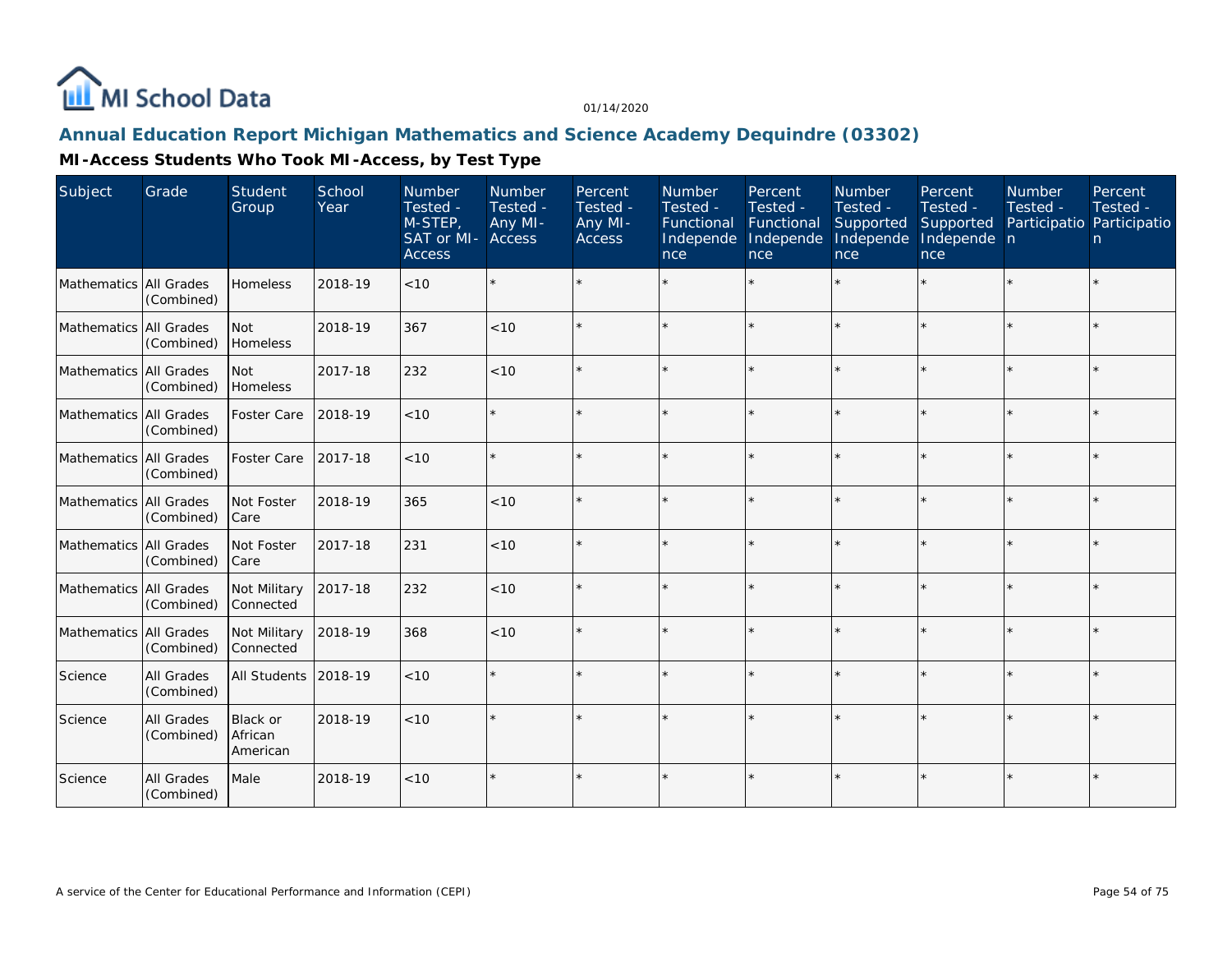MI School Data

01/14/2020

## Annual Education Report Michigan Mathematics and Science Academy Dequindre (03302)

### MI-Access Students Who Took MI-Access, by Test Type

| Subject | Grade | Student Group | School Year | Number Tested - M-STEP, SAT or MI-Access | Number Tested - Any MI-Access | Percent Tested - Any MI-Access | Number Tested - Functional Independence | Percent Tested - Functional Independence | Number Tested - Supported Independence | Percent Tested - Supported Independence | Number Tested - Participation | Percent Tested - Participation |
|---|---|---|---|---|---|---|---|---|---|---|---|---|
| Mathematics | All Grades (Combined) | Homeless | 2018-19 | <10 | * | * | * | * | * | * | * | * |
| Mathematics | All Grades (Combined) | Not Homeless | 2018-19 | 367 | <10 | * | * | * | * | * | * | * |
| Mathematics | All Grades (Combined) | Not Homeless | 2017-18 | 232 | <10 | * | * | * | * | * | * | * |
| Mathematics | All Grades (Combined) | Foster Care | 2018-19 | <10 | * | * | * | * | * | * | * | * |
| Mathematics | All Grades (Combined) | Foster Care | 2017-18 | <10 | * | * | * | * | * | * | * | * |
| Mathematics | All Grades (Combined) | Not Foster Care | 2018-19 | 365 | <10 | * | * | * | * | * | * | * |
| Mathematics | All Grades (Combined) | Not Foster Care | 2017-18 | 231 | <10 | * | * | * | * | * | * | * |
| Mathematics | All Grades (Combined) | Not Military Connected | 2017-18 | 232 | <10 | * | * | * | * | * | * | * |
| Mathematics | All Grades (Combined) | Not Military Connected | 2018-19 | 368 | <10 | * | * | * | * | * | * | * |
| Science | All Grades (Combined) | All Students | 2018-19 | <10 | * | * | * | * | * | * | * | * |
| Science | All Grades (Combined) | Black or African American | 2018-19 | <10 | * | * | * | * | * | * | * | * |
| Science | All Grades (Combined) | Male | 2018-19 | <10 | * | * | * | * | * | * | * | * |

A service of the Center for Educational Performance and Information (CEPI)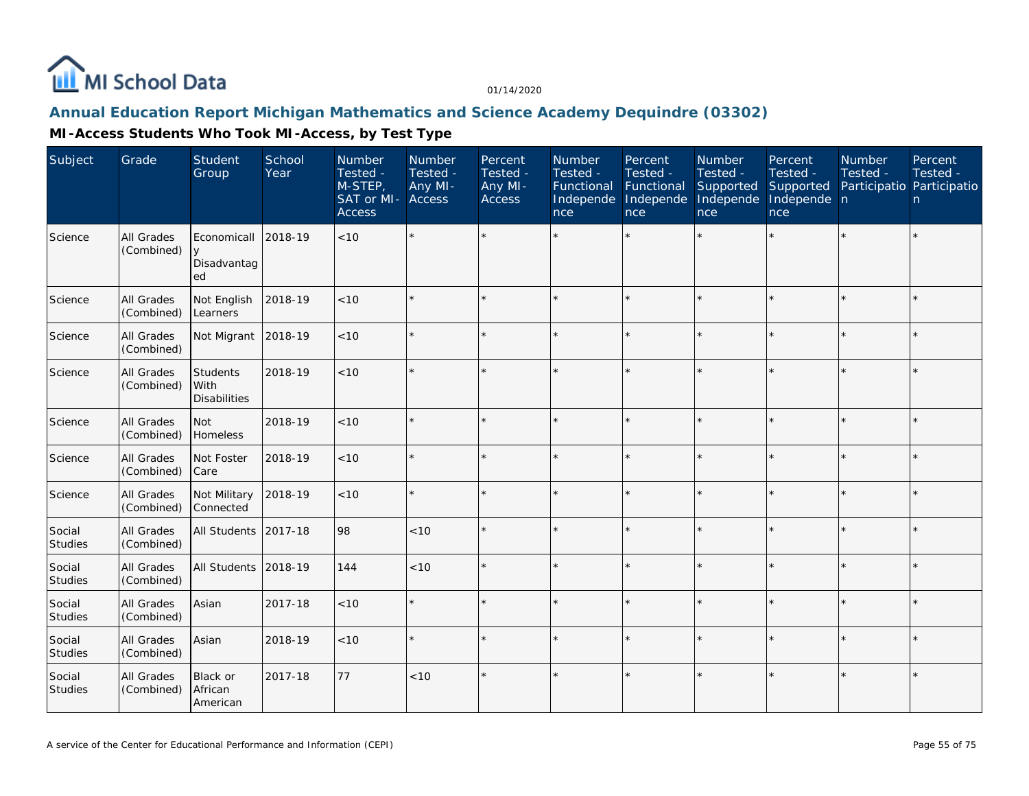01/14/2020

## Annual Education Report Michigan Mathematics and Science Academy Dequindre (03302)

### MI-Access Students Who Took MI-Access, by Test Type

| Subject | Grade | Student Group | School Year | Number Tested - M-STEP, SAT or MI-Access | Number Tested - Any MI-Access | Percent Tested - Any MI-Access | Number Tested - Functional Independence | Percent Tested - Functional Independence | Number Tested - Supported Independence | Percent Tested - Supported Independence | Number Tested - Participation | Percent Tested - Participation |
|---|---|---|---|---|---|---|---|---|---|---|---|---|
| Science | All Grades (Combined) | Economically Disadvantaged | 2018-19 | <10 | * | * | * | * | * | * | * | * |
| Science | All Grades (Combined) | Not English Learners | 2018-19 | <10 | * | * | * | * | * | * | * | * |
| Science | All Grades (Combined) | Not Migrant | 2018-19 | <10 | * | * | * | * | * | * | * | * |
| Science | All Grades (Combined) | Students With Disabilities | 2018-19 | <10 | * | * | * | * | * | * | * | * |
| Science | All Grades (Combined) | Not Homeless | 2018-19 | <10 | * | * | * | * | * | * | * | * |
| Science | All Grades (Combined) | Not Foster Care | 2018-19 | <10 | * | * | * | * | * | * | * | * |
| Science | All Grades (Combined) | Not Military Connected | 2018-19 | <10 | * | * | * | * | * | * | * | * |
| Social Studies | All Grades (Combined) | All Students | 2017-18 | 98 | <10 | * | * | * | * | * | * | * |
| Social Studies | All Grades (Combined) | All Students | 2018-19 | 144 | <10 | * | * | * | * | * | * | * |
| Social Studies | All Grades (Combined) | Asian | 2017-18 | <10 | * | * | * | * | * | * | * | * |
| Social Studies | All Grades (Combined) | Asian | 2018-19 | <10 | * | * | * | * | * | * | * | * |
| Social Studies | All Grades (Combined) | Black or African American | 2017-18 | 77 | <10 | * | * | * | * | * | * | * |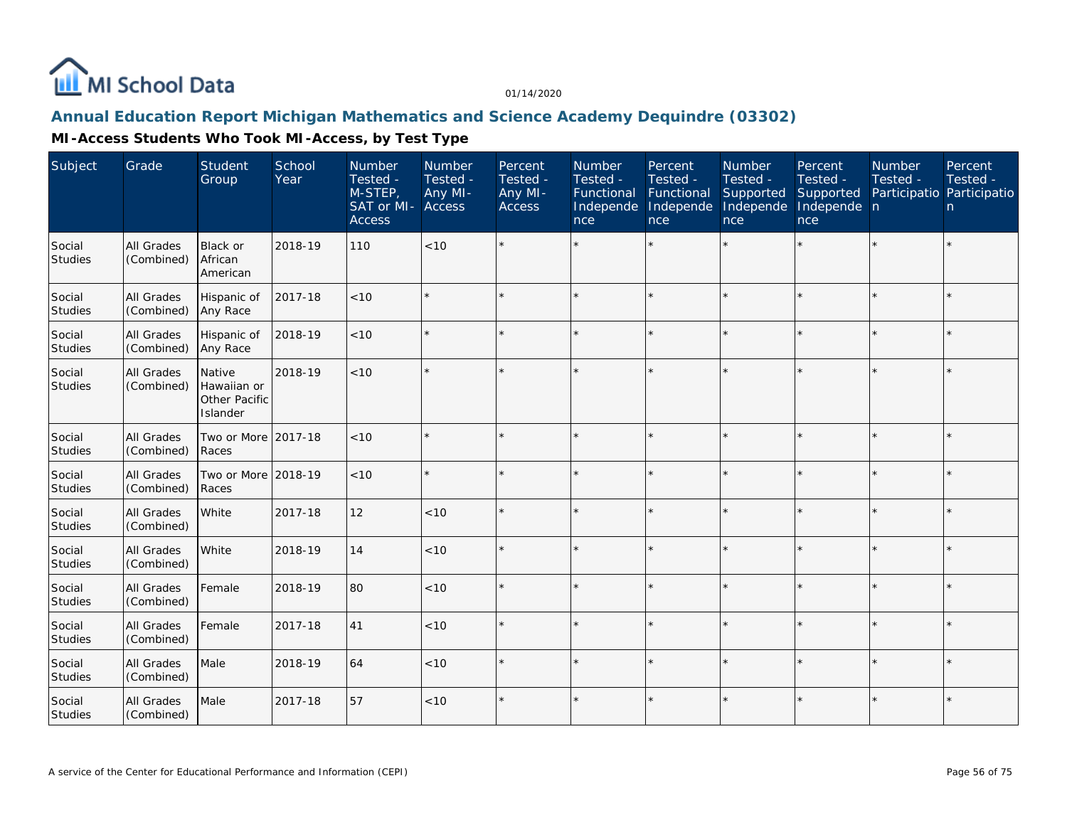# Annual Education Report Michigan Mathematics and Science Academy Dequindre (03302)

## MI-Access Students Who Took MI-Access, by Test Type

| Subject | Grade | Student Group | School Year | Number Tested - M-STEP, SAT or MI-Access | Number Tested - Any MI-Access | Percent Tested - Any MI-Access | Number Tested - Functional Independence | Percent Tested - Functional Independence | Number Tested - Supported Independence | Percent Tested - Supported Independence | Number Tested - Participation | Percent Tested - Participation |
|---|---|---|---|---|---|---|---|---|---|---|---|---|
| Social Studies | All Grades (Combined) | Black or African American | 2018-19 | 110 | <10 | * | * | * | * | * | * | * |
| Social Studies | All Grades (Combined) | Hispanic of Any Race | 2017-18 | <10 | * | * | * | * | * | * | * | * |
| Social Studies | All Grades (Combined) | Hispanic of Any Race | 2018-19 | <10 | * | * | * | * | * | * | * | * |
| Social Studies | All Grades (Combined) | Native Hawaiian or Other Pacific Islander | 2018-19 | <10 | * | * | * | * | * | * | * | * |
| Social Studies | All Grades (Combined) | Two or More Races | 2017-18 | <10 | * | * | * | * | * | * | * | * |
| Social Studies | All Grades (Combined) | Two or More Races | 2018-19 | <10 | * | * | * | * | * | * | * | * |
| Social Studies | All Grades (Combined) | White | 2017-18 | 12 | <10 | * | * | * | * | * | * | * |
| Social Studies | All Grades (Combined) | White | 2018-19 | 14 | <10 | * | * | * | * | * | * | * |
| Social Studies | All Grades (Combined) | Female | 2018-19 | 80 | <10 | * | * | * | * | * | * | * |
| Social Studies | All Grades (Combined) | Female | 2017-18 | 41 | <10 | * | * | * | * | * | * | * |
| Social Studies | All Grades (Combined) | Male | 2018-19 | 64 | <10 | * | * | * | * | * | * | * |
| Social Studies | All Grades (Combined) | Male | 2017-18 | 57 | <10 | * | * | * | * | * | * | * |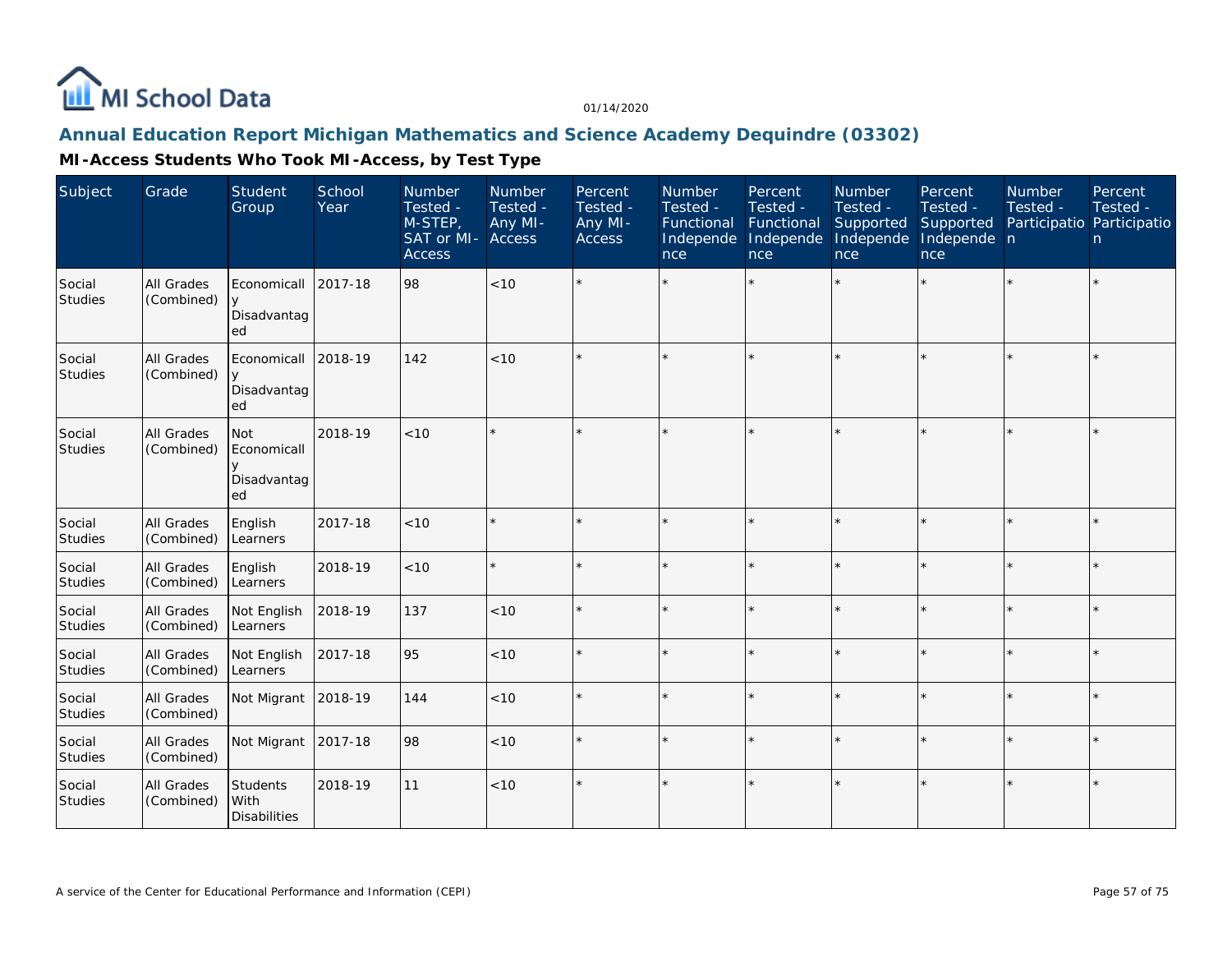# Annual Education Report Michigan Mathematics and Science Academy Dequindre (03302)

## MI-Access Students Who Took MI-Access, by Test Type

| Subject | Grade | Student Group | School Year | Number Tested - M-STEP, SAT or MI-Access | Number Tested - Any MI-Access | Percent Tested - Any MI-Access | Number Tested - Functional Independence | Percent Tested - Functional Independence | Number Tested - Supported Independence | Percent Tested - Supported Independence | Number Tested - Participation | Percent Tested - Participation |
|---|---|---|---|---|---|---|---|---|---|---|---|---|
| Social Studies | All Grades (Combined) | Economically Disadvantaged | 2017-18 | 98 | <10 | * | * | * | * | * | * | * |
| Social Studies | All Grades (Combined) | Economically Disadvantaged | 2018-19 | 142 | <10 | * | * | * | * | * | * | * |
| Social Studies | All Grades (Combined) | Not Economically Disadvantaged | 2018-19 | <10 | * | * | * | * | * | * | * | * |
| Social Studies | All Grades (Combined) | English Learners | 2017-18 | <10 | * | * | * | * | * | * | * | * |
| Social Studies | All Grades (Combined) | English Learners | 2018-19 | <10 | * | * | * | * | * | * | * | * |
| Social Studies | All Grades (Combined) | Not English Learners | 2018-19 | 137 | <10 | * | * | * | * | * | * | * |
| Social Studies | All Grades (Combined) | Not English Learners | 2017-18 | 95 | <10 | * | * | * | * | * | * | * |
| Social Studies | All Grades (Combined) | Not Migrant | 2018-19 | 144 | <10 | * | * | * | * | * | * | * |
| Social Studies | All Grades (Combined) | Not Migrant | 2017-18 | 98 | <10 | * | * | * | * | * | * | * |
| Social Studies | All Grades (Combined) | Students With Disabilities | 2018-19 | 11 | <10 | * | * | * | * | * | * | * |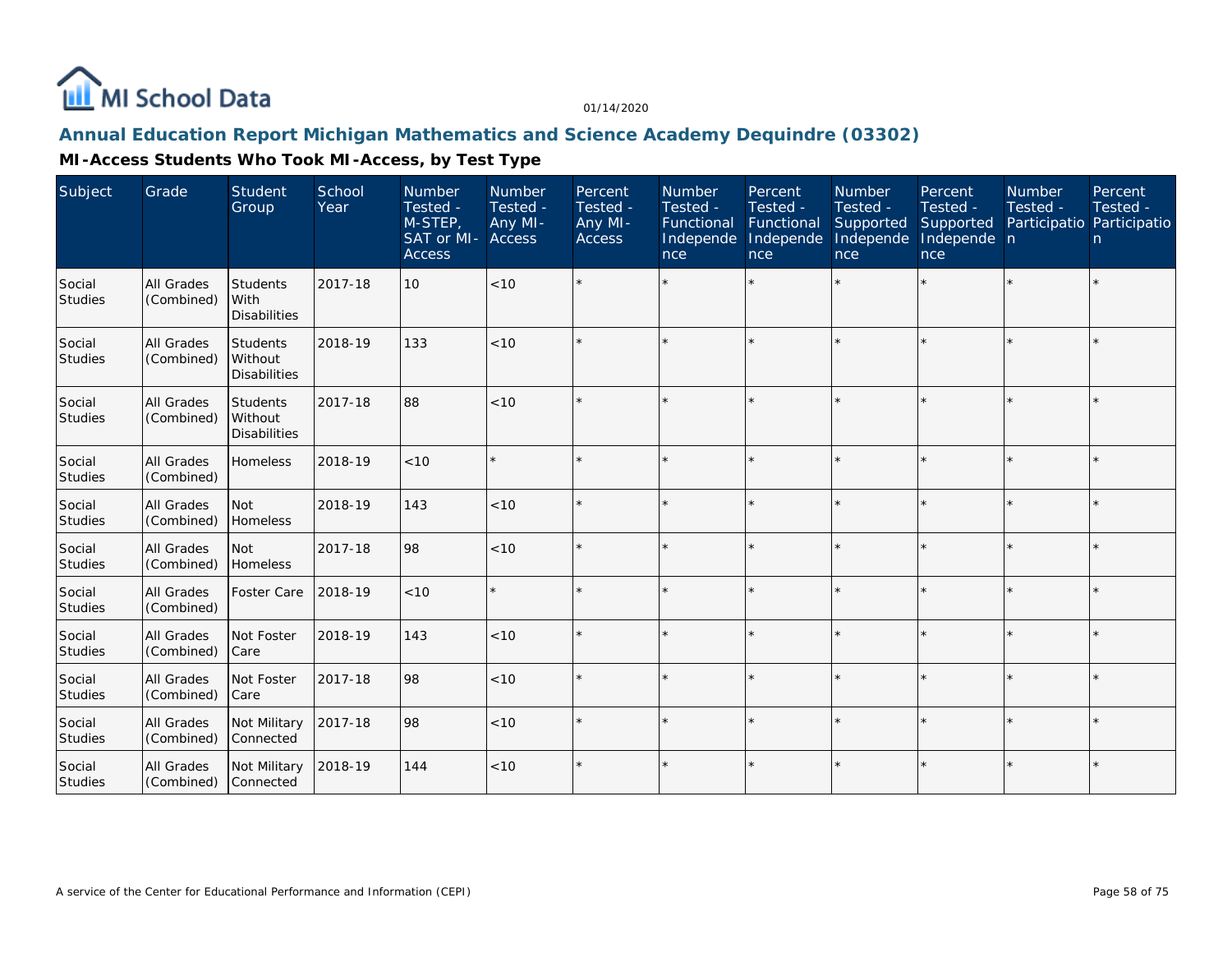# Annual Education Report Michigan Mathematics and Science Academy Dequindre (03302)

## MI-Access Students Who Took MI-Access, by Test Type

| Subject | Grade | Student Group | School Year | Number Tested - M-STEP, SAT or MI-Access | Number Tested - Any MI-Access | Percent Tested - Any MI-Access | Number Tested - Functional Independence | Percent Tested - Functional Independence | Number Tested - Supported Independence | Percent Tested - Supported Independence | Number Tested - Participation | Percent Tested - Participation |
|---|---|---|---|---|---|---|---|---|---|---|---|---|
| Social Studies | All Grades (Combined) | Students With Disabilities | 2017-18 | 10 | <10 | * | * | * | * | * | * | * |
| Social Studies | All Grades (Combined) | Students Without Disabilities | 2018-19 | 133 | <10 | * | * | * | * | * | * | * |
| Social Studies | All Grades (Combined) | Students Without Disabilities | 2017-18 | 88 | <10 | * | * | * | * | * | * | * |
| Social Studies | All Grades (Combined) | Homeless | 2018-19 | <10 | * | * | * | * | * | * | * | * |
| Social Studies | All Grades (Combined) | Not Homeless | 2018-19 | 143 | <10 | * | * | * | * | * | * | * |
| Social Studies | All Grades (Combined) | Not Homeless | 2017-18 | 98 | <10 | * | * | * | * | * | * | * |
| Social Studies | All Grades (Combined) | Foster Care | 2018-19 | <10 | * | * | * | * | * | * | * | * |
| Social Studies | All Grades (Combined) | Not Foster Care | 2018-19 | 143 | <10 | * | * | * | * | * | * | * |
| Social Studies | All Grades (Combined) | Not Foster Care | 2017-18 | 98 | <10 | * | * | * | * | * | * | * |
| Social Studies | All Grades (Combined) | Not Military Connected | 2017-18 | 98 | <10 | * | * | * | * | * | * | * |
| Social Studies | All Grades (Combined) | Not Military Connected | 2018-19 | 144 | <10 | * | * | * | * | * | * | * |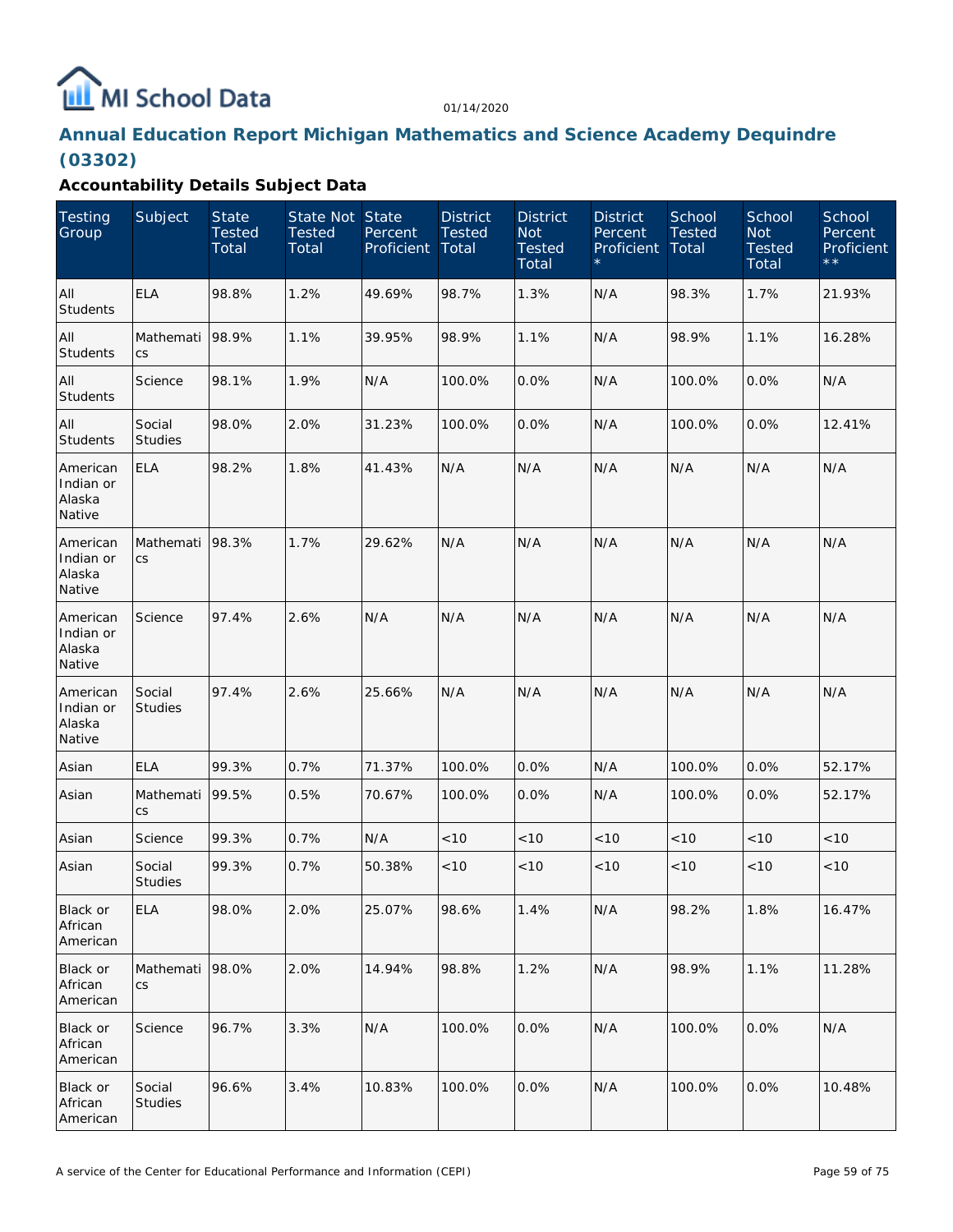# Annual Education Report Michigan Mathematics and Science Academy Dequindre (03302)

## Accountability Details Subject Data

| Testing Group | Subject | State Tested Total | State Not Tested Total | State Percent Proficient | District Tested Total | District Not Tested Total | District Percent Proficient * | School Tested Total | School Not Tested Total | School Percent Proficient ** |
|---|---|---|---|---|---|---|---|---|---|---|
| All Students | ELA | 98.8% | 1.2% | 49.69% | 98.7% | 1.3% | N/A | 98.3% | 1.7% | 21.93% |
| All Students | Mathematics | 98.9% | 1.1% | 39.95% | 98.9% | 1.1% | N/A | 98.9% | 1.1% | 16.28% |
| All Students | Science | 98.1% | 1.9% | N/A | 100.0% | 0.0% | N/A | 100.0% | 0.0% | N/A |
| All Students | Social Studies | 98.0% | 2.0% | 31.23% | 100.0% | 0.0% | N/A | 100.0% | 0.0% | 12.41% |
| American Indian or Alaska Native | ELA | 98.2% | 1.8% | 41.43% | N/A | N/A | N/A | N/A | N/A | N/A |
| American Indian or Alaska Native | Mathematics | 98.3% | 1.7% | 29.62% | N/A | N/A | N/A | N/A | N/A | N/A |
| American Indian or Alaska Native | Science | 97.4% | 2.6% | N/A | N/A | N/A | N/A | N/A | N/A | N/A |
| American Indian or Alaska Native | Social Studies | 97.4% | 2.6% | 25.66% | N/A | N/A | N/A | N/A | N/A | N/A |
| Asian | ELA | 99.3% | 0.7% | 71.37% | 100.0% | 0.0% | N/A | 100.0% | 0.0% | 52.17% |
| Asian | Mathematics | 99.5% | 0.5% | 70.67% | 100.0% | 0.0% | N/A | 100.0% | 0.0% | 52.17% |
| Asian | Science | 99.3% | 0.7% | N/A | <10 | <10 | <10 | <10 | <10 | <10 |
| Asian | Social Studies | 99.3% | 0.7% | 50.38% | <10 | <10 | <10 | <10 | <10 | <10 |
| Black or African American | ELA | 98.0% | 2.0% | 25.07% | 98.6% | 1.4% | N/A | 98.2% | 1.8% | 16.47% |
| Black or African American | Mathematics | 98.0% | 2.0% | 14.94% | 98.8% | 1.2% | N/A | 98.9% | 1.1% | 11.28% |
| Black or African American | Science | 96.7% | 3.3% | N/A | 100.0% | 0.0% | N/A | 100.0% | 0.0% | N/A |
| Black or African American | Social Studies | 96.6% | 3.4% | 10.83% | 100.0% | 0.0% | N/A | 100.0% | 0.0% | 10.48% |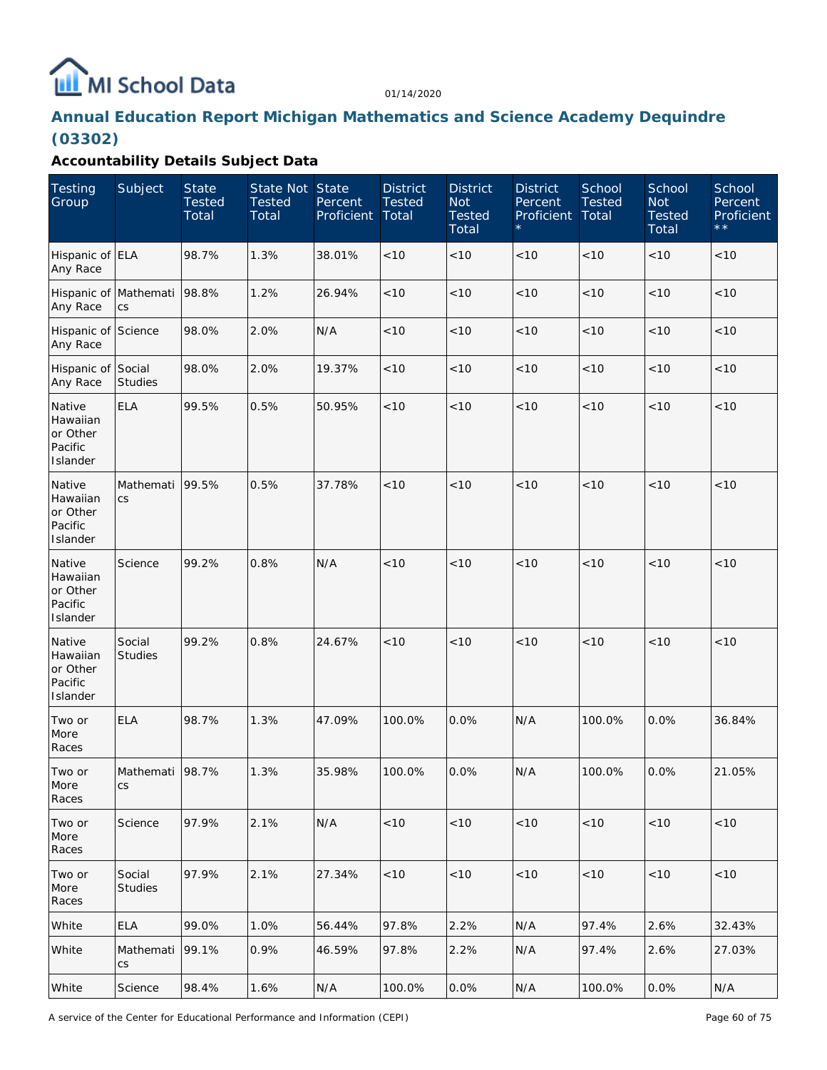# Annual Education Report Michigan Mathematics and Science Academy Dequindre (03302)

### Accountability Details Subject Data

| Testing Group | Subject | State Tested Total | State Not Tested Total | State Percent Proficient | District Tested Total | District Not Tested Total | District Percent Proficient * | School Tested Total | School Not Tested Total | School Percent Proficient ** |
|---|---|---|---|---|---|---|---|---|---|---|
| Hispanic of Any Race | ELA | 98.7% | 1.3% | 38.01% | <10 | <10 | <10 | <10 | <10 | <10 |
| Hispanic of Any Race | Mathematics | 98.8% | 1.2% | 26.94% | <10 | <10 | <10 | <10 | <10 | <10 |
| Hispanic of Any Race | Science | 98.0% | 2.0% | N/A | <10 | <10 | <10 | <10 | <10 | <10 |
| Hispanic of Any Race | Social Studies | 98.0% | 2.0% | 19.37% | <10 | <10 | <10 | <10 | <10 | <10 |
| Native Hawaiian or Other Pacific Islander | ELA | 99.5% | 0.5% | 50.95% | <10 | <10 | <10 | <10 | <10 | <10 |
| Native Hawaiian or Other Pacific Islander | Mathematics | 99.5% | 0.5% | 37.78% | <10 | <10 | <10 | <10 | <10 | <10 |
| Native Hawaiian or Other Pacific Islander | Science | 99.2% | 0.8% | N/A | <10 | <10 | <10 | <10 | <10 | <10 |
| Native Hawaiian or Other Pacific Islander | Social Studies | 99.2% | 0.8% | 24.67% | <10 | <10 | <10 | <10 | <10 | <10 |
| Two or More Races | ELA | 98.7% | 1.3% | 47.09% | 100.0% | 0.0% | N/A | 100.0% | 0.0% | 36.84% |
| Two or More Races | Mathematics | 98.7% | 1.3% | 35.98% | 100.0% | 0.0% | N/A | 100.0% | 0.0% | 21.05% |
| Two or More Races | Science | 97.9% | 2.1% | N/A | <10 | <10 | <10 | <10 | <10 | <10 |
| Two or More Races | Social Studies | 97.9% | 2.1% | 27.34% | <10 | <10 | <10 | <10 | <10 | <10 |
| White | ELA | 99.0% | 1.0% | 56.44% | 97.8% | 2.2% | N/A | 97.4% | 2.6% | 32.43% |
| White | Mathematics | 99.1% | 0.9% | 46.59% | 97.8% | 2.2% | N/A | 97.4% | 2.6% | 27.03% |
| White | Science | 98.4% | 1.6% | N/A | 100.0% | 0.0% | N/A | 100.0% | 0.0% | N/A |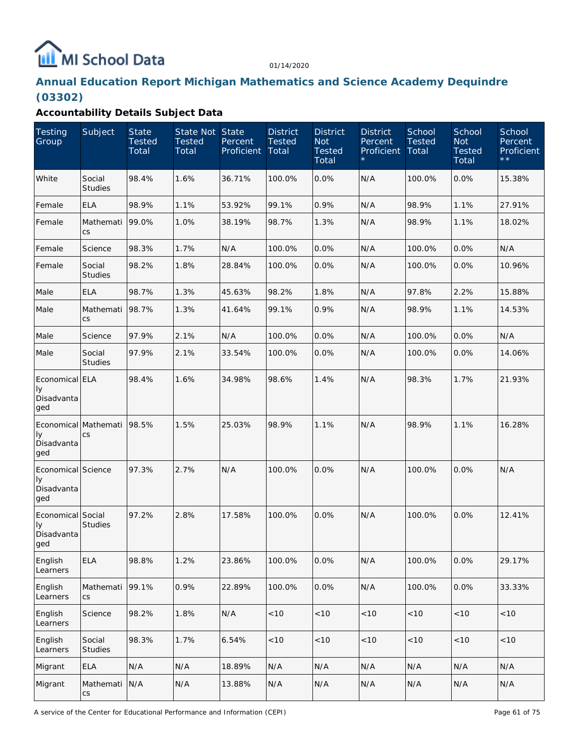# Annual Education Report Michigan Mathematics and Science Academy Dequindre (03302)

### Accountability Details Subject Data

| Testing Group | Subject | State Tested Total | State Not Tested Total | State Percent Proficient | District Tested Total | District Not Tested Total | District Percent Proficient * | School Tested Total | School Not Tested Total | School Percent Proficient ** |
|---|---|---|---|---|---|---|---|---|---|---|
| White | Social Studies | 98.4% | 1.6% | 36.71% | 100.0% | 0.0% | N/A | 100.0% | 0.0% | 15.38% |
| Female | ELA | 98.9% | 1.1% | 53.92% | 99.1% | 0.9% | N/A | 98.9% | 1.1% | 27.91% |
| Female | Mathematics | 99.0% | 1.0% | 38.19% | 98.7% | 1.3% | N/A | 98.9% | 1.1% | 18.02% |
| Female | Science | 98.3% | 1.7% | N/A | 100.0% | 0.0% | N/A | 100.0% | 0.0% | N/A |
| Female | Social Studies | 98.2% | 1.8% | 28.84% | 100.0% | 0.0% | N/A | 100.0% | 0.0% | 10.96% |
| Male | ELA | 98.7% | 1.3% | 45.63% | 98.2% | 1.8% | N/A | 97.8% | 2.2% | 15.88% |
| Male | Mathematics | 98.7% | 1.3% | 41.64% | 99.1% | 0.9% | N/A | 98.9% | 1.1% | 14.53% |
| Male | Science | 97.9% | 2.1% | N/A | 100.0% | 0.0% | N/A | 100.0% | 0.0% | N/A |
| Male | Social Studies | 97.9% | 2.1% | 33.54% | 100.0% | 0.0% | N/A | 100.0% | 0.0% | 14.06% |
| Economically Disadvantaged | ELA | 98.4% | 1.6% | 34.98% | 98.6% | 1.4% | N/A | 98.3% | 1.7% | 21.93% |
| Economically Disadvantaged | Mathematics | 98.5% | 1.5% | 25.03% | 98.9% | 1.1% | N/A | 98.9% | 1.1% | 16.28% |
| Economically Disadvantaged | Science | 97.3% | 2.7% | N/A | 100.0% | 0.0% | N/A | 100.0% | 0.0% | N/A |
| Economically Disadvantaged | Social Studies | 97.2% | 2.8% | 17.58% | 100.0% | 0.0% | N/A | 100.0% | 0.0% | 12.41% |
| English Learners | ELA | 98.8% | 1.2% | 23.86% | 100.0% | 0.0% | N/A | 100.0% | 0.0% | 29.17% |
| English Learners | Mathematics | 99.1% | 0.9% | 22.89% | 100.0% | 0.0% | N/A | 100.0% | 0.0% | 33.33% |
| English Learners | Science | 98.2% | 1.8% | N/A | <10 | <10 | <10 | <10 | <10 | <10 |
| English Learners | Social Studies | 98.3% | 1.7% | 6.54% | <10 | <10 | <10 | <10 | <10 | <10 |
| Migrant | ELA | N/A | N/A | 18.89% | N/A | N/A | N/A | N/A | N/A | N/A |
| Migrant | Mathematics | N/A | N/A | 13.88% | N/A | N/A | N/A | N/A | N/A | N/A |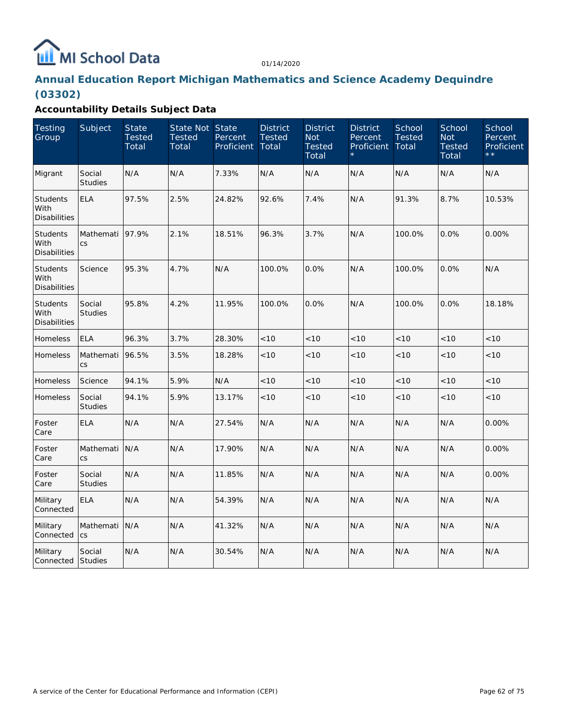# Annual Education Report Michigan Mathematics and Science Academy Dequindre (03302)

## Accountability Details Subject Data

| Testing Group | Subject | State Tested Total | State Not Tested Total | State Percent Proficient | District Tested Total | District Not Tested Total | District Percent Proficient * | School Tested Total | School Not Tested Total | School Percent Proficient ** |
|---|---|---|---|---|---|---|---|---|---|---|
| Migrant | Social Studies | N/A | N/A | 7.33% | N/A | N/A | N/A | N/A | N/A | N/A |
| Students With Disabilities | ELA | 97.5% | 2.5% | 24.82% | 92.6% | 7.4% | N/A | 91.3% | 8.7% | 10.53% |
| Students With Disabilities | Mathematics | 97.9% | 2.1% | 18.51% | 96.3% | 3.7% | N/A | 100.0% | 0.0% | 0.00% |
| Students With Disabilities | Science | 95.3% | 4.7% | N/A | 100.0% | 0.0% | N/A | 100.0% | 0.0% | N/A |
| Students With Disabilities | Social Studies | 95.8% | 4.2% | 11.95% | 100.0% | 0.0% | N/A | 100.0% | 0.0% | 18.18% |
| Homeless | ELA | 96.3% | 3.7% | 28.30% | <10 | <10 | <10 | <10 | <10 | <10 |
| Homeless | Mathematics | 96.5% | 3.5% | 18.28% | <10 | <10 | <10 | <10 | <10 | <10 |
| Homeless | Science | 94.1% | 5.9% | N/A | <10 | <10 | <10 | <10 | <10 | <10 |
| Homeless | Social Studies | 94.1% | 5.9% | 13.17% | <10 | <10 | <10 | <10 | <10 | <10 |
| Foster Care | ELA | N/A | N/A | 27.54% | N/A | N/A | N/A | N/A | N/A | 0.00% |
| Foster Care | Mathematics | N/A | N/A | 17.90% | N/A | N/A | N/A | N/A | N/A | 0.00% |
| Foster Care | Social Studies | N/A | N/A | 11.85% | N/A | N/A | N/A | N/A | N/A | 0.00% |
| Military Connected | ELA | N/A | N/A | 54.39% | N/A | N/A | N/A | N/A | N/A | N/A |
| Military Connected | Mathematics | N/A | N/A | 41.32% | N/A | N/A | N/A | N/A | N/A | N/A |
| Military Connected | Social Studies | N/A | N/A | 30.54% | N/A | N/A | N/A | N/A | N/A | N/A |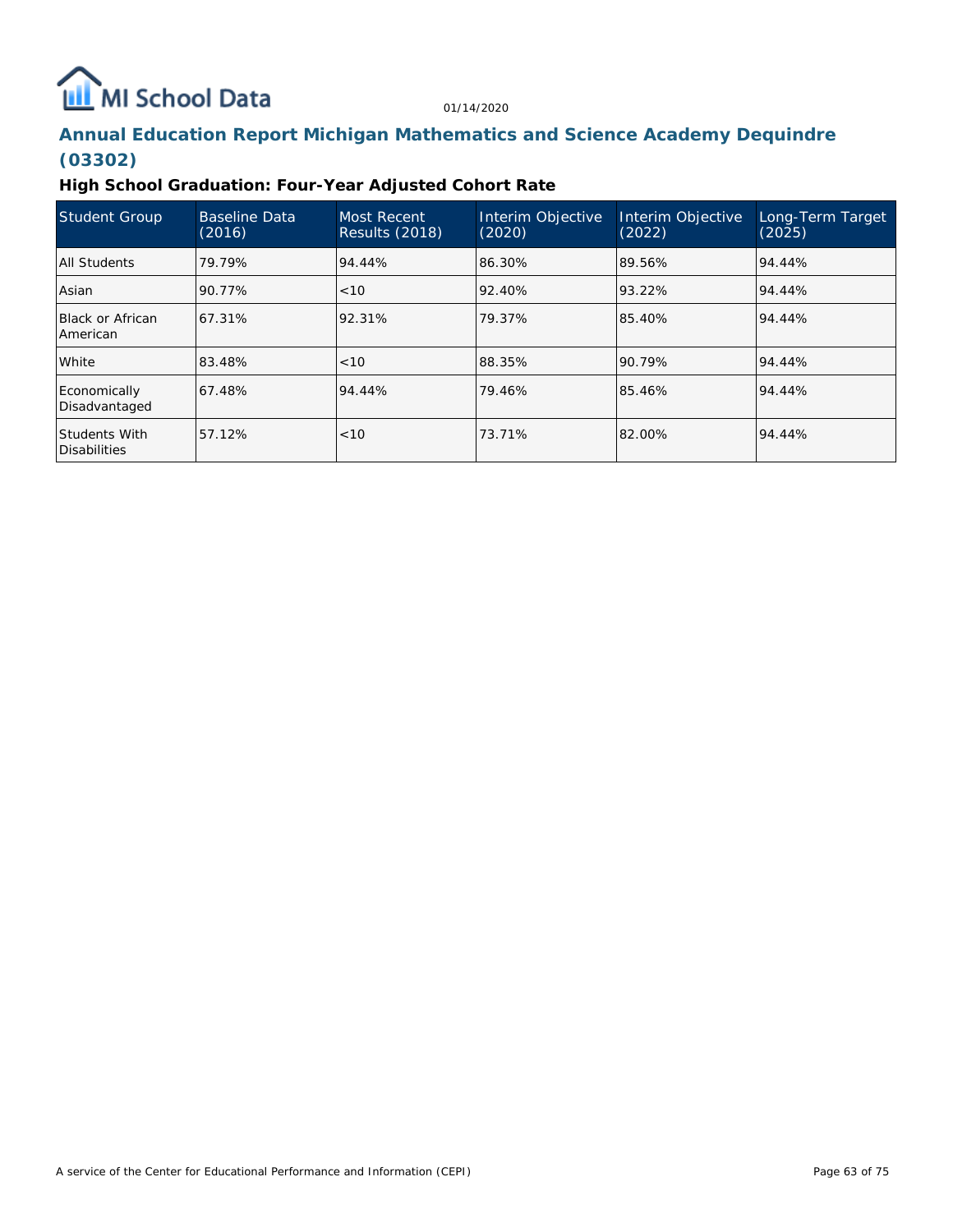## Annual Education Report Michigan Mathematics and Science Academy Dequindre (03302)

### High School Graduation: Four-Year Adjusted Cohort Rate

| Student Group | Baseline Data (2016) | Most Recent Results (2018) | Interim Objective (2020) | Interim Objective (2022) | Long-Term Target (2025) |
|---|---|---|---|---|---|
| All Students | 79.79% | 94.44% | 86.30% | 89.56% | 94.44% |
| Asian | 90.77% | <10 | 92.40% | 93.22% | 94.44% |
| Black or African American | 67.31% | 92.31% | 79.37% | 85.40% | 94.44% |
| White | 83.48% | <10 | 88.35% | 90.79% | 94.44% |
| Economically Disadvantaged | 67.48% | 94.44% | 79.46% | 85.46% | 94.44% |
| Students With Disabilities | 57.12% | <10 | 73.71% | 82.00% | 94.44% |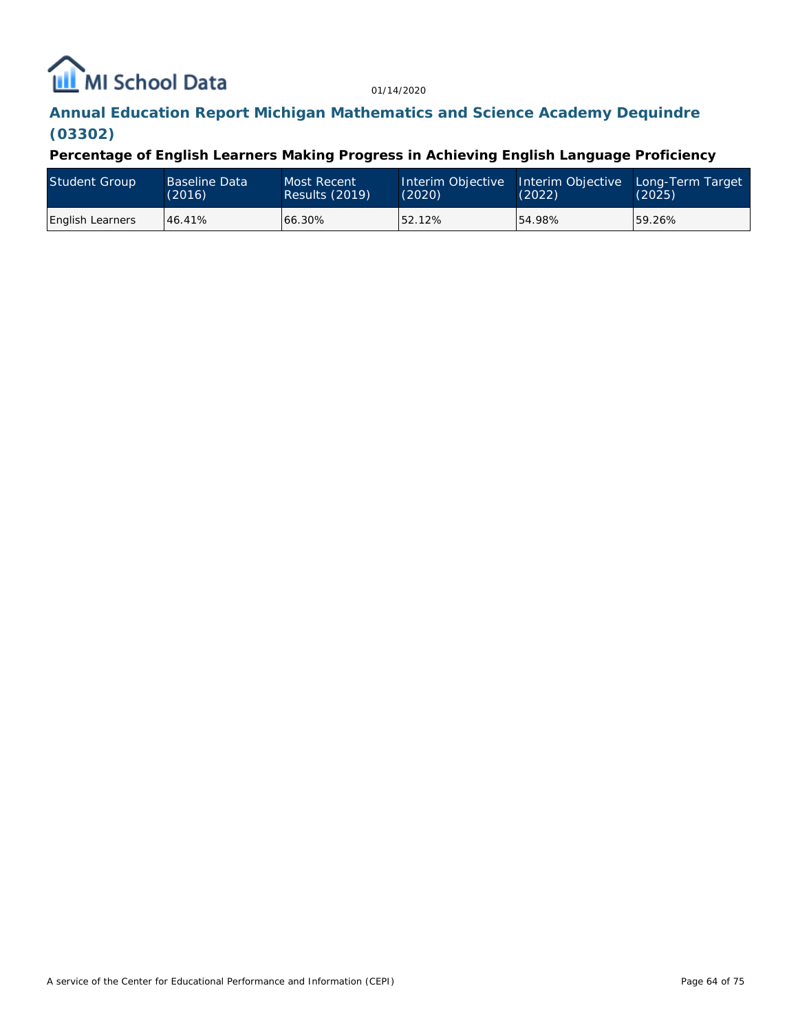## Annual Education Report Michigan Mathematics and Science Academy Dequindre (03302)

### Percentage of English Learners Making Progress in Achieving English Language Proficiency

| Student Group | Baseline Data (2016) | Most Recent Results (2019) | Interim Objective (2020) | Interim Objective (2022) | Long-Term Target (2025) |
|---|---|---|---|---|---|
| English Learners | 46.41% | 66.30% | 52.12% | 54.98% | 59.26% |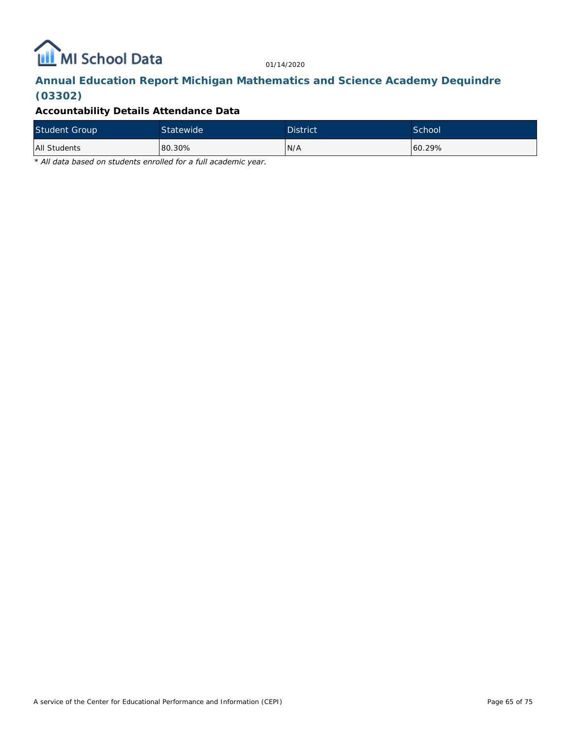## Annual Education Report Michigan Mathematics and Science Academy Dequindre (03302)

### Accountability Details Attendance Data

| Student Group | Statewide | District | School |
|---|---|---|---|
| All Students | 80.30% | N/A | 60.29% |

*\* All data based on students enrolled for a full academic year.*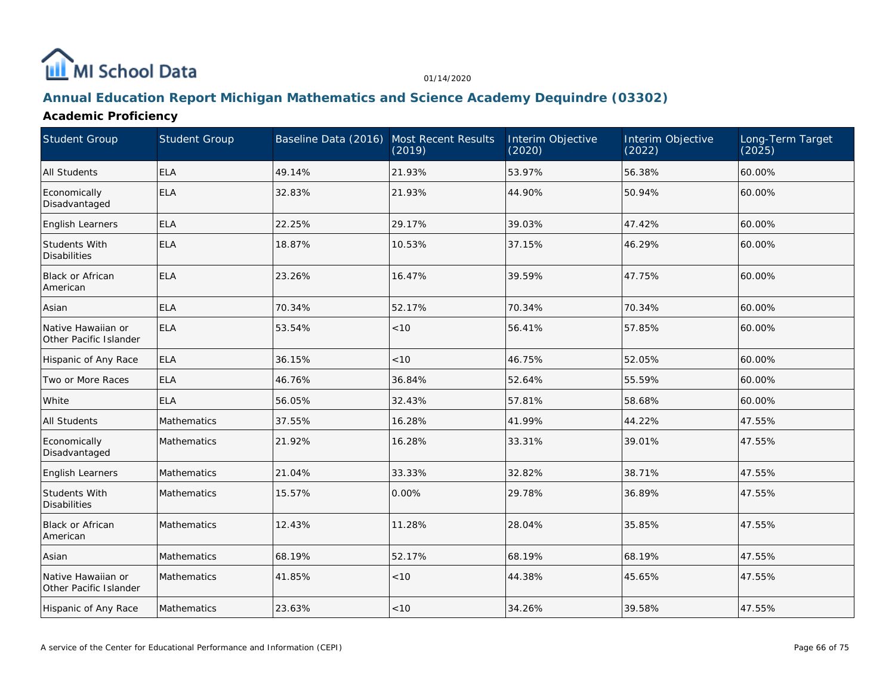# Annual Education Report Michigan Mathematics and Science Academy Dequindre (03302)

## Academic Proficiency

| Student Group | Student Group | Baseline Data (2016) | Most Recent Results (2019) | Interim Objective (2020) | Interim Objective (2022) | Long-Term Target (2025) |
|---|---|---|---|---|---|---|
| All Students | ELA | 49.14% | 21.93% | 53.97% | 56.38% | 60.00% |
| Economically Disadvantaged | ELA | 32.83% | 21.93% | 44.90% | 50.94% | 60.00% |
| English Learners | ELA | 22.25% | 29.17% | 39.03% | 47.42% | 60.00% |
| Students With Disabilities | ELA | 18.87% | 10.53% | 37.15% | 46.29% | 60.00% |
| Black or African American | ELA | 23.26% | 16.47% | 39.59% | 47.75% | 60.00% |
| Asian | ELA | 70.34% | 52.17% | 70.34% | 70.34% | 60.00% |
| Native Hawaiian or Other Pacific Islander | ELA | 53.54% | <10 | 56.41% | 57.85% | 60.00% |
| Hispanic of Any Race | ELA | 36.15% | <10 | 46.75% | 52.05% | 60.00% |
| Two or More Races | ELA | 46.76% | 36.84% | 52.64% | 55.59% | 60.00% |
| White | ELA | 56.05% | 32.43% | 57.81% | 58.68% | 60.00% |
| All Students | Mathematics | 37.55% | 16.28% | 41.99% | 44.22% | 47.55% |
| Economically Disadvantaged | Mathematics | 21.92% | 16.28% | 33.31% | 39.01% | 47.55% |
| English Learners | Mathematics | 21.04% | 33.33% | 32.82% | 38.71% | 47.55% |
| Students With Disabilities | Mathematics | 15.57% | 0.00% | 29.78% | 36.89% | 47.55% |
| Black or African American | Mathematics | 12.43% | 11.28% | 28.04% | 35.85% | 47.55% |
| Asian | Mathematics | 68.19% | 52.17% | 68.19% | 68.19% | 47.55% |
| Native Hawaiian or Other Pacific Islander | Mathematics | 41.85% | <10 | 44.38% | 45.65% | 47.55% |
| Hispanic of Any Race | Mathematics | 23.63% | <10 | 34.26% | 39.58% | 47.55% |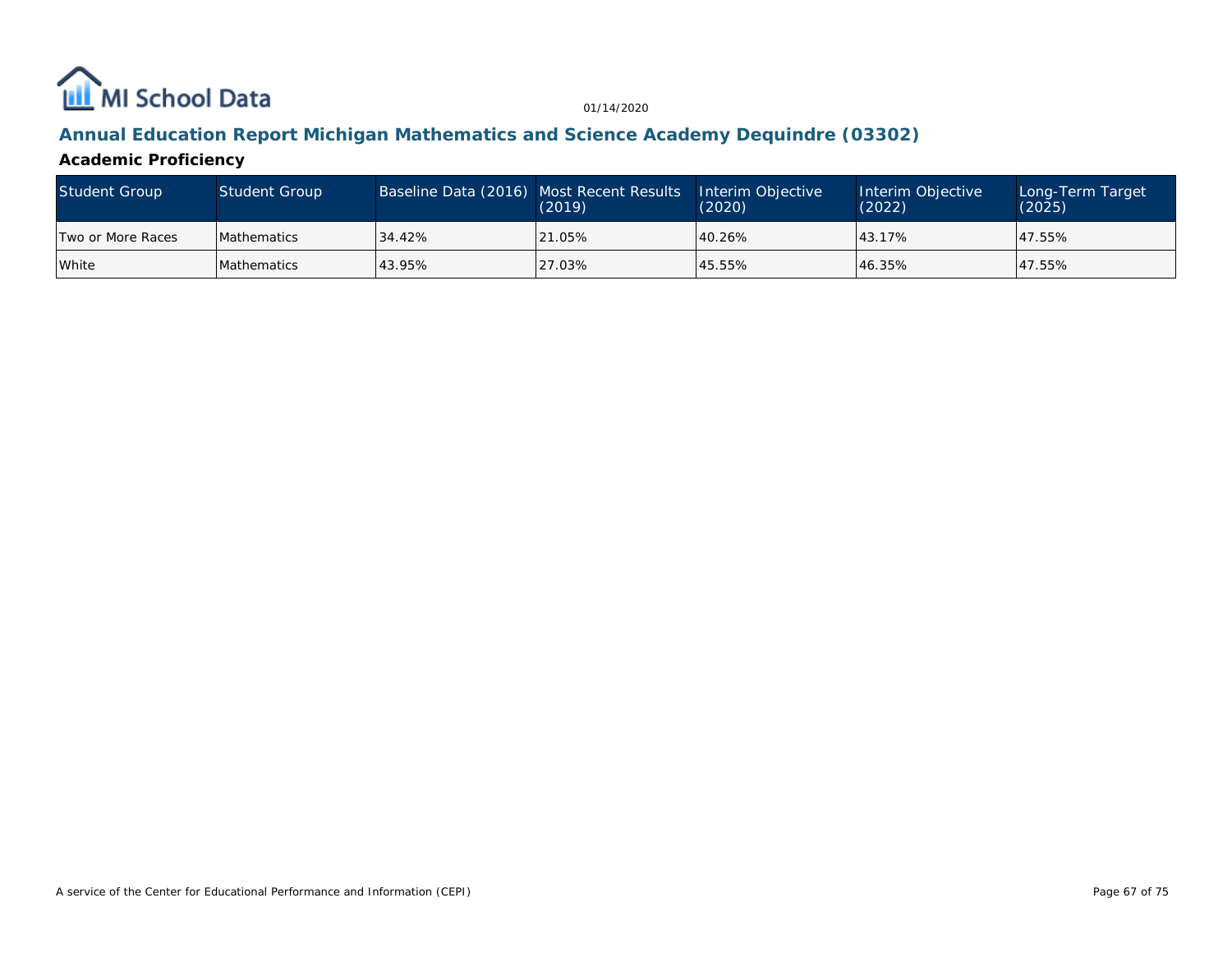01/14/2020

## Annual Education Report Michigan Mathematics and Science Academy Dequindre (03302)

### Academic Proficiency

| Student Group | Student Group | Baseline Data (2016) | Most Recent Results (2019) | Interim Objective (2020) | Interim Objective (2022) | Long-Term Target (2025) |
|---|---|---|---|---|---|---|
| Two or More Races | Mathematics | 34.42% | 21.05% | 40.26% | 43.17% | 47.55% |
| White | Mathematics | 43.95% | 27.03% | 45.55% | 46.35% | 47.55% |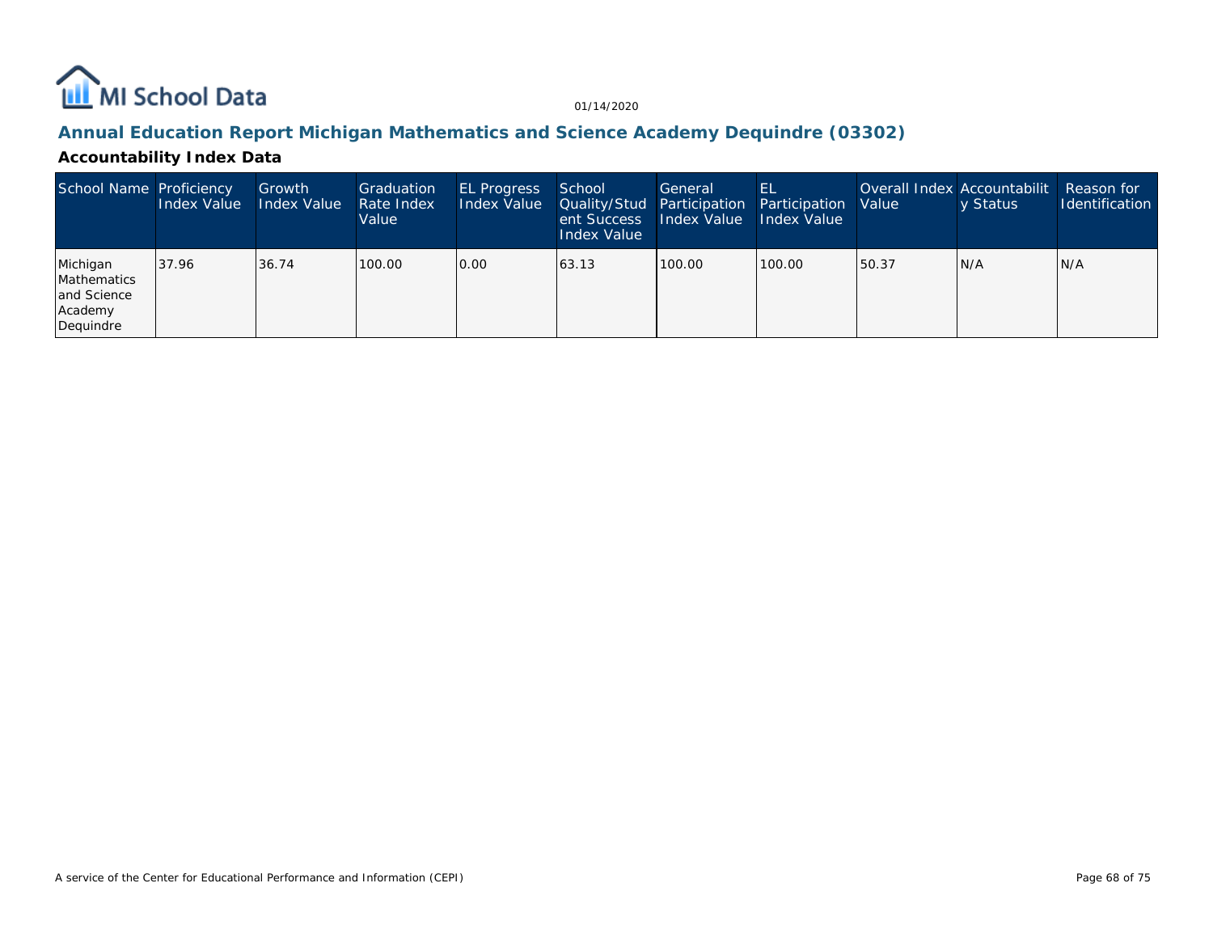## Annual Education Report Michigan Mathematics and Science Academy Dequindre (03302)

### Accountability Index Data

| School Name | Proficiency Index Value | Growth Index Value | Graduation Rate Index Value | EL Progress Index Value | School Quality/Student Success Index Value | General Participation Index Value | EL Participation Index Value | Overall Index Value | Accountability Status | Reason for Identification |
|---|---|---|---|---|---|---|---|---|---|---|
| Michigan Mathematics and Science Academy Dequindre | 37.96 | 36.74 | 100.00 | 0.00 | 63.13 | 100.00 | 100.00 | 50.37 | N/A | N/A |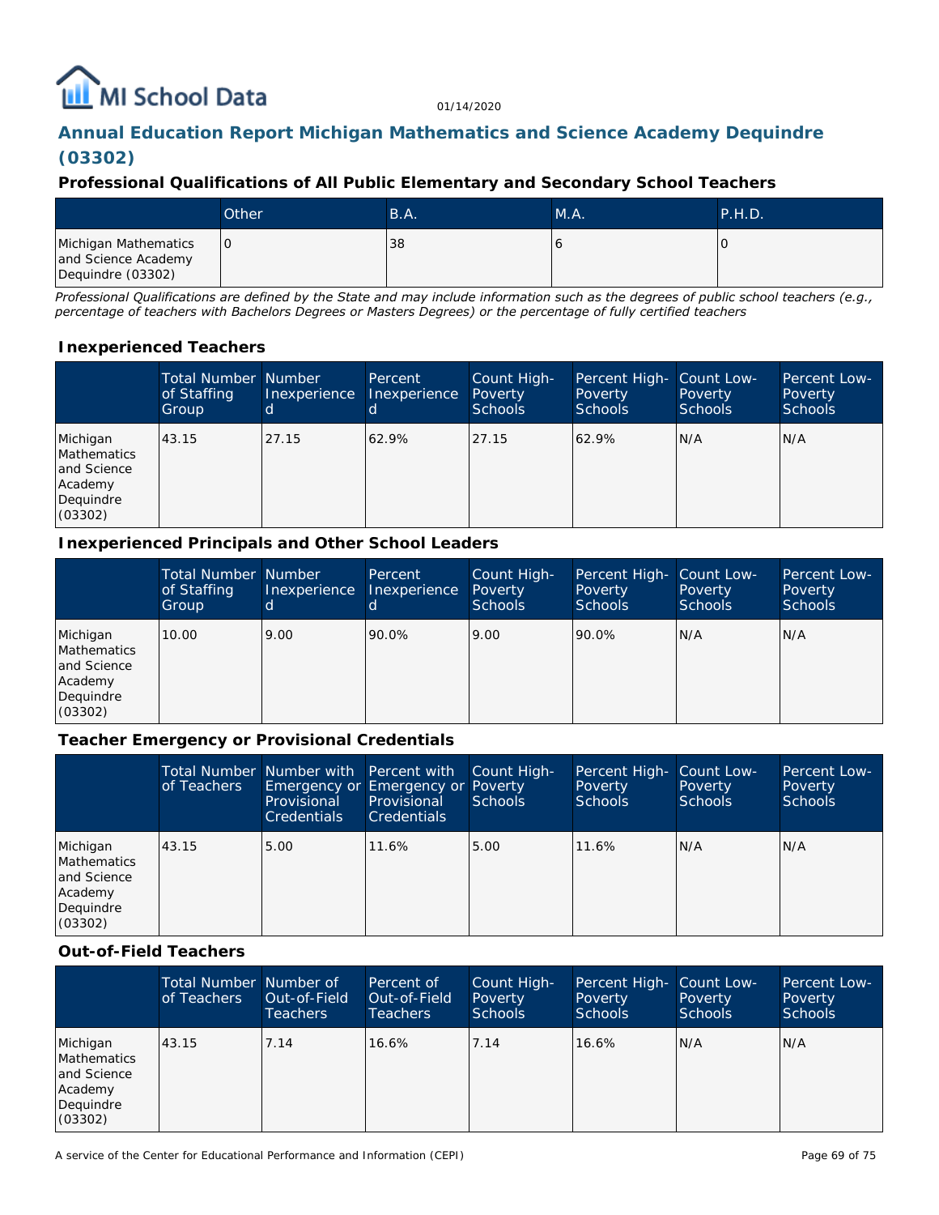# Annual Education Report Michigan Mathematics and Science Academy Dequindre (03302)

01/14/2020

### Professional Qualifications of All Public Elementary and Secondary School Teachers

| | Other | B.A. | M.A. | P.H.D. |
|---|---|---|---|---|
| Michigan Mathematics and Science Academy Dequindre (03302) | 0 | 38 | 6 | 0 |

*Professional Qualifications are defined by the State and may include information such as the degrees of public school teachers (e.g., percentage of teachers with Bachelors Degrees or Masters Degrees) or the percentage of fully certified teachers*

### Inexperienced Teachers

| | Total Number of Staffing Group | Number Inexperienced | Percent Inexperienced | Count High-Poverty Schools | Percent High-Poverty Schools | Count Low-Poverty Schools | Percent Low-Poverty Schools |
|---|---|---|---|---|---|---|---|
| Michigan Mathematics and Science Academy Dequindre (03302) | 43.15 | 27.15 | 62.9% | 27.15 | 62.9% | N/A | N/A |

### Inexperienced Principals and Other School Leaders

| | Total Number of Staffing Group | Number Inexperienced | Percent Inexperienced | Count High-Poverty Schools | Percent High-Poverty Schools | Count Low-Poverty Schools | Percent Low-Poverty Schools |
|---|---|---|---|---|---|---|---|
| Michigan Mathematics and Science Academy Dequindre (03302) | 10.00 | 9.00 | 90.0% | 9.00 | 90.0% | N/A | N/A |

### Teacher Emergency or Provisional Credentials

| | Total Number of Teachers | Number with Emergency or Provisional Credentials | Percent with Emergency or Provisional Credentials | Count High-Poverty Schools | Percent High-Poverty Schools | Count Low-Poverty Schools | Percent Low-Poverty Schools |
|---|---|---|---|---|---|---|---|
| Michigan Mathematics and Science Academy Dequindre (03302) | 43.15 | 5.00 | 11.6% | 5.00 | 11.6% | N/A | N/A |

### Out-of-Field Teachers

| | Total Number of Teachers | Number of Out-of-Field Teachers | Percent of Out-of-Field Teachers | Count High-Poverty Schools | Percent High-Poverty Schools | Count Low-Poverty Schools | Percent Low-Poverty Schools |
|---|---|---|---|---|---|---|---|
| Michigan Mathematics and Science Academy Dequindre (03302) | 43.15 | 7.14 | 16.6% | 7.14 | 16.6% | N/A | N/A |

A service of the Center for Educational Performance and Information (CEPI)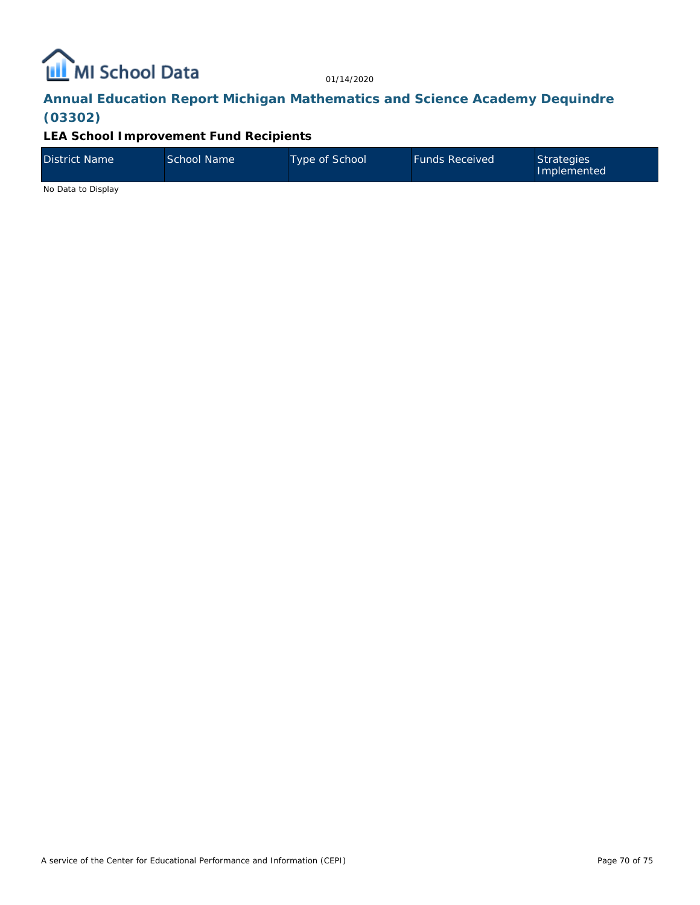# Annual Education Report Michigan Mathematics and Science Academy Dequindre (03302)

### LEA School Improvement Fund Recipients

| District Name | School Name | Type of School | Funds Received | Strategies Implemented |
|---|---|---|---|---|

No Data to Display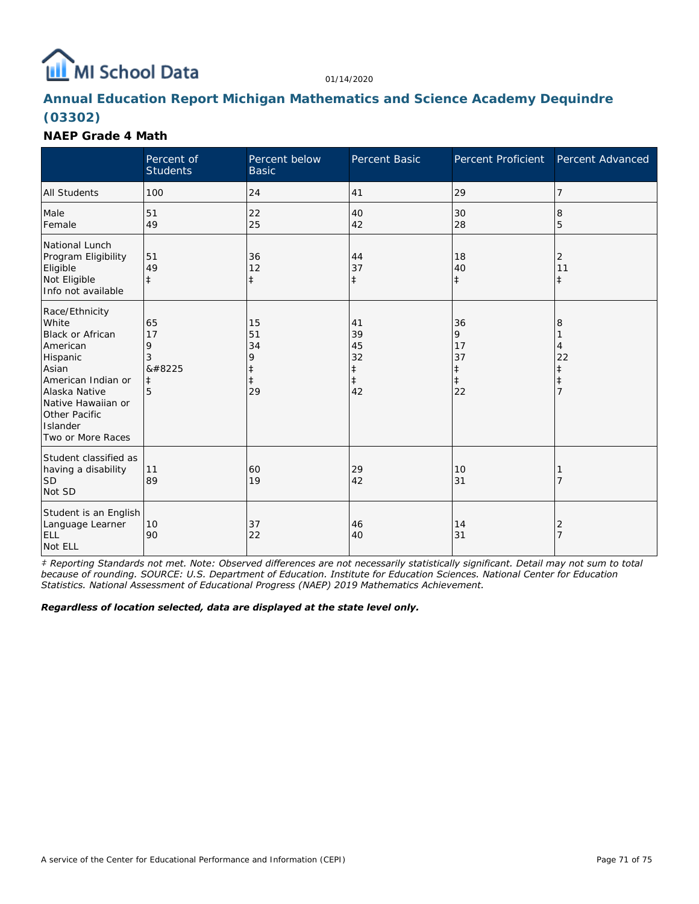# Annual Education Report Michigan Mathematics and Science Academy Dequindre (03302)

01/14/2020

### NAEP Grade 4 Math

| | Percent of Students | Percent below Basic | Percent Basic | Percent Proficient | Percent Advanced |
|---|---|---|---|---|---|
| All Students | 100 | 24 | 41 | 29 | 7 |
| Male<br>Female | 51<br>49 | 22<br>25 | 40<br>42 | 30<br>28 | 8<br>5 |
| National Lunch Program Eligibility<br>Eligible<br>Not Eligible<br>Info not available | 51<br>49<br>‡ | 36<br>12<br>‡ | 44<br>37<br>‡ | 18<br>40<br>‡ | 2<br>11<br>‡ |
| Race/Ethnicity<br>White<br>Black or African American<br>Hispanic<br>Asian<br>American Indian or Alaska Native<br>Native Hawaiian or Other Pacific Islander<br>Two or More Races | 65<br>17<br>9<br>3<br>&#8225<br>‡<br>5 | 15<br>51<br>34<br>9<br>‡<br>‡<br>29 | 41<br>39<br>45<br>32<br>‡<br>‡<br>42 | 36<br>9<br>17<br>37<br>‡<br>‡<br>22 | 8<br>1<br>4<br>22<br>‡<br>‡<br>7 |
| Student classified as having a disability<br>SD<br>Not SD | 11<br>89 | 60<br>19 | 29<br>42 | 10<br>31 | 1<br>7 |
| Student is an English Language Learner<br>ELL<br>Not ELL | 10<br>90 | 37<br>22 | 46<br>40 | 14<br>31 | 2<br>7 |

*‡ Reporting Standards not met. Note: Observed differences are not necessarily statistically significant. Detail may not sum to total because of rounding. SOURCE: U.S. Department of Education. Institute for Education Sciences. National Center for Education Statistics. National Assessment of Educational Progress (NAEP) 2019 Mathematics Achievement.*

***Regardless of location selected, data are displayed at the state level only.***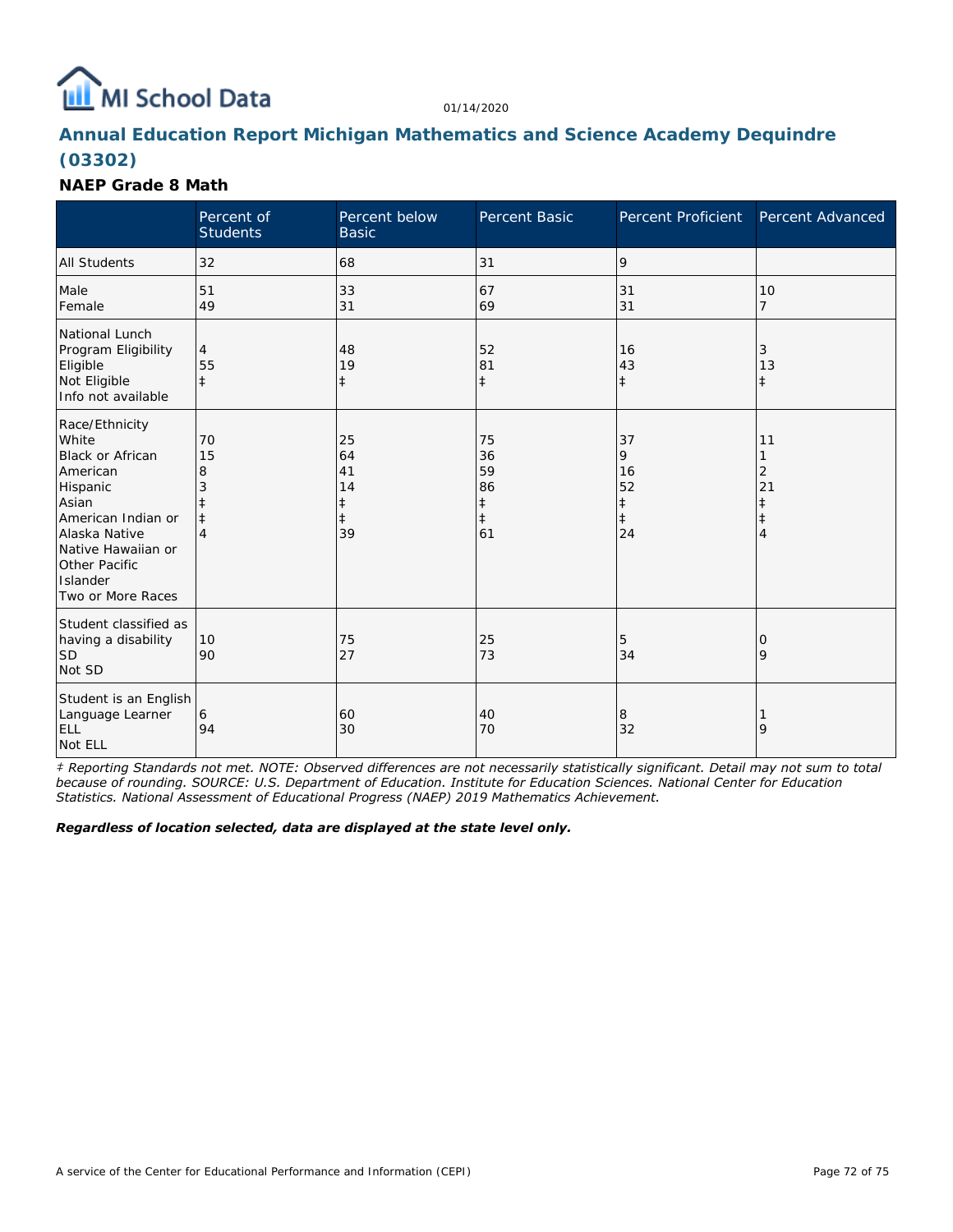MI School Data

01/14/2020

## Annual Education Report Michigan Mathematics and Science Academy Dequindre (03302)

### NAEP Grade 8 Math

| | Percent of Students | Percent below Basic | Percent Basic | Percent Proficient | Percent Advanced |
|---|---|---|---|---|---|
| All Students | 32 | 68 | 31 | 9 | |
| Male<br>Female | 51<br>49 | 33<br>31 | 67<br>69 | 31<br>31 | 10<br>7 |
| National Lunch Program Eligibility<br>Eligible<br>Not Eligible<br>Info not available | 4<br>55<br>‡ | 48<br>19<br>‡ | 52<br>81<br>‡ | 16<br>43<br>‡ | 3<br>13<br>‡ |
| Race/Ethnicity<br>White<br>Black or African American<br>Hispanic<br>Asian<br>American Indian or Alaska Native<br>Native Hawaiian or Other Pacific Islander<br>Two or More Races | 70<br>15<br>8<br>3<br>‡<br>‡<br>4 | 25<br>64<br>41<br>14<br>‡<br>‡<br>39 | 75<br>36<br>59<br>86<br>‡<br>‡<br>61 | 37<br>9<br>16<br>52<br>‡<br>‡<br>24 | 11<br>1<br>2<br>21<br>‡<br>‡<br>4 |
| Student classified as having a disability<br>SD<br>Not SD | 10<br>90 | 75<br>27 | 25<br>73 | 5<br>34 | 0<br>9 |
| Student is an English Language Learner<br>ELL<br>Not ELL | 6<br>94 | 60<br>30 | 40<br>70 | 8<br>32 | 1<br>9 |

*‡ Reporting Standards not met. NOTE: Observed differences are not necessarily statistically significant. Detail may not sum to total because of rounding. SOURCE: U.S. Department of Education. Institute for Education Sciences. National Center for Education Statistics. National Assessment of Educational Progress (NAEP) 2019 Mathematics Achievement.*

***Regardless of location selected, data are displayed at the state level only.***

A service of the Center for Educational Performance and Information (CEPI)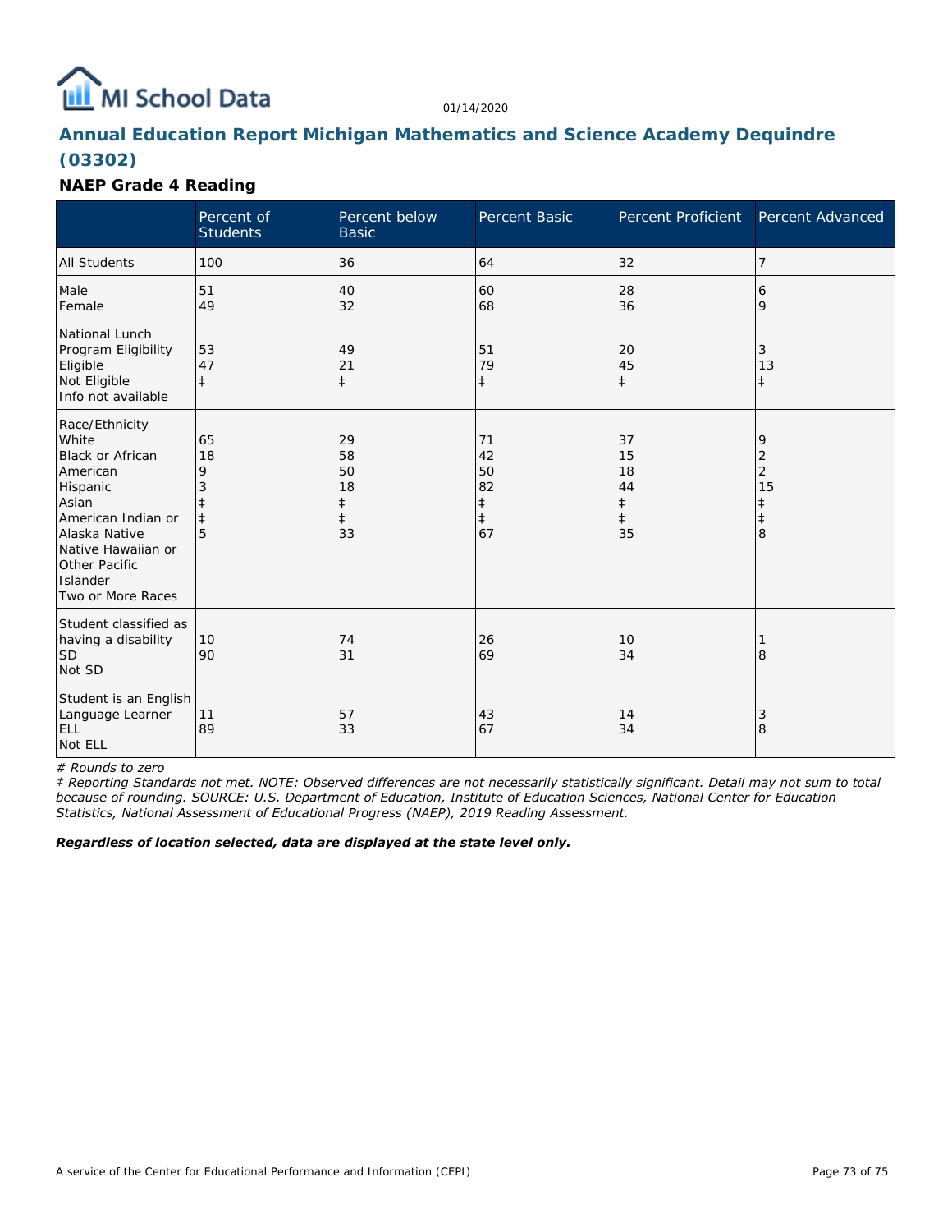# Annual Education Report Michigan Mathematics and Science Academy Dequindre (03302)

01/14/2020

### NAEP Grade 4 Reading

| | Percent of Students | Percent below Basic | Percent Basic | Percent Proficient | Percent Advanced |
|---|---|---|---|---|---|
| All Students | 100 | 36 | 64 | 32 | 7 |
| Male | 51 | 40 | 60 | 28 | 6 |
| Female | 49 | 32 | 68 | 36 | 9 |
| National Lunch Program Eligibility | | | | | |
| Eligible | 53 | 49 | 51 | 20 | 3 |
| Not Eligible | 47 | 21 | 79 | 45 | 13 |
| Info not available | ‡ | ‡ | ‡ | ‡ | ‡ |
| Race/Ethnicity | | | | | |
| White | 65 | 29 | 71 | 37 | 9 |
| Black or African American | 18 | 58 | 42 | 15 | 2 |
| Hispanic | 9 | 50 | 50 | 18 | 2 |
| Asian | 3 | 18 | 82 | 44 | 15 |
| American Indian or Alaska Native | ‡ | ‡ | ‡ | ‡ | ‡ |
| Native Hawaiian or Other Pacific Islander | ‡ | ‡ | ‡ | ‡ | ‡ |
| Two or More Races | 5 | 33 | 67 | 35 | 8 |
| Student classified as having a disability | | | | | |
| SD | 10 | 74 | 26 | 10 | 1 |
| Not SD | 90 | 31 | 69 | 34 | 8 |
| Student is an English Language Learner | | | | | |
| ELL | 11 | 57 | 43 | 14 | 3 |
| Not ELL | 89 | 33 | 67 | 34 | 8 |

*# Rounds to zero*

*‡ Reporting Standards not met. NOTE: Observed differences are not necessarily statistically significant. Detail may not sum to total because of rounding. SOURCE: U.S. Department of Education, Institute of Education Sciences, National Center for Education Statistics, National Assessment of Educational Progress (NAEP), 2019 Reading Assessment.*

***Regardless of location selected, data are displayed at the state level only.***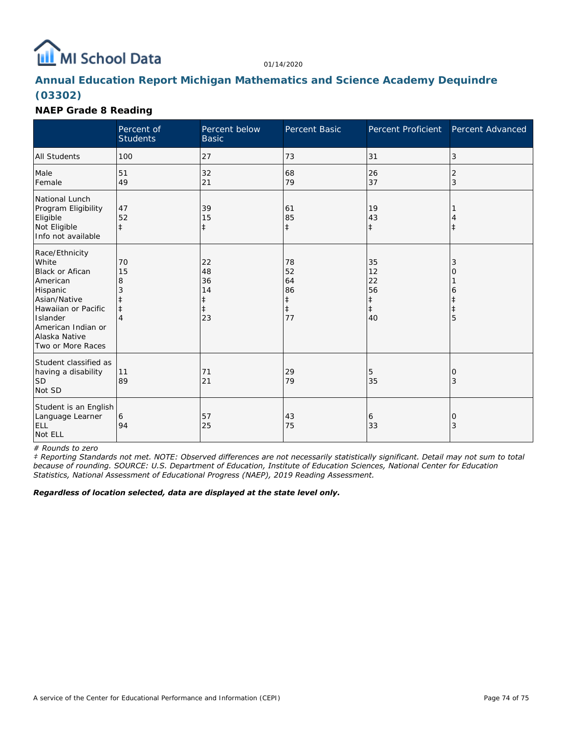# Annual Education Report Michigan Mathematics and Science Academy Dequindre (03302)

01/14/2020

### NAEP Grade 8 Reading

| | Percent of Students | Percent below Basic | Percent Basic | Percent Proficient | Percent Advanced |
|---|---|---|---|---|---|
| All Students | 100 | 27 | 73 | 31 | 3 |
| Male | 51 | 32 | 68 | 26 | 2 |
| Female | 49 | 21 | 79 | 37 | 3 |
| National Lunch Program Eligibility | | | | | |
| Eligible | 47 | 39 | 61 | 19 | 1 |
| Not Eligible | 52 | 15 | 85 | 43 | 4 |
| Info not available | ‡ | ‡ | ‡ | ‡ | ‡ |
| Race/Ethnicity | | | | | |
| White | 70 | 22 | 78 | 35 | 3 |
| Black or Afican American | 15 | 48 | 52 | 12 | 0 |
| Hispanic | 8 | 36 | 64 | 22 | 1 |
| Asian/Native | 3 | 14 | 86 | 56 | 6 |
| Hawaiian or Pacific Islander | ‡ | ‡ | ‡ | ‡ | ‡ |
| American Indian or Alaska Native | ‡ | ‡ | ‡ | ‡ | ‡ |
| Two or More Races | 4 | 23 | 77 | 40 | 5 |
| Student classified as having a disability | | | | | |
| SD | 11 | 71 | 29 | 5 | 0 |
| Not SD | 89 | 21 | 79 | 35 | 3 |
| Student is an English Language Learner | | | | | |
| ELL | 6 | 57 | 43 | 6 | 0 |
| Not ELL | 94 | 25 | 75 | 33 | 3 |

*# Rounds to zero*

*‡ Reporting Standards not met. NOTE: Observed differences are not necessarily statistically significant. Detail may not sum to total because of rounding. SOURCE: U.S. Department of Education, Institute of Education Sciences, National Center for Education Statistics, National Assessment of Educational Progress (NAEP), 2019 Reading Assessment.*

***Regardless of location selected, data are displayed at the state level only.***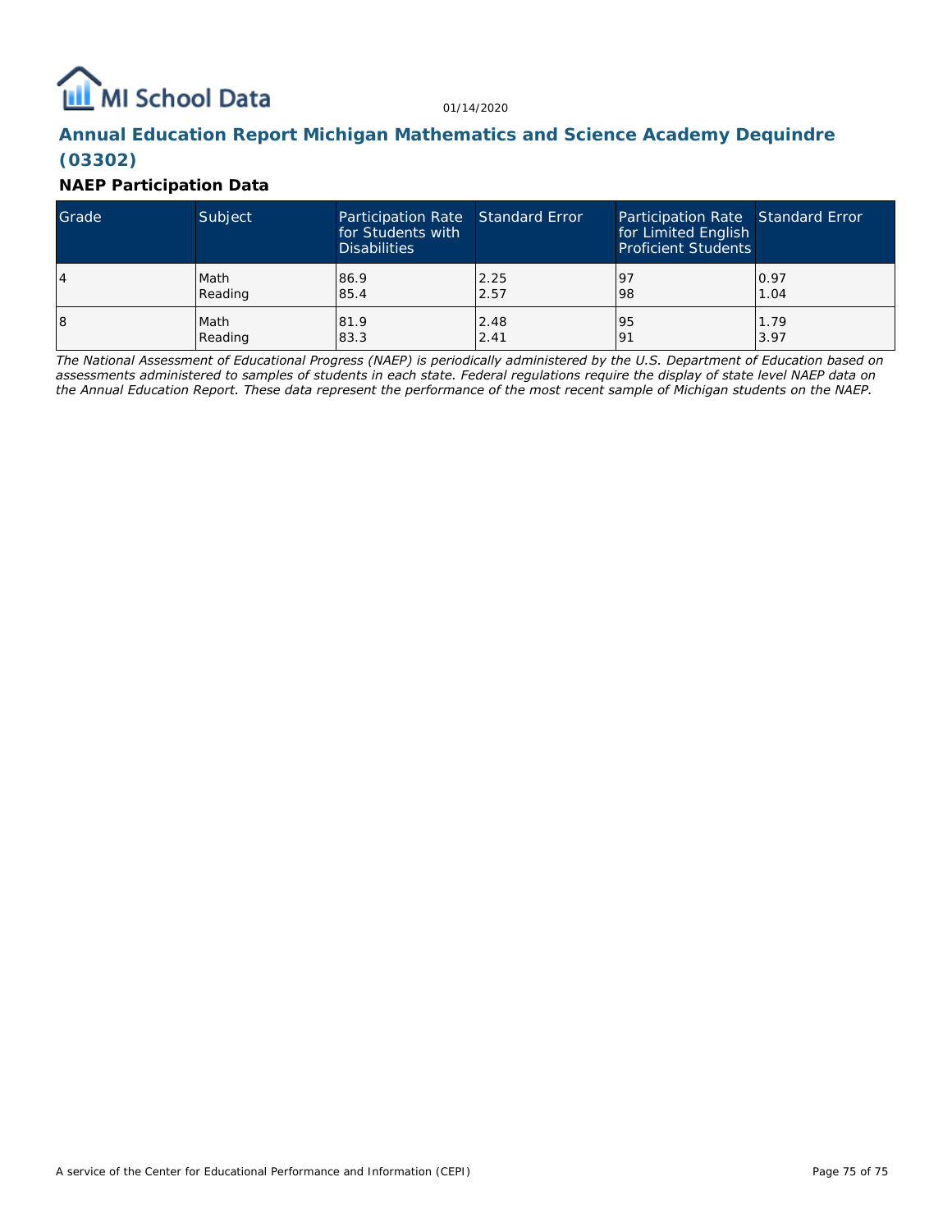# Annual Education Report Michigan Mathematics and Science Academy Dequindre (03302)

## NAEP Participation Data

| Grade | Subject | Participation Rate for Students with Disabilities | Standard Error | Participation Rate for Limited English Proficient Students | Standard Error |
|---|---|---|---|---|---|
| 4 | Math<br>Reading | 86.9<br>85.4 | 2.25<br>2.57 | 97<br>98 | 0.97<br>1.04 |
| 8 | Math<br>Reading | 81.9<br>83.3 | 2.48<br>2.41 | 95<br>91 | 1.79<br>3.97 |

*The National Assessment of Educational Progress (NAEP) is periodically administered by the U.S. Department of Education based on assessments administered to samples of students in each state. Federal regulations require the display of state level NAEP data on the Annual Education Report. These data represent the performance of the most recent sample of Michigan students on the NAEP.*